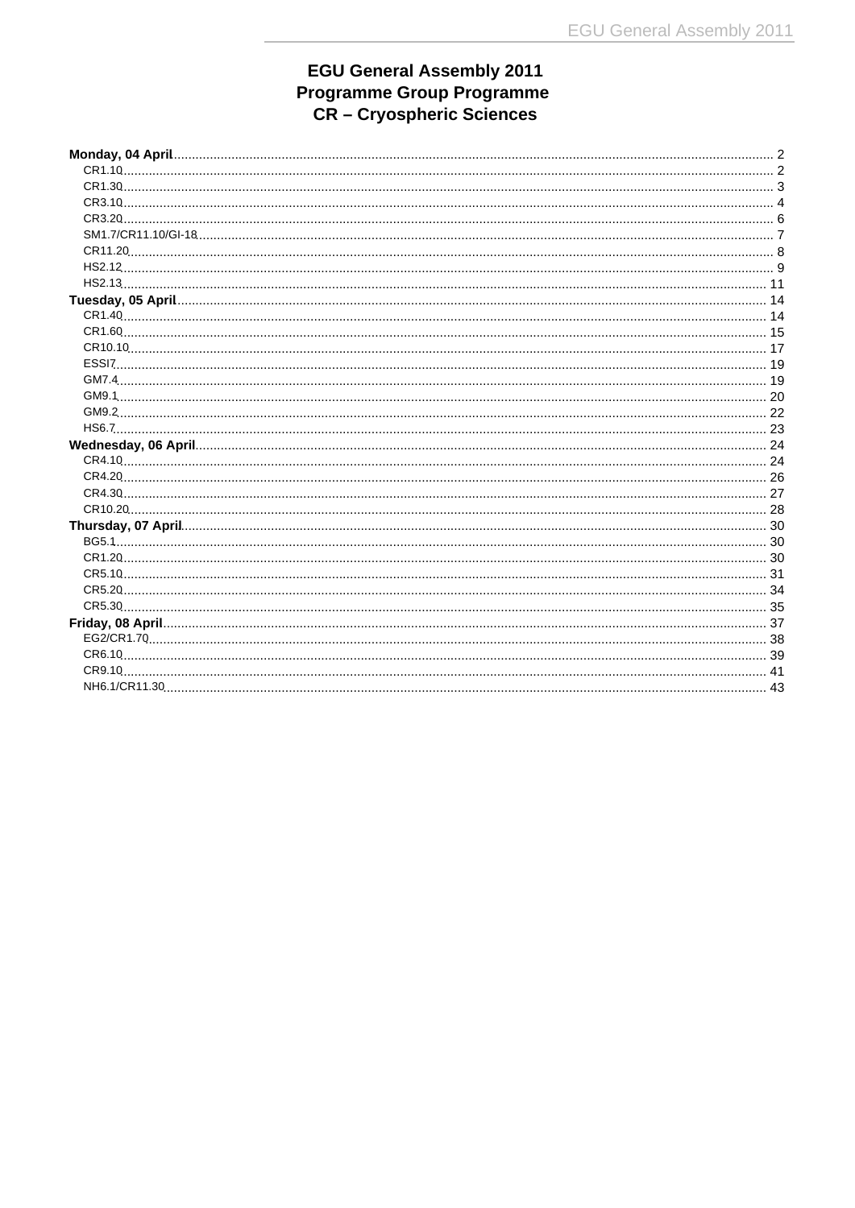# EGU General Assembly 2011
# Programme Group Programme
# CR – Cryospheric Sciences

**Monday, 04 April** .......... 2
- CR1.10 .......... 2
- CR1.30 .......... 3
- CR3.10 .......... 4
- CR3.20 .......... 6
- SM1.7/CR11.10/GI-18 .......... 7
- CR11.20 .......... 8
- HS2.12 .......... 9
- HS2.13 .......... 11

**Tuesday, 05 April** .......... 14
- CR1.40 .......... 14
- CR1.60 .......... 15
- CR10.10 .......... 17
- ESSI7 .......... 19
- GM7.4 .......... 19
- GM9.1 .......... 20
- GM9.2 .......... 22
- HS6.7 .......... 23

**Wednesday, 06 April** .......... 24
- CR4.10 .......... 24
- CR4.20 .......... 26
- CR4.30 .......... 27
- CR10.20 .......... 28

**Thursday, 07 April** .......... 30
- BG5.1 .......... 30
- CR1.20 .......... 30
- CR5.10 .......... 31
- CR5.20 .......... 34
- CR5.30 .......... 35

**Friday, 08 April** .......... 37
- EG2/CR1.70 .......... 38
- CR6.10 .......... 39
- CR9.10 .......... 41
- NH6.1/CR11.30 .......... 43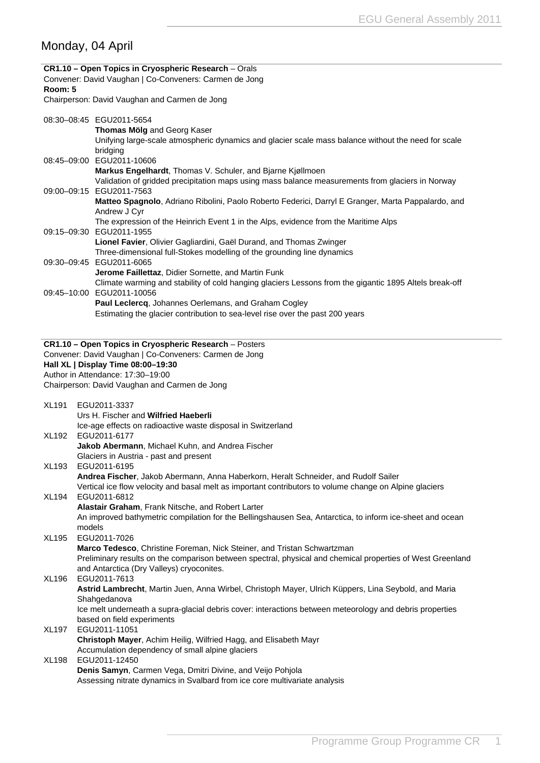## Monday, 04 April

**CR1.10 – Open Topics in Cryospheric Research** – Orals
Convener: David Vaughan | Co-Conveners: Carmen de Jong
**Room: 5**
Chairperson: David Vaughan and Carmen de Jong

08:30–08:45 EGU2011-5654
**Thomas Mölg** and Georg Kaser
Unifying large-scale atmospheric dynamics and glacier scale mass balance without the need for scale bridging

08:45–09:00 EGU2011-10606
**Markus Engelhardt**, Thomas V. Schuler, and Bjarne Kjøllmoen
Validation of gridded precipitation maps using mass balance measurements from glaciers in Norway

09:00–09:15 EGU2011-7563
**Matteo Spagnolo**, Adriano Ribolini, Paolo Roberto Federici, Darryl E Granger, Marta Pappalardo, and Andrew J Cyr
The expression of the Heinrich Event 1 in the Alps, evidence from the Maritime Alps

09:15–09:30 EGU2011-1955
**Lionel Favier**, Olivier Gagliardini, Gaël Durand, and Thomas Zwinger
Three-dimensional full-Stokes modelling of the grounding line dynamics

09:30–09:45 EGU2011-6065
**Jerome Faillettaz**, Didier Sornette, and Martin Funk
Climate warming and stability of cold hanging glaciers Lessons from the gigantic 1895 Altels break-off

09:45–10:00 EGU2011-10056
**Paul Leclercq**, Johannes Oerlemans, and Graham Cogley
Estimating the glacier contribution to sea-level rise over the past 200 years

**CR1.10 – Open Topics in Cryospheric Research** – Posters
Convener: David Vaughan | Co-Conveners: Carmen de Jong
**Hall XL | Display Time 08:00–19:30**
Author in Attendance: 17:30–19:00
Chairperson: David Vaughan and Carmen de Jong

XL191 EGU2011-3337
Urs H. Fischer and **Wilfried Haeberli**
Ice-age effects on radioactive waste disposal in Switzerland

XL192 EGU2011-6177
**Jakob Abermann**, Michael Kuhn, and Andrea Fischer
Glaciers in Austria - past and present

XL193 EGU2011-6195
**Andrea Fischer**, Jakob Abermann, Anna Haberkorn, Heralt Schneider, and Rudolf Sailer
Vertical ice flow velocity and basal melt as important contributors to volume change on Alpine glaciers

XL194 EGU2011-6812
**Alastair Graham**, Frank Nitsche, and Robert Larter
An improved bathymetric compilation for the Bellingshausen Sea, Antarctica, to inform ice-sheet and ocean models

XL195 EGU2011-7026
**Marco Tedesco**, Christine Foreman, Nick Steiner, and Tristan Schwartzman
Preliminary results on the comparison between spectral, physical and chemical properties of West Greenland and Antarctica (Dry Valleys) cryoconites.

XL196 EGU2011-7613
**Astrid Lambrecht**, Martin Juen, Anna Wirbel, Christoph Mayer, Ulrich Küppers, Lina Seybold, and Maria Shahgedanova
Ice melt underneath a supra-glacial debris cover: interactions between meteorology and debris properties based on field experiments

XL197 EGU2011-11051
**Christoph Mayer**, Achim Heilig, Wilfried Hagg, and Elisabeth Mayr
Accumulation dependency of small alpine glaciers

XL198 EGU2011-12450
**Denis Samyn**, Carmen Vega, Dmitri Divine, and Veijo Pohjola
Assessing nitrate dynamics in Svalbard from ice core multivariate analysis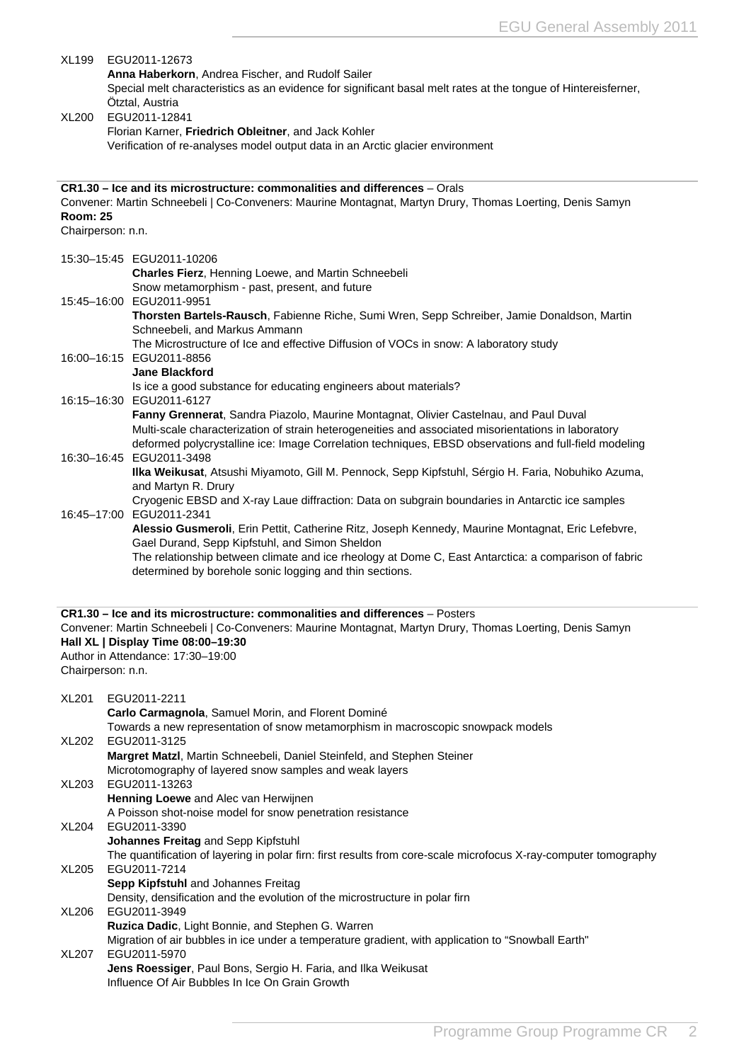XL199 EGU2011-12673
**Anna Haberkorn**, Andrea Fischer, and Rudolf Sailer
Special melt characteristics as an evidence for significant basal melt rates at the tongue of Hintereisferner, Ötztal, Austria

XL200 EGU2011-12841
Florian Karner, **Friedrich Obleitner**, and Jack Kohler
Verification of re-analyses model output data in an Arctic glacier environment

---

**CR1.30 – Ice and its microstructure: commonalities and differences** – Orals
Convener: Martin Schneebeli | Co-Conveners: Maurine Montagnat, Martyn Drury, Thomas Loerting, Denis Samyn
**Room: 25**
Chairperson: n.n.

15:30–15:45 EGU2011-10206
**Charles Fierz**, Henning Loewe, and Martin Schneebeli
Snow metamorphism - past, present, and future

15:45–16:00 EGU2011-9951
**Thorsten Bartels-Rausch**, Fabienne Riche, Sumi Wren, Sepp Schreiber, Jamie Donaldson, Martin Schneebeli, and Markus Ammann
The Microstructure of Ice and effective Diffusion of VOCs in snow: A laboratory study

16:00–16:15 EGU2011-8856
**Jane Blackford**
Is ice a good substance for educating engineers about materials?

16:15–16:30 EGU2011-6127
**Fanny Grennerat**, Sandra Piazolo, Maurine Montagnat, Olivier Castelnau, and Paul Duval
Multi-scale characterization of strain heterogeneities and associated misorientations in laboratory deformed polycrystalline ice: Image Correlation techniques, EBSD observations and full-field modeling

16:30–16:45 EGU2011-3498
**Ilka Weikusat**, Atsushi Miyamoto, Gill M. Pennock, Sepp Kipfstuhl, Sérgio H. Faria, Nobuhiko Azuma, and Martyn R. Drury
Cryogenic EBSD and X-ray Laue diffraction: Data on subgrain boundaries in Antarctic ice samples

16:45–17:00 EGU2011-2341
**Alessio Gusmeroli**, Erin Pettit, Catherine Ritz, Joseph Kennedy, Maurine Montagnat, Eric Lefebvre, Gael Durand, Sepp Kipfstuhl, and Simon Sheldon
The relationship between climate and ice rheology at Dome C, East Antarctica: a comparison of fabric determined by borehole sonic logging and thin sections.

---

**CR1.30 – Ice and its microstructure: commonalities and differences** – Posters
Convener: Martin Schneebeli | Co-Conveners: Maurine Montagnat, Martyn Drury, Thomas Loerting, Denis Samyn
**Hall XL | Display Time 08:00–19:30**
Author in Attendance: 17:30–19:00
Chairperson: n.n.

XL201 EGU2011-2211
**Carlo Carmagnola**, Samuel Morin, and Florent Dominé
Towards a new representation of snow metamorphism in macroscopic snowpack models

XL202 EGU2011-3125
**Margret Matzl**, Martin Schneebeli, Daniel Steinfeld, and Stephen Steiner
Microtomography of layered snow samples and weak layers

XL203 EGU2011-13263
**Henning Loewe** and Alec van Herwijnen
A Poisson shot-noise model for snow penetration resistance

XL204 EGU2011-3390
**Johannes Freitag** and Sepp Kipfstuhl
The quantification of layering in polar firn: first results from core-scale microfocus X-ray-computer tomography

XL205 EGU2011-7214
**Sepp Kipfstuhl** and Johannes Freitag
Density, densification and the evolution of the microstructure in polar firn

XL206 EGU2011-3949
**Ruzica Dadic**, Light Bonnie, and Stephen G. Warren
Migration of air bubbles in ice under a temperature gradient, with application to "Snowball Earth"

XL207 EGU2011-5970
**Jens Roessiger**, Paul Bons, Sergio H. Faria, and Ilka Weikusat
Influence Of Air Bubbles In Ice On Grain Growth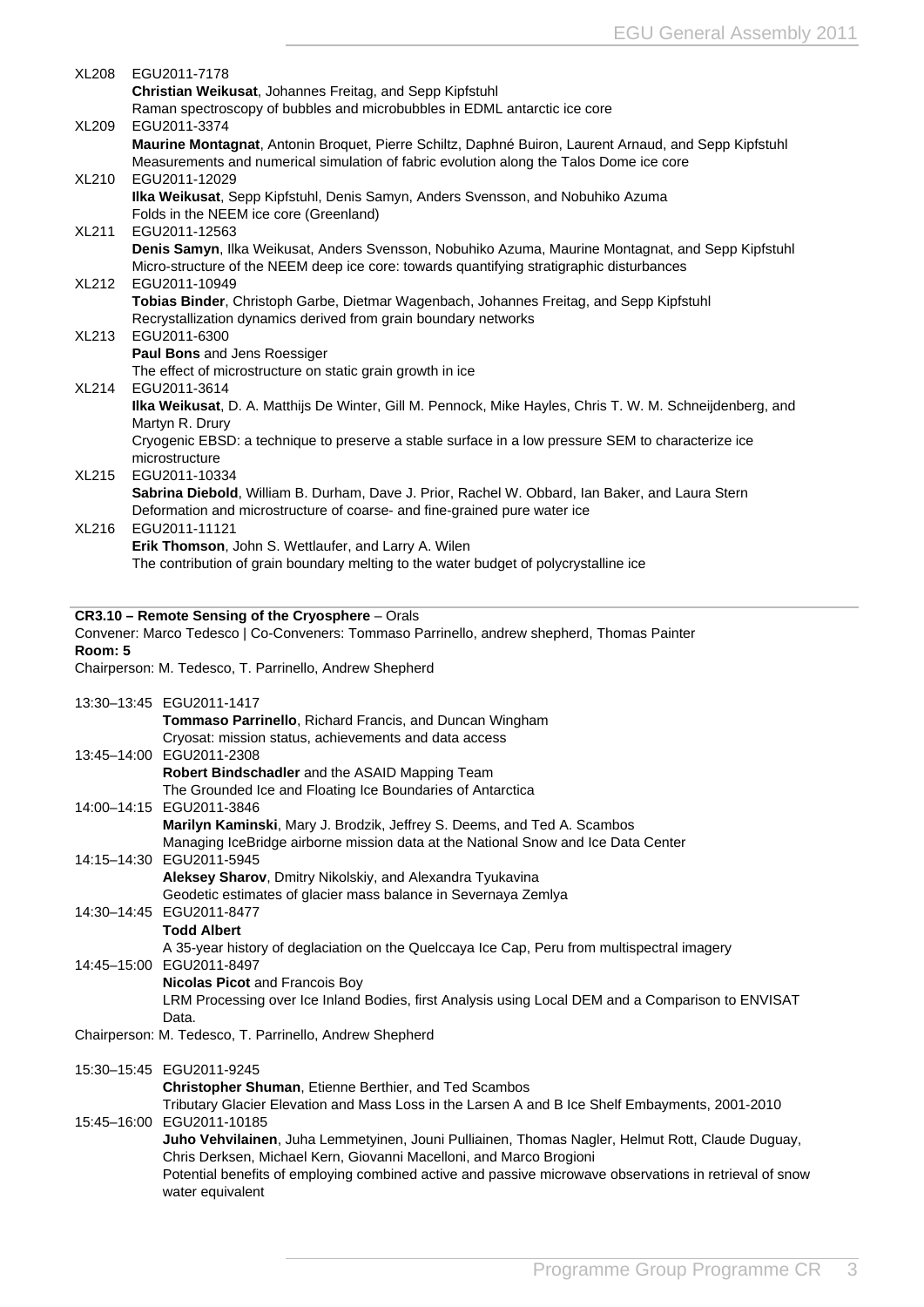XL208 EGU2011-7178
**Christian Weikusat**, Johannes Freitag, and Sepp Kipfstuhl
Raman spectroscopy of bubbles and microbubbles in EDML antarctic ice core

XL209 EGU2011-3374
**Maurine Montagnat**, Antonin Broquet, Pierre Schiltz, Daphné Buiron, Laurent Arnaud, and Sepp Kipfstuhl
Measurements and numerical simulation of fabric evolution along the Talos Dome ice core

XL210 EGU2011-12029
**Ilka Weikusat**, Sepp Kipfstuhl, Denis Samyn, Anders Svensson, and Nobuhiko Azuma
Folds in the NEEM ice core (Greenland)

XL211 EGU2011-12563
**Denis Samyn**, Ilka Weikusat, Anders Svensson, Nobuhiko Azuma, Maurine Montagnat, and Sepp Kipfstuhl
Micro-structure of the NEEM deep ice core: towards quantifying stratigraphic disturbances

XL212 EGU2011-10949
**Tobias Binder**, Christoph Garbe, Dietmar Wagenbach, Johannes Freitag, and Sepp Kipfstuhl
Recrystallization dynamics derived from grain boundary networks

XL213 EGU2011-6300
**Paul Bons** and Jens Roessiger
The effect of microstructure on static grain growth in ice

XL214 EGU2011-3614
**Ilka Weikusat**, D. A. Matthijs De Winter, Gill M. Pennock, Mike Hayles, Chris T. W. M. Schneijdenberg, and Martyn R. Drury
Cryogenic EBSD: a technique to preserve a stable surface in a low pressure SEM to characterize ice microstructure

XL215 EGU2011-10334
**Sabrina Diebold**, William B. Durham, Dave J. Prior, Rachel W. Obbard, Ian Baker, and Laura Stern
Deformation and microstructure of coarse- and fine-grained pure water ice

XL216 EGU2011-11121
**Erik Thomson**, John S. Wettlaufer, and Larry A. Wilen
The contribution of grain boundary melting to the water budget of polycrystalline ice

## CR3.10 – Remote Sensing of the Cryosphere – Orals

Convener: Marco Tedesco | Co-Conveners: Tommaso Parrinello, andrew shepherd, Thomas Painter
**Room: 5**
Chairperson: M. Tedesco, T. Parrinello, Andrew Shepherd

13:30–13:45 EGU2011-1417
**Tommaso Parrinello**, Richard Francis, and Duncan Wingham
Cryosat: mission status, achievements and data access

13:45–14:00 EGU2011-2308
**Robert Bindschadler** and the ASAID Mapping Team
The Grounded Ice and Floating Ice Boundaries of Antarctica

14:00–14:15 EGU2011-3846
**Marilyn Kaminski**, Mary J. Brodzik, Jeffrey S. Deems, and Ted A. Scambos
Managing IceBridge airborne mission data at the National Snow and Ice Data Center

14:15–14:30 EGU2011-5945
**Aleksey Sharov**, Dmitry Nikolskiy, and Alexandra Tyukavina
Geodetic estimates of glacier mass balance in Severnaya Zemlya

14:30–14:45 EGU2011-8477
**Todd Albert**
A 35-year history of deglaciation on the Quelccaya Ice Cap, Peru from multispectral imagery

14:45–15:00 EGU2011-8497
**Nicolas Picot** and Francois Boy
LRM Processing over Ice Inland Bodies, first Analysis using Local DEM and a Comparison to ENVISAT Data.

Chairperson: M. Tedesco, T. Parrinello, Andrew Shepherd

15:30–15:45 EGU2011-9245
**Christopher Shuman**, Etienne Berthier, and Ted Scambos
Tributary Glacier Elevation and Mass Loss in the Larsen A and B Ice Shelf Embayments, 2001-2010

15:45–16:00 EGU2011-10185
**Juho Vehvilainen**, Juha Lemmetyinen, Jouni Pulliainen, Thomas Nagler, Helmut Rott, Claude Duguay, Chris Derksen, Michael Kern, Giovanni Macelloni, and Marco Brogioni
Potential benefits of employing combined active and passive microwave observations in retrieval of snow water equivalent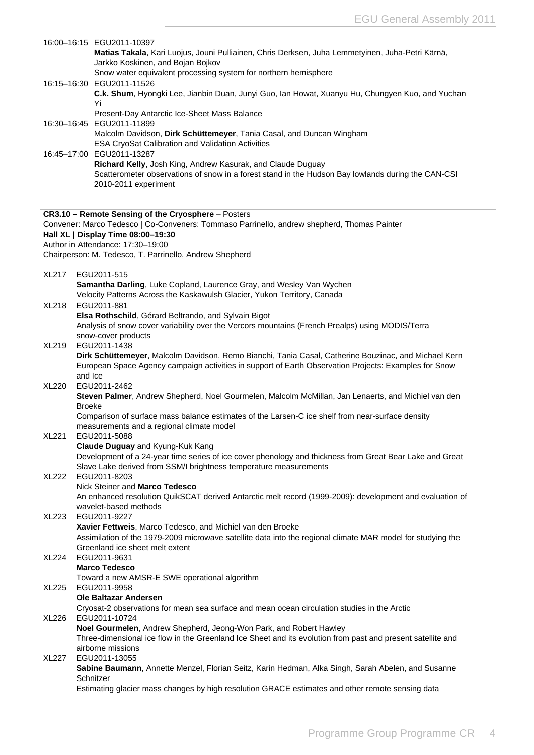16:00–16:15 EGU2011-10397
**Matias Takala**, Kari Luojus, Jouni Pulliainen, Chris Derksen, Juha Lemmetyinen, Juha-Petri Kärnä, Jarkko Koskinen, and Bojan Bojkov
Snow water equivalent processing system for northern hemisphere

16:15–16:30 EGU2011-11526
**C.k. Shum**, Hyongki Lee, Jianbin Duan, Junyi Guo, Ian Howat, Xuanyu Hu, Chungyen Kuo, and Yuchan Yi
Present-Day Antarctic Ice-Sheet Mass Balance

16:30–16:45 EGU2011-11899
Malcolm Davidson, **Dirk Schüttemeyer**, Tania Casal, and Duncan Wingham
ESA CryoSat Calibration and Validation Activities

16:45–17:00 EGU2011-13287
**Richard Kelly**, Josh King, Andrew Kasurak, and Claude Duguay
Scatterometer observations of snow in a forest stand in the Hudson Bay lowlands during the CAN-CSI 2010-2011 experiment

**CR3.10 – Remote Sensing of the Cryosphere** – Posters
Convener: Marco Tedesco | Co-Conveners: Tommaso Parrinello, andrew shepherd, Thomas Painter
**Hall XL | Display Time 08:00–19:30**
Author in Attendance: 17:30–19:00
Chairperson: M. Tedesco, T. Parrinello, Andrew Shepherd

XL217 EGU2011-515
**Samantha Darling**, Luke Copland, Laurence Gray, and Wesley Van Wychen
Velocity Patterns Across the Kaskawulsh Glacier, Yukon Territory, Canada

XL218 EGU2011-881
**Elsa Rothschild**, Gérard Beltrando, and Sylvain Bigot
Analysis of snow cover variability over the Vercors mountains (French Prealps) using MODIS/Terra snow-cover products

XL219 EGU2011-1438
**Dirk Schüttemeyer**, Malcolm Davidson, Remo Bianchi, Tania Casal, Catherine Bouzinac, and Michael Kern
European Space Agency campaign activities in support of Earth Observation Projects: Examples for Snow and Ice

XL220 EGU2011-2462
**Steven Palmer**, Andrew Shepherd, Noel Gourmelen, Malcolm McMillan, Jan Lenaerts, and Michiel van den Broeke
Comparison of surface mass balance estimates of the Larsen-C ice shelf from near-surface density measurements and a regional climate model

XL221 EGU2011-5088
**Claude Duguay** and Kyung-Kuk Kang
Development of a 24-year time series of ice cover phenology and thickness from Great Bear Lake and Great Slave Lake derived from SSM/I brightness temperature measurements

XL222 EGU2011-8203
Nick Steiner and **Marco Tedesco**
An enhanced resolution QuikSCAT derived Antarctic melt record (1999-2009): development and evaluation of wavelet-based methods

XL223 EGU2011-9227
**Xavier Fettweis**, Marco Tedesco, and Michiel van den Broeke
Assimilation of the 1979-2009 microwave satellite data into the regional climate MAR model for studying the Greenland ice sheet melt extent

XL224 EGU2011-9631
**Marco Tedesco**
Toward a new AMSR-E SWE operational algorithm

XL225 EGU2011-9958
**Ole Baltazar Andersen**
Cryosat-2 observations for mean sea surface and mean ocean circulation studies in the Arctic

XL226 EGU2011-10724
**Noel Gourmelen**, Andrew Shepherd, Jeong-Won Park, and Robert Hawley
Three-dimensional ice flow in the Greenland Ice Sheet and its evolution from past and present satellite and airborne missions

XL227 EGU2011-13055
**Sabine Baumann**, Annette Menzel, Florian Seitz, Karin Hedman, Alka Singh, Sarah Abelen, and Susanne Schnitzer
Estimating glacier mass changes by high resolution GRACE estimates and other remote sensing data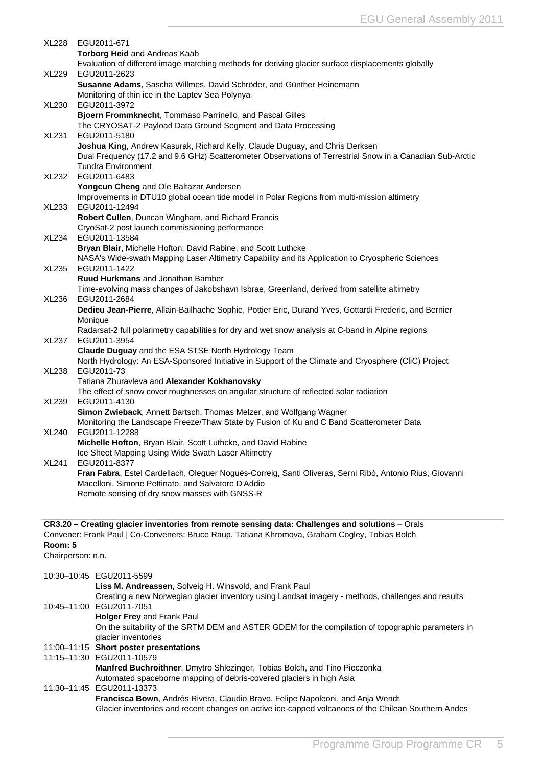XL228 EGU2011-671
**Torborg Heid** and Andreas Kääb
Evaluation of different image matching methods for deriving glacier surface displacements globally

XL229 EGU2011-2623
**Susanne Adams**, Sascha Willmes, David Schröder, and Günther Heinemann
Monitoring of thin ice in the Laptev Sea Polynya

XL230 EGU2011-3972
**Bjoern Frommknecht**, Tommaso Parrinello, and Pascal Gilles
The CRYOSAT-2 Payload Data Ground Segment and Data Processing

XL231 EGU2011-5180
**Joshua King**, Andrew Kasurak, Richard Kelly, Claude Duguay, and Chris Derksen
Dual Frequency (17.2 and 9.6 GHz) Scatterometer Observations of Terrestrial Snow in a Canadian Sub-Arctic Tundra Environment

XL232 EGU2011-6483
**Yongcun Cheng** and Ole Baltazar Andersen
Improvements in DTU10 global ocean tide model in Polar Regions from multi-mission altimetry

XL233 EGU2011-12494
**Robert Cullen**, Duncan Wingham, and Richard Francis
CryoSat-2 post launch commissioning performance

XL234 EGU2011-13584
**Bryan Blair**, Michelle Hofton, David Rabine, and Scott Luthcke
NASA's Wide-swath Mapping Laser Altimetry Capability and its Application to Cryospheric Sciences

XL235 EGU2011-1422
**Ruud Hurkmans** and Jonathan Bamber
Time-evolving mass changes of Jakobshavn Isbrae, Greenland, derived from satellite altimetry

XL236 EGU2011-2684
**Dedieu Jean-Pierre**, Allain-Bailhache Sophie, Pottier Eric, Durand Yves, Gottardi Frederic, and Bernier Monique
Radarsat-2 full polarimetry capabilities for dry and wet snow analysis at C-band in Alpine regions

XL237 EGU2011-3954
**Claude Duguay** and the ESA STSE North Hydrology Team
North Hydrology: An ESA-Sponsored Initiative in Support of the Climate and Cryosphere (CliC) Project

XL238 EGU2011-73
Tatiana Zhuravleva and **Alexander Kokhanovsky**
The effect of snow cover roughnesses on angular structure of reflected solar radiation

XL239 EGU2011-4130
**Simon Zwieback**, Annett Bartsch, Thomas Melzer, and Wolfgang Wagner
Monitoring the Landscape Freeze/Thaw State by Fusion of Ku and C Band Scatterometer Data

XL240 EGU2011-12288
**Michelle Hofton**, Bryan Blair, Scott Luthcke, and David Rabine
Ice Sheet Mapping Using Wide Swath Laser Altimetry

XL241 EGU2011-8377
**Fran Fabra**, Estel Cardellach, Oleguer Nogués-Correig, Santi Oliveras, Serni Ribó, Antonio Rius, Giovanni Macelloni, Simone Pettinato, and Salvatore D'Addio
Remote sensing of dry snow masses with GNSS-R

---

**CR3.20 – Creating glacier inventories from remote sensing data: Challenges and solutions** – Orals
Convener: Frank Paul | Co-Conveners: Bruce Raup, Tatiana Khromova, Graham Cogley, Tobias Bolch
**Room: 5**
Chairperson: n.n.

10:30–10:45 EGU2011-5599
**Liss M. Andreassen**, Solveig H. Winsvold, and Frank Paul
Creating a new Norwegian glacier inventory using Landsat imagery - methods, challenges and results

10:45–11:00 EGU2011-7051
**Holger Frey** and Frank Paul
On the suitability of the SRTM DEM and ASTER GDEM for the compilation of topographic parameters in glacier inventories

11:00–11:15 **Short poster presentations**

11:15–11:30 EGU2011-10579
**Manfred Buchroithner**, Dmytro Shlezinger, Tobias Bolch, and Tino Pieczonka
Automated spaceborne mapping of debris-covered glaciers in high Asia

11:30–11:45 EGU2011-13373
**Francisca Bown**, Andrés Rivera, Claudio Bravo, Felipe Napoleoni, and Anja Wendt
Glacier inventories and recent changes on active ice-capped volcanoes of the Chilean Southern Andes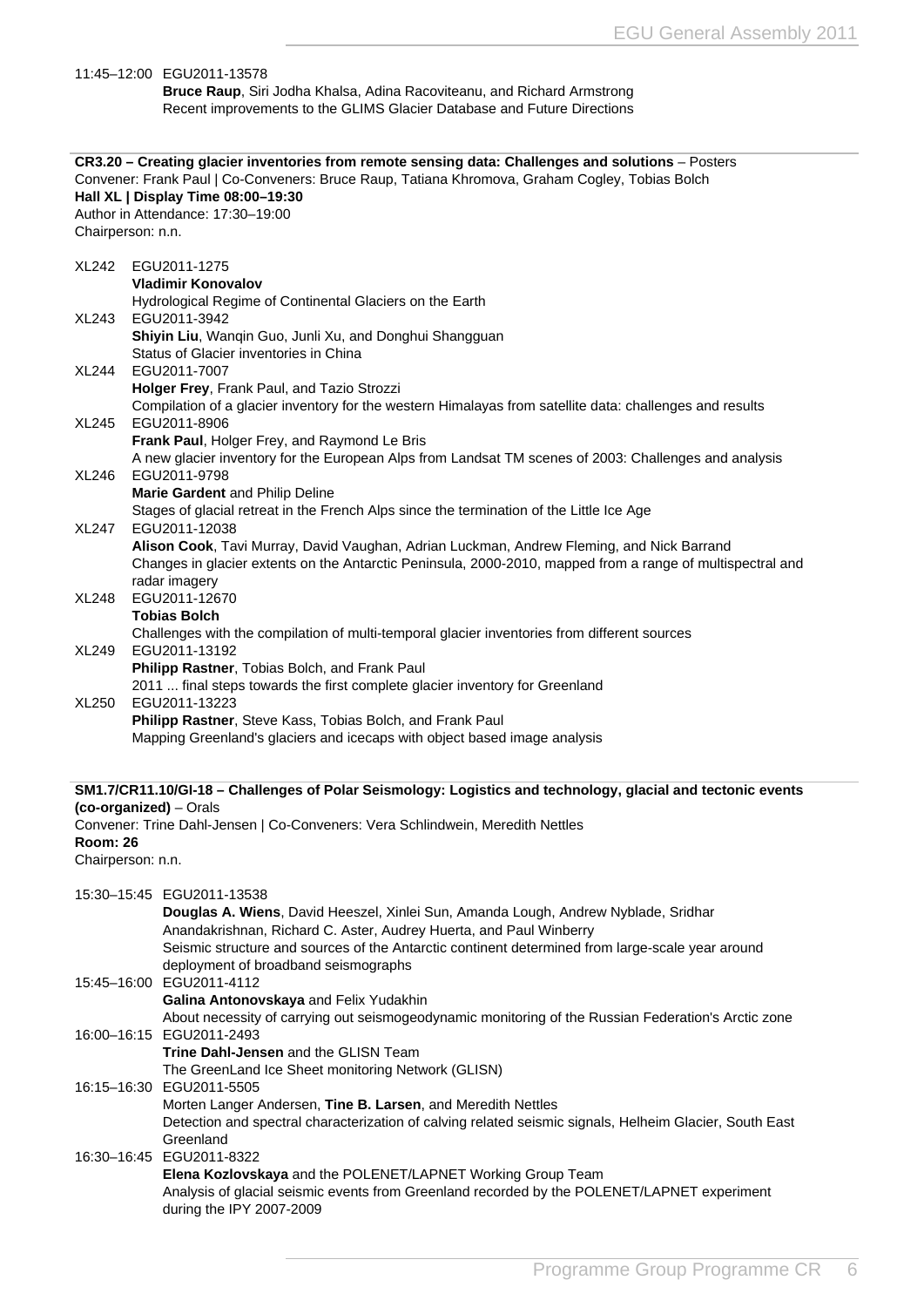11:45–12:00 EGU2011-13578
**Bruce Raup**, Siri Jodha Khalsa, Adina Racoviteanu, and Richard Armstrong
Recent improvements to the GLIMS Glacier Database and Future Directions

---

**CR3.20 – Creating glacier inventories from remote sensing data: Challenges and solutions** – Posters
Convener: Frank Paul | Co-Conveners: Bruce Raup, Tatiana Khromova, Graham Cogley, Tobias Bolch
**Hall XL | Display Time 08:00–19:30**
Author in Attendance: 17:30–19:00
Chairperson: n.n.

XL242 EGU2011-1275
**Vladimir Konovalov**
Hydrological Regime of Continental Glaciers on the Earth

XL243 EGU2011-3942
**Shiyin Liu**, Wanqin Guo, Junli Xu, and Donghui Shangguan
Status of Glacier inventories in China

XL244 EGU2011-7007
**Holger Frey**, Frank Paul, and Tazio Strozzi
Compilation of a glacier inventory for the western Himalayas from satellite data: challenges and results

XL245 EGU2011-8906
**Frank Paul**, Holger Frey, and Raymond Le Bris
A new glacier inventory for the European Alps from Landsat TM scenes of 2003: Challenges and analysis

XL246 EGU2011-9798
**Marie Gardent** and Philip Deline
Stages of glacial retreat in the French Alps since the termination of the Little Ice Age

XL247 EGU2011-12038
**Alison Cook**, Tavi Murray, David Vaughan, Adrian Luckman, Andrew Fleming, and Nick Barrand
Changes in glacier extents on the Antarctic Peninsula, 2000-2010, mapped from a range of multispectral and radar imagery

XL248 EGU2011-12670
**Tobias Bolch**
Challenges with the compilation of multi-temporal glacier inventories from different sources

XL249 EGU2011-13192
**Philipp Rastner**, Tobias Bolch, and Frank Paul
2011 ... final steps towards the first complete glacier inventory for Greenland

XL250 EGU2011-13223
**Philipp Rastner**, Steve Kass, Tobias Bolch, and Frank Paul
Mapping Greenland's glaciers and icecaps with object based image analysis

---

**SM1.7/CR11.10/GI-18 – Challenges of Polar Seismology: Logistics and technology, glacial and tectonic events (co-organized)** – Orals
Convener: Trine Dahl-Jensen | Co-Conveners: Vera Schlindwein, Meredith Nettles
**Room: 26**
Chairperson: n.n.

15:30–15:45 EGU2011-13538
**Douglas A. Wiens**, David Heeszel, Xinlei Sun, Amanda Lough, Andrew Nyblade, Sridhar Anandakrishnan, Richard C. Aster, Audrey Huerta, and Paul Winberry
Seismic structure and sources of the Antarctic continent determined from large-scale year around deployment of broadband seismographs

15:45–16:00 EGU2011-4112
**Galina Antonovskaya** and Felix Yudakhin
About necessity of carrying out seismogeodynamic monitoring of the Russian Federation's Arctic zone

16:00–16:15 EGU2011-2493
**Trine Dahl-Jensen** and the GLISN Team
The GreenLand Ice Sheet monitoring Network (GLISN)

16:15–16:30 EGU2011-5505
Morten Langer Andersen, **Tine B. Larsen**, and Meredith Nettles
Detection and spectral characterization of calving related seismic signals, Helheim Glacier, South East Greenland

16:30–16:45 EGU2011-8322
**Elena Kozlovskaya** and the POLENET/LAPNET Working Group Team
Analysis of glacial seismic events from Greenland recorded by the POLENET/LAPNET experiment during the IPY 2007-2009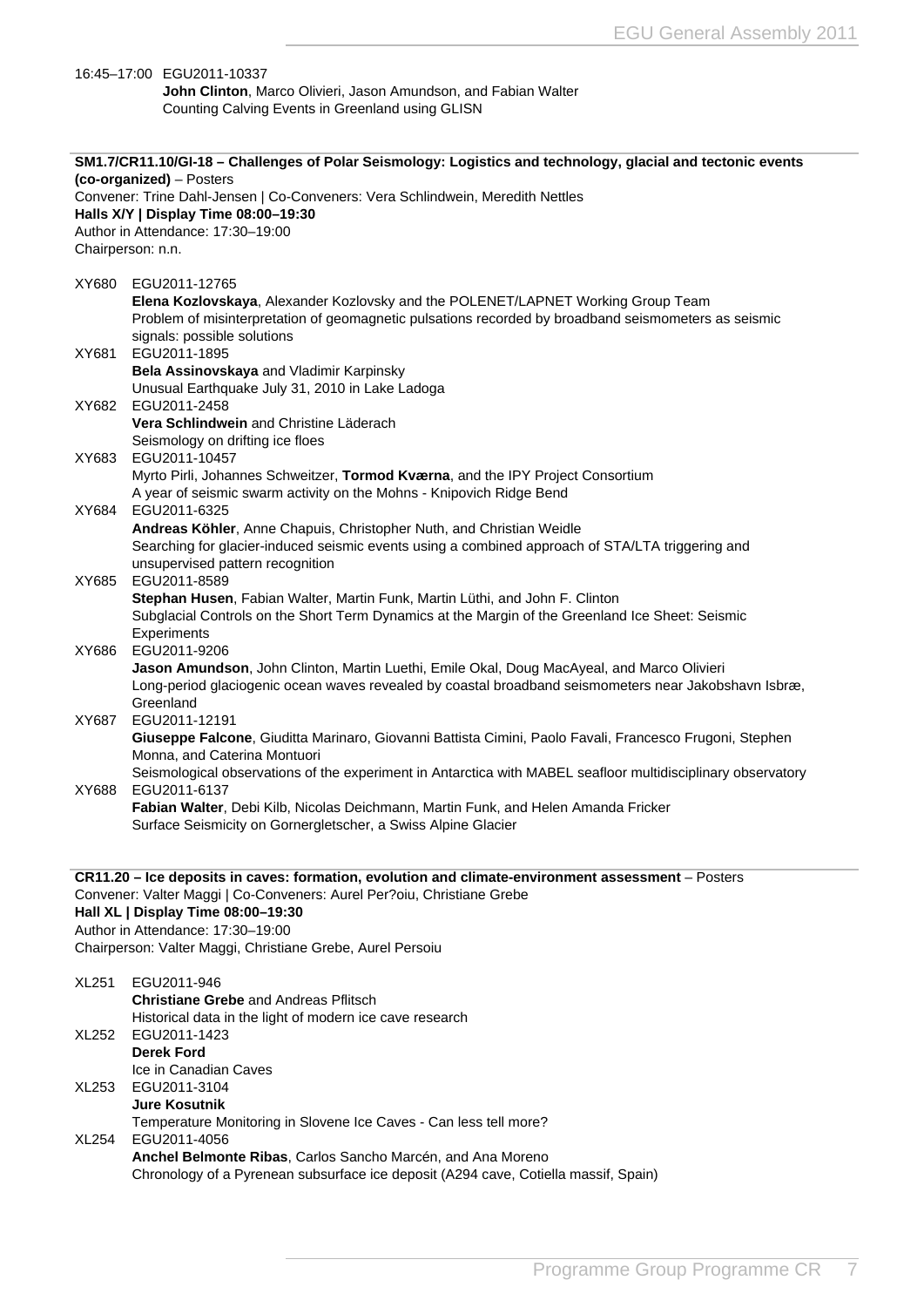16:45–17:00 EGU2011-10337
**John Clinton**, Marco Olivieri, Jason Amundson, and Fabian Walter
Counting Calving Events in Greenland using GLISN

## SM1.7/CR11.10/GI-18 – Challenges of Polar Seismology: Logistics and technology, glacial and tectonic events (co-organized) – Posters

Convener: Trine Dahl-Jensen | Co-Conveners: Vera Schlindwein, Meredith Nettles
**Halls X/Y | Display Time 08:00–19:30**
Author in Attendance: 17:30–19:00
Chairperson: n.n.

XY680 EGU2011-12765
**Elena Kozlovskaya**, Alexander Kozlovsky and the POLENET/LAPNET Working Group Team
Problem of misinterpretation of geomagnetic pulsations recorded by broadband seismometers as seismic signals: possible solutions

XY681 EGU2011-1895
**Bela Assinovskaya** and Vladimir Karpinsky
Unusual Earthquake July 31, 2010 in Lake Ladoga

XY682 EGU2011-2458
**Vera Schlindwein** and Christine Läderach
Seismology on drifting ice floes

XY683 EGU2011-10457
Myrto Pirli, Johannes Schweitzer, **Tormod Kværna**, and the IPY Project Consortium
A year of seismic swarm activity on the Mohns - Knipovich Ridge Bend

XY684 EGU2011-6325
**Andreas Köhler**, Anne Chapuis, Christopher Nuth, and Christian Weidle
Searching for glacier-induced seismic events using a combined approach of STA/LTA triggering and unsupervised pattern recognition

XY685 EGU2011-8589
**Stephan Husen**, Fabian Walter, Martin Funk, Martin Lüthi, and John F. Clinton
Subglacial Controls on the Short Term Dynamics at the Margin of the Greenland Ice Sheet: Seismic Experiments

XY686 EGU2011-9206
**Jason Amundson**, John Clinton, Martin Luethi, Emile Okal, Doug MacAyeal, and Marco Olivieri
Long-period glaciogenic ocean waves revealed by coastal broadband seismometers near Jakobshavn Isbræ, Greenland

XY687 EGU2011-12191
**Giuseppe Falcone**, Giuditta Marinaro, Giovanni Battista Cimini, Paolo Favali, Francesco Frugoni, Stephen Monna, and Caterina Montuori
Seismological observations of the experiment in Antarctica with MABEL seafloor multidisciplinary observatory

XY688 EGU2011-6137
**Fabian Walter**, Debi Kilb, Nicolas Deichmann, Martin Funk, and Helen Amanda Fricker
Surface Seismicity on Gornergletscher, a Swiss Alpine Glacier

## CR11.20 – Ice deposits in caves: formation, evolution and climate-environment assessment – Posters

Convener: Valter Maggi | Co-Conveners: Aurel Per?oiu, Christiane Grebe
**Hall XL | Display Time 08:00–19:30**
Author in Attendance: 17:30–19:00
Chairperson: Valter Maggi, Christiane Grebe, Aurel Persoiu

XL251 EGU2011-946
**Christiane Grebe** and Andreas Pflitsch
Historical data in the light of modern ice cave research

XL252 EGU2011-1423
**Derek Ford**
Ice in Canadian Caves

XL253 EGU2011-3104
**Jure Kosutnik**
Temperature Monitoring in Slovene Ice Caves - Can less tell more?

XL254 EGU2011-4056
**Anchel Belmonte Ribas**, Carlos Sancho Marcén, and Ana Moreno
Chronology of a Pyrenean subsurface ice deposit (A294 cave, Cotiella massif, Spain)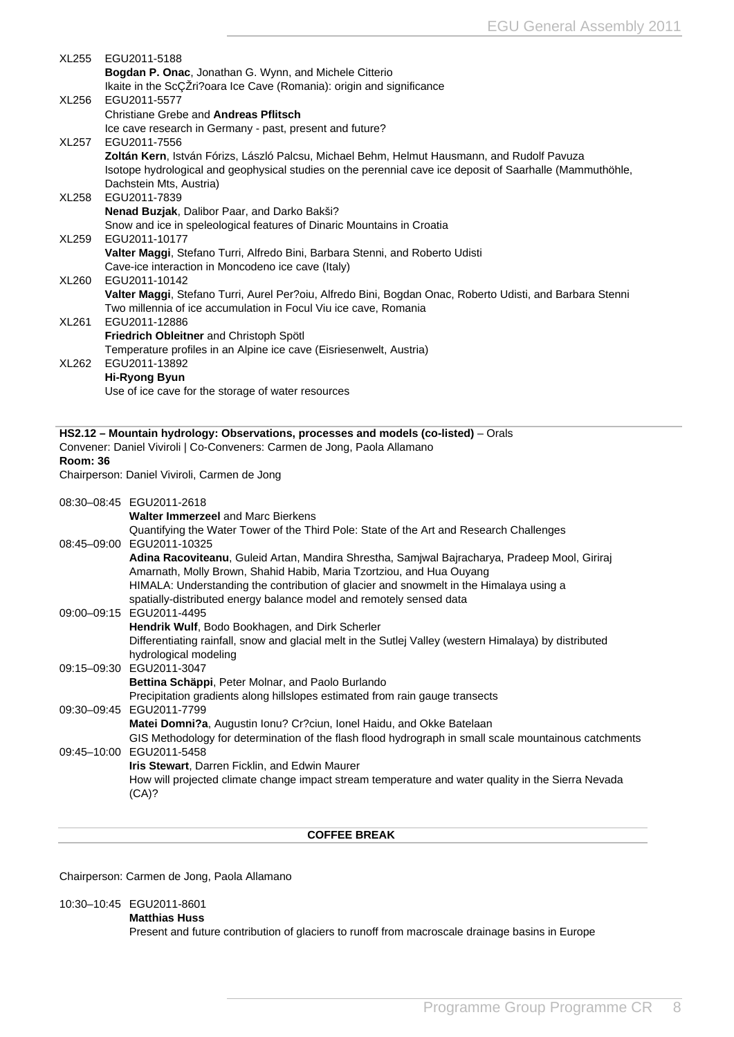XL255 EGU2011-5188
**Bogdan P. Onac**, Jonathan G. Wynn, and Michele Citterio
Ikaite in the ScÇŽri?oara Ice Cave (Romania): origin and significance

XL256 EGU2011-5577
Christiane Grebe and **Andreas Pflitsch**
Ice cave research in Germany - past, present and future?

XL257 EGU2011-7556
**Zoltán Kern**, István Fórizs, László Palcsu, Michael Behm, Helmut Hausmann, and Rudolf Pavuza
Isotope hydrological and geophysical studies on the perennial cave ice deposit of Saarhalle (Mammuthöhle, Dachstein Mts, Austria)

XL258 EGU2011-7839
**Nenad Buzjak**, Dalibor Paar, and Darko Bakši?
Snow and ice in speleological features of Dinaric Mountains in Croatia

XL259 EGU2011-10177
**Valter Maggi**, Stefano Turri, Alfredo Bini, Barbara Stenni, and Roberto Udisti
Cave-ice interaction in Moncodeno ice cave (Italy)

XL260 EGU2011-10142
**Valter Maggi**, Stefano Turri, Aurel Per?oiu, Alfredo Bini, Bogdan Onac, Roberto Udisti, and Barbara Stenni
Two millennia of ice accumulation in Focul Viu ice cave, Romania

XL261 EGU2011-12886
**Friedrich Obleitner** and Christoph Spötl
Temperature profiles in an Alpine ice cave (Eisriesenwelt, Austria)

XL262 EGU2011-13892
**Hi-Ryong Byun**
Use of ice cave for the storage of water resources

---

**HS2.12 – Mountain hydrology: Observations, processes and models (co-listed)** – Orals
Convener: Daniel Viviroli | Co-Conveners: Carmen de Jong, Paola Allamano
**Room: 36**
Chairperson: Daniel Viviroli, Carmen de Jong

08:30–08:45 EGU2011-2618
**Walter Immerzeel** and Marc Bierkens
Quantifying the Water Tower of the Third Pole: State of the Art and Research Challenges

08:45–09:00 EGU2011-10325
**Adina Racoviteanu**, Guleid Artan, Mandira Shrestha, Samjwal Bajracharya, Pradeep Mool, Giriraj Amarnath, Molly Brown, Shahid Habib, Maria Tzortziou, and Hua Ouyang
HIMALA: Understanding the contribution of glacier and snowmelt in the Himalaya using a spatially-distributed energy balance model and remotely sensed data

09:00–09:15 EGU2011-4495
**Hendrik Wulf**, Bodo Bookhagen, and Dirk Scherler
Differentiating rainfall, snow and glacial melt in the Sutlej Valley (western Himalaya) by distributed hydrological modeling

09:15–09:30 EGU2011-3047
**Bettina Schäppi**, Peter Molnar, and Paolo Burlando
Precipitation gradients along hillslopes estimated from rain gauge transects

09:30–09:45 EGU2011-7799
**Matei Domni?a**, Augustin Ionu? Cr?ciun, Ionel Haidu, and Okke Batelaan
GIS Methodology for determination of the flash flood hydrograph in small scale mountainous catchments

09:45–10:00 EGU2011-5458
**Iris Stewart**, Darren Ficklin, and Edwin Maurer
How will projected climate change impact stream temperature and water quality in the Sierra Nevada (CA)?

---

**COFFEE BREAK**

---

Chairperson: Carmen de Jong, Paola Allamano

10:30–10:45 EGU2011-8601
**Matthias Huss**
Present and future contribution of glaciers to runoff from macroscale drainage basins in Europe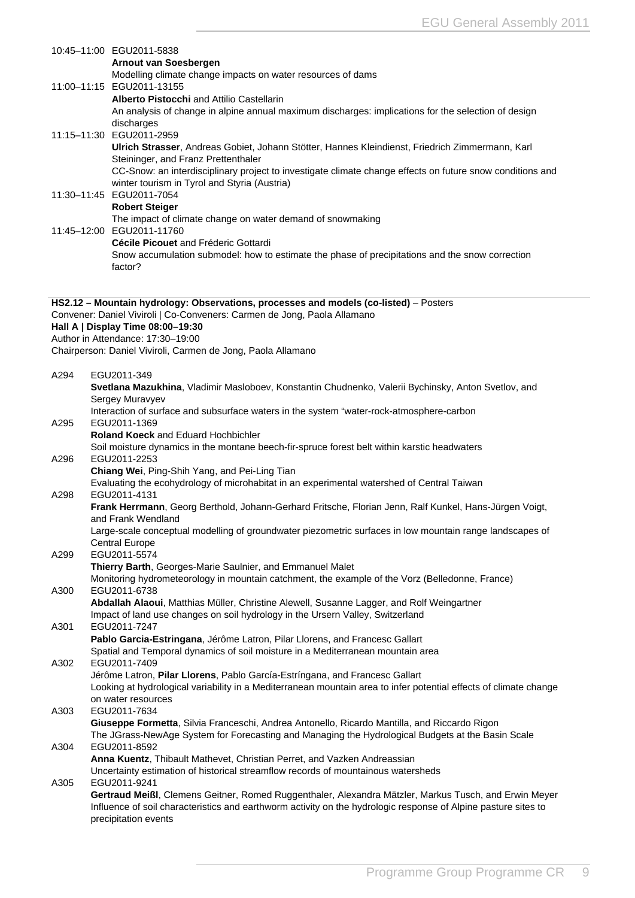10:45–11:00 EGU2011-5838
**Arnout van Soesbergen**
Modelling climate change impacts on water resources of dams

11:00–11:15 EGU2011-13155
**Alberto Pistocchi** and Attilio Castellarin
An analysis of change in alpine annual maximum discharges: implications for the selection of design discharges

11:15–11:30 EGU2011-2959
**Ulrich Strasser**, Andreas Gobiet, Johann Stötter, Hannes Kleindienst, Friedrich Zimmermann, Karl Steininger, and Franz Prettenthaler
CC-Snow: an interdisciplinary project to investigate climate change effects on future snow conditions and winter tourism in Tyrol and Styria (Austria)

11:30–11:45 EGU2011-7054
**Robert Steiger**
The impact of climate change on water demand of snowmaking

11:45–12:00 EGU2011-11760
**Cécile Picouet** and Fréderic Gottardi
Snow accumulation submodel: how to estimate the phase of precipitations and the snow correction factor?

---

**HS2.12 – Mountain hydrology: Observations, processes and models (co-listed)** – Posters
Convener: Daniel Viviroli | Co-Conveners: Carmen de Jong, Paola Allamano
**Hall A | Display Time 08:00–19:30**
Author in Attendance: 17:30–19:00
Chairperson: Daniel Viviroli, Carmen de Jong, Paola Allamano

A294 EGU2011-349
**Svetlana Mazukhina**, Vladimir Masloboev, Konstantin Chudnenko, Valerii Bychinsky, Anton Svetlov, and Sergey Muravyev
Interaction of surface and subsurface waters in the system "water-rock-atmosphere-carbon

A295 EGU2011-1369
**Roland Koeck** and Eduard Hochbichler
Soil moisture dynamics in the montane beech-fir-spruce forest belt within karstic headwaters

A296 EGU2011-2253
**Chiang Wei**, Ping-Shih Yang, and Pei-Ling Tian
Evaluating the ecohydrology of microhabitat in an experimental watershed of Central Taiwan

A298 EGU2011-4131
**Frank Herrmann**, Georg Berthold, Johann-Gerhard Fritsche, Florian Jenn, Ralf Kunkel, Hans-Jürgen Voigt, and Frank Wendland
Large-scale conceptual modelling of groundwater piezometric surfaces in low mountain range landscapes of Central Europe

A299 EGU2011-5574
**Thierry Barth**, Georges-Marie Saulnier, and Emmanuel Malet
Monitoring hydrometeorology in mountain catchment, the example of the Vorz (Belledonne, France)

A300 EGU2011-6738
**Abdallah Alaoui**, Matthias Müller, Christine Alewell, Susanne Lagger, and Rolf Weingartner
Impact of land use changes on soil hydrology in the Ursern Valley, Switzerland

A301 EGU2011-7247
**Pablo Garcia-Estringana**, Jérôme Latron, Pilar Llorens, and Francesc Gallart
Spatial and Temporal dynamics of soil moisture in a Mediterranean mountain area

A302 EGU2011-7409
Jérôme Latron, **Pilar Llorens**, Pablo García-Estríngana, and Francesc Gallart
Looking at hydrological variability in a Mediterranean mountain area to infer potential effects of climate change on water resources

A303 EGU2011-7634
**Giuseppe Formetta**, Silvia Franceschi, Andrea Antonello, Ricardo Mantilla, and Riccardo Rigon
The JGrass-NewAge System for Forecasting and Managing the Hydrological Budgets at the Basin Scale

A304 EGU2011-8592
**Anna Kuentz**, Thibault Mathevet, Christian Perret, and Vazken Andreassian
Uncertainty estimation of historical streamflow records of mountainous watersheds

A305 EGU2011-9241
**Gertraud Meißl**, Clemens Geitner, Romed Ruggenthaler, Alexandra Mätzler, Markus Tusch, and Erwin Meyer
Influence of soil characteristics and earthworm activity on the hydrologic response of Alpine pasture sites to precipitation events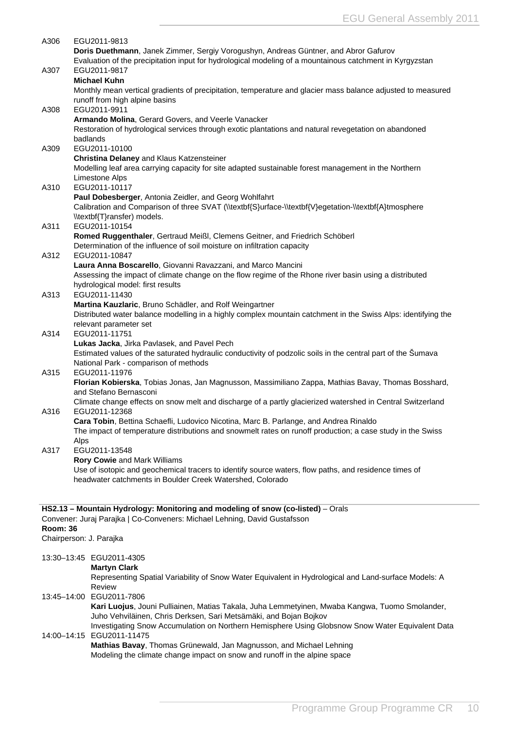A306 EGU2011-9813
**Doris Duethmann**, Janek Zimmer, Sergiy Vorogushyn, Andreas Güntner, and Abror Gafurov
Evaluation of the precipitation input for hydrological modeling of a mountainous catchment in Kyrgyzstan

A307 EGU2011-9817
**Michael Kuhn**
Monthly mean vertical gradients of precipitation, temperature and glacier mass balance adjusted to measured runoff from high alpine basins

A308 EGU2011-9911
**Armando Molina**, Gerard Govers, and Veerle Vanacker
Restoration of hydrological services through exotic plantations and natural revegetation on abandoned badlands

A309 EGU2011-10100
**Christina Delaney** and Klaus Katzensteiner
Modelling leaf area carrying capacity for site adapted sustainable forest management in the Northern Limestone Alps

A310 EGU2011-10117
**Paul Dobesberger**, Antonia Zeidler, and Georg Wohlfahrt
Calibration and Comparison of three SVAT (\\textbf{S}urface-\\textbf{V}egetation-\\textbf{A}tmosphere \\textbf{T}ransfer) models.

A311 EGU2011-10154
**Romed Ruggenthaler**, Gertraud Meißl, Clemens Geitner, and Friedrich Schöberl
Determination of the influence of soil moisture on infiltration capacity

A312 EGU2011-10847
**Laura Anna Boscarello**, Giovanni Ravazzani, and Marco Mancini
Assessing the impact of climate change on the flow regime of the Rhone river basin using a distributed hydrological model: first results

A313 EGU2011-11430
**Martina Kauzlaric**, Bruno Schädler, and Rolf Weingartner
Distributed water balance modelling in a highly complex mountain catchment in the Swiss Alps: identifying the relevant parameter set

A314 EGU2011-11751
**Lukas Jacka**, Jirka Pavlasek, and Pavel Pech
Estimated values of the saturated hydraulic conductivity of podzolic soils in the central part of the Šumava National Park - comparison of methods

A315 EGU2011-11976
**Florian Kobierska**, Tobias Jonas, Jan Magnusson, Massimiliano Zappa, Mathias Bavay, Thomas Bosshard, and Stefano Bernasconi
Climate change effects on snow melt and discharge of a partly glacierized watershed in Central Switzerland

A316 EGU2011-12368
**Cara Tobin**, Bettina Schaefli, Ludovico Nicotina, Marc B. Parlange, and Andrea Rinaldo
The impact of temperature distributions and snowmelt rates on runoff production; a case study in the Swiss Alps

A317 EGU2011-13548
**Rory Cowie** and Mark Williams
Use of isotopic and geochemical tracers to identify source waters, flow paths, and residence times of headwater catchments in Boulder Creek Watershed, Colorado

**HS2.13 – Mountain Hydrology: Monitoring and modeling of snow (co-listed)** – Orals
Convener: Juraj Parajka | Co-Conveners: Michael Lehning, David Gustafsson
**Room: 36**
Chairperson: J. Parajka

13:30–13:45 EGU2011-4305
**Martyn Clark**
Representing Spatial Variability of Snow Water Equivalent in Hydrological and Land-surface Models: A Review

13:45–14:00 EGU2011-7806
**Kari Luojus**, Jouni Pulliainen, Matias Takala, Juha Lemmetyinen, Mwaba Kangwa, Tuomo Smolander, Juho Vehviläinen, Chris Derksen, Sari Metsämäki, and Bojan Bojkov
Investigating Snow Accumulation on Northern Hemisphere Using Globsnow Snow Water Equivalent Data

14:00–14:15 EGU2011-11475
**Mathias Bavay**, Thomas Grünewald, Jan Magnusson, and Michael Lehning
Modeling the climate change impact on snow and runoff in the alpine space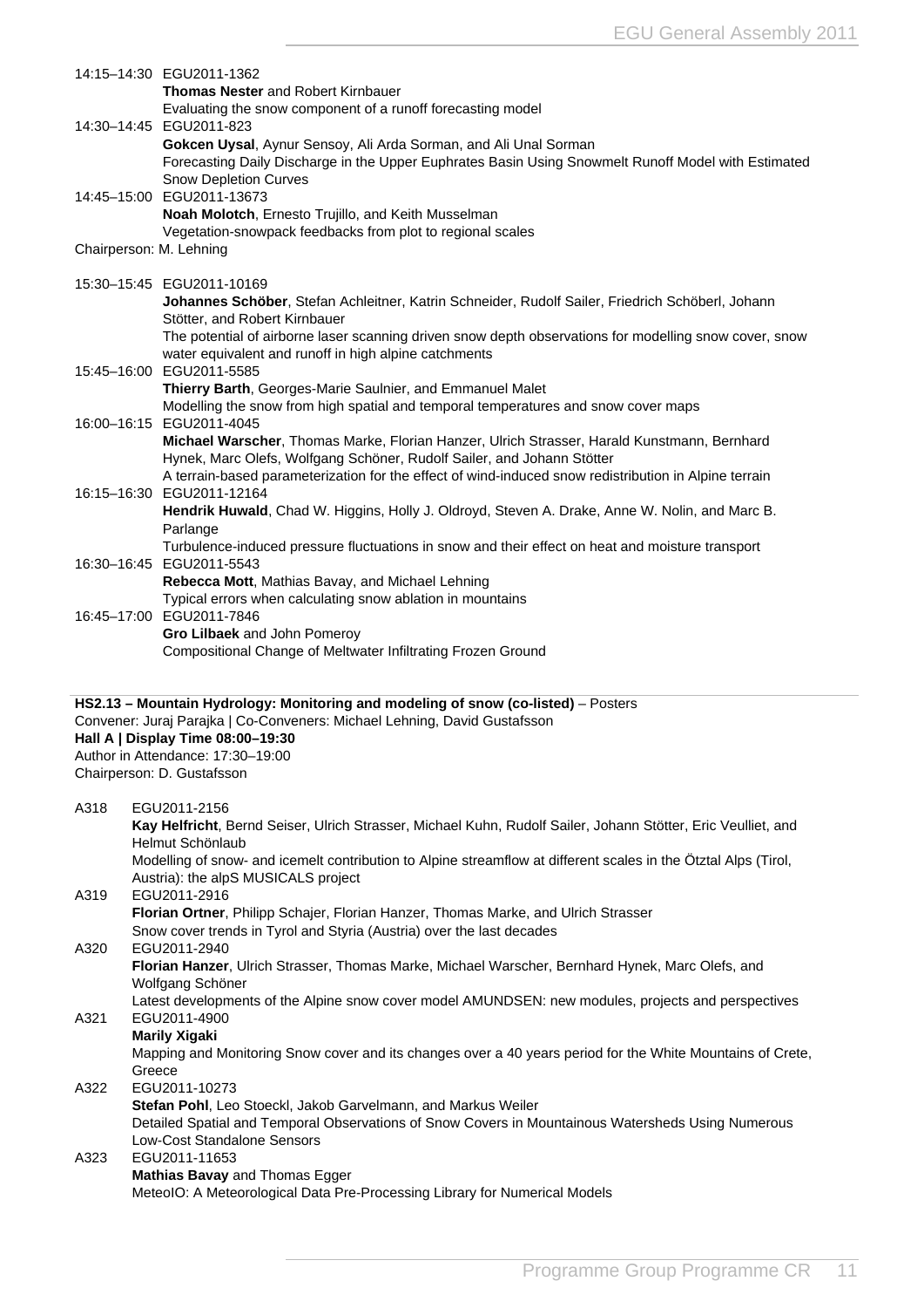14:15–14:30 EGU2011-1362
**Thomas Nester** and Robert Kirnbauer
Evaluating the snow component of a runoff forecasting model

14:30–14:45 EGU2011-823
**Gokcen Uysal**, Aynur Sensoy, Ali Arda Sorman, and Ali Unal Sorman
Forecasting Daily Discharge in the Upper Euphrates Basin Using Snowmelt Runoff Model with Estimated Snow Depletion Curves

14:45–15:00 EGU2011-13673
**Noah Molotch**, Ernesto Trujillo, and Keith Musselman
Vegetation-snowpack feedbacks from plot to regional scales

Chairperson: M. Lehning

15:30–15:45 EGU2011-10169
**Johannes Schöber**, Stefan Achleitner, Katrin Schneider, Rudolf Sailer, Friedrich Schöberl, Johann Stötter, and Robert Kirnbauer
The potential of airborne laser scanning driven snow depth observations for modelling snow cover, snow water equivalent and runoff in high alpine catchments

15:45–16:00 EGU2011-5585
**Thierry Barth**, Georges-Marie Saulnier, and Emmanuel Malet
Modelling the snow from high spatial and temporal temperatures and snow cover maps

16:00–16:15 EGU2011-4045
**Michael Warscher**, Thomas Marke, Florian Hanzer, Ulrich Strasser, Harald Kunstmann, Bernhard Hynek, Marc Olefs, Wolfgang Schöner, Rudolf Sailer, and Johann Stötter
A terrain-based parameterization for the effect of wind-induced snow redistribution in Alpine terrain

16:15–16:30 EGU2011-12164
**Hendrik Huwald**, Chad W. Higgins, Holly J. Oldroyd, Steven A. Drake, Anne W. Nolin, and Marc B. Parlange
Turbulence-induced pressure fluctuations in snow and their effect on heat and moisture transport

16:30–16:45 EGU2011-5543
**Rebecca Mott**, Mathias Bavay, and Michael Lehning
Typical errors when calculating snow ablation in mountains

16:45–17:00 EGU2011-7846
**Gro Lilbaek** and John Pomeroy
Compositional Change of Meltwater Infiltrating Frozen Ground

**HS2.13 – Mountain Hydrology: Monitoring and modeling of snow (co-listed)** – Posters
Convener: Juraj Parajka | Co-Conveners: Michael Lehning, David Gustafsson
**Hall A | Display Time 08:00–19:30**
Author in Attendance: 17:30–19:00
Chairperson: D. Gustafsson

A318 EGU2011-2156
**Kay Helfricht**, Bernd Seiser, Ulrich Strasser, Michael Kuhn, Rudolf Sailer, Johann Stötter, Eric Veulliet, and Helmut Schönlaub
Modelling of snow- and icemelt contribution to Alpine streamflow at different scales in the Ötztal Alps (Tirol, Austria): the alpS MUSICALS project

A319 EGU2011-2916
**Florian Ortner**, Philipp Schajer, Florian Hanzer, Thomas Marke, and Ulrich Strasser
Snow cover trends in Tyrol and Styria (Austria) over the last decades

A320 EGU2011-2940
**Florian Hanzer**, Ulrich Strasser, Thomas Marke, Michael Warscher, Bernhard Hynek, Marc Olefs, and Wolfgang Schöner
Latest developments of the Alpine snow cover model AMUNDSEN: new modules, projects and perspectives

A321 EGU2011-4900
**Marily Xigaki**
Mapping and Monitoring Snow cover and its changes over a 40 years period for the White Mountains of Crete, Greece

A322 EGU2011-10273
**Stefan Pohl**, Leo Stoeckl, Jakob Garvelmann, and Markus Weiler
Detailed Spatial and Temporal Observations of Snow Covers in Mountainous Watersheds Using Numerous Low-Cost Standalone Sensors

A323 EGU2011-11653
**Mathias Bavay** and Thomas Egger
MeteoIO: A Meteorological Data Pre-Processing Library for Numerical Models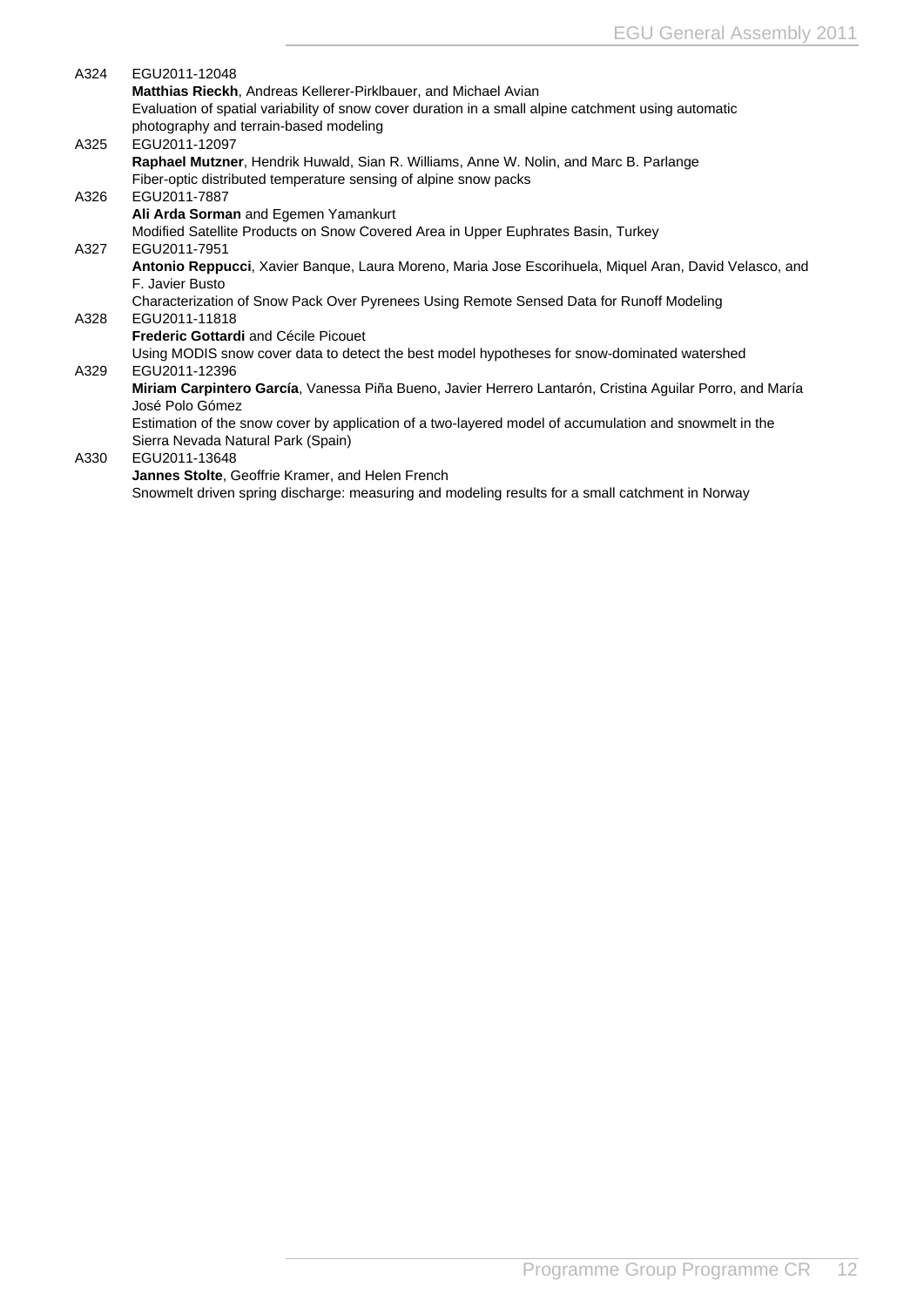A324 EGU2011-12048
**Matthias Rieckh**, Andreas Kellerer-Pirklbauer, and Michael Avian
Evaluation of spatial variability of snow cover duration in a small alpine catchment using automatic photography and terrain-based modeling

A325 EGU2011-12097
**Raphael Mutzner**, Hendrik Huwald, Sian R. Williams, Anne W. Nolin, and Marc B. Parlange
Fiber-optic distributed temperature sensing of alpine snow packs

A326 EGU2011-7887
**Ali Arda Sorman** and Egemen Yamankurt
Modified Satellite Products on Snow Covered Area in Upper Euphrates Basin, Turkey

A327 EGU2011-7951
**Antonio Reppucci**, Xavier Banque, Laura Moreno, Maria Jose Escorihuela, Miquel Aran, David Velasco, and F. Javier Busto
Characterization of Snow Pack Over Pyrenees Using Remote Sensed Data for Runoff Modeling

A328 EGU2011-11818
**Frederic Gottardi** and Cécile Picouet
Using MODIS snow cover data to detect the best model hypotheses for snow-dominated watershed

A329 EGU2011-12396
**Miriam Carpintero García**, Vanessa Piña Bueno, Javier Herrero Lantarón, Cristina Aguilar Porro, and María José Polo Gómez
Estimation of the snow cover by application of a two-layered model of accumulation and snowmelt in the Sierra Nevada Natural Park (Spain)

A330 EGU2011-13648
**Jannes Stolte**, Geoffrie Kramer, and Helen French
Snowmelt driven spring discharge: measuring and modeling results for a small catchment in Norway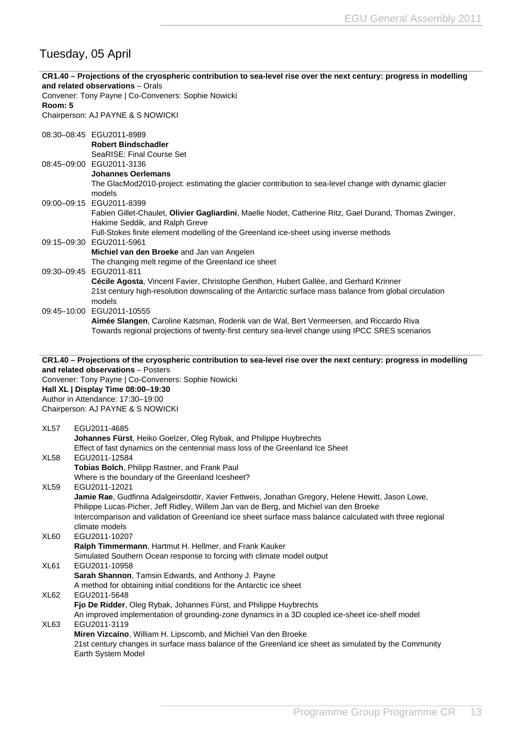# Tuesday, 05 April

**CR1.40 – Projections of the cryospheric contribution to sea-level rise over the next century: progress in modelling and related observations** – Orals
Convener: Tony Payne | Co-Conveners: Sophie Nowicki
**Room: 5**
Chairperson: AJ PAYNE & S NOWICKI

08:30–08:45 EGU2011-8989
**Robert Bindschadler**
SeaRISE: Final Course Set

08:45–09:00 EGU2011-3136
**Johannes Oerlemans**
The GlacMod2010-project: estimating the glacier contribution to sea-level change with dynamic glacier models

09:00–09:15 EGU2011-8399
Fabien Gillet-Chaulet, **Olivier Gagliardini**, Maelle Nodet, Catherine Ritz, Gael Durand, Thomas Zwinger, Hakime Seddik, and Ralph Greve
Full-Stokes finite element modelling of the Greenland ice-sheet using inverse methods

09:15–09:30 EGU2011-5961
**Michiel van den Broeke** and Jan van Angelen
The changing melt regime of the Greenland ice sheet

09:30–09:45 EGU2011-811
**Cécile Agosta**, Vincent Favier, Christophe Genthon, Hubert Gallée, and Gerhard Krinner
21st century high-resolution downscaling of the Antarctic surface mass balance from global circulation models

09:45–10:00 EGU2011-10555
**Aimée Slangen**, Caroline Katsman, Roderik van de Wal, Bert Vermeersen, and Riccardo Riva
Towards regional projections of twenty-first century sea-level change using IPCC SRES scenarios

**CR1.40 – Projections of the cryospheric contribution to sea-level rise over the next century: progress in modelling and related observations** – Posters
Convener: Tony Payne | Co-Conveners: Sophie Nowicki
**Hall XL | Display Time 08:00–19:30**
Author in Attendance: 17:30–19:00
Chairperson: AJ PAYNE & S NOWICKI

XL57 EGU2011-4685
**Johannes Fürst**, Heiko Goelzer, Oleg Rybak, and Philippe Huybrechts
Effect of fast dynamics on the centennial mass loss of the Greenland Ice Sheet

XL58 EGU2011-12584
**Tobias Bolch**, Philipp Rastner, and Frank Paul
Where is the boundary of the Greenland Icesheet?

XL59 EGU2011-12021
**Jamie Rae**, Gudfinna Adalgeirsdottir, Xavier Fettweis, Jonathan Gregory, Helene Hewitt, Jason Lowe, Philippe Lucas-Picher, Jeff Ridley, Willem Jan van de Berg, and Michiel van den Broeke
Intercomparison and validation of Greenland ice sheet surface mass balance calculated with three regional climate models

XL60 EGU2011-10207
**Ralph Timmermann**, Hartmut H. Hellmer, and Frank Kauker
Simulated Southern Ocean response to forcing with climate model output

XL61 EGU2011-10958
**Sarah Shannon**, Tamsin Edwards, and Anthony J. Payne
A method for obtaining initial conditions for the Antarctic ice sheet

XL62 EGU2011-5648
**Fjo De Ridder**, Oleg Rybak, Johannes Fürst, and Philippe Huybrechts
An improved implementation of grounding-zone dynamics in a 3D coupled ice-sheet ice-shelf model

XL63 EGU2011-3119
**Miren Vizcaíno**, William H. Lipscomb, and Michiel Van den Broeke
21st century changes in surface mass balance of the Greenland ice sheet as simulated by the Community Earth System Model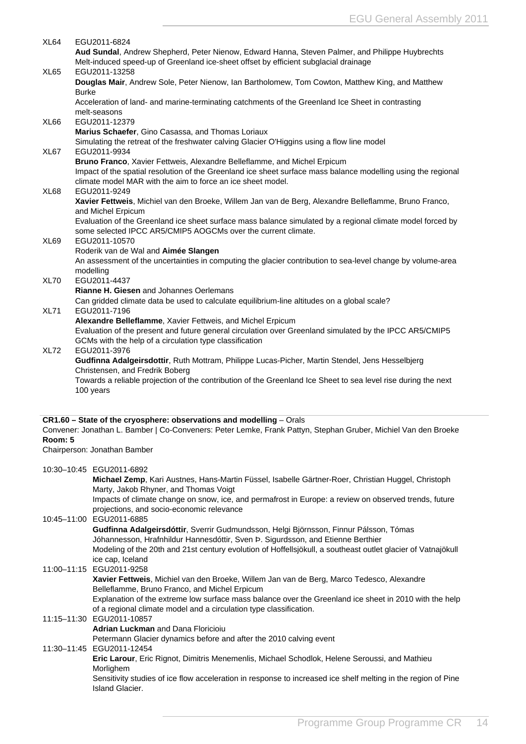XL64 EGU2011-6824
**Aud Sundal**, Andrew Shepherd, Peter Nienow, Edward Hanna, Steven Palmer, and Philippe Huybrechts
Melt-induced speed-up of Greenland ice-sheet offset by efficient subglacial drainage

XL65 EGU2011-13258
**Douglas Mair**, Andrew Sole, Peter Nienow, Ian Bartholomew, Tom Cowton, Matthew King, and Matthew Burke
Acceleration of land- and marine-terminating catchments of the Greenland Ice Sheet in contrasting melt-seasons

XL66 EGU2011-12379
**Marius Schaefer**, Gino Casassa, and Thomas Loriaux
Simulating the retreat of the freshwater calving Glacier O'Higgins using a flow line model

XL67 EGU2011-9934
**Bruno Franco**, Xavier Fettweis, Alexandre Belleflamme, and Michel Erpicum
Impact of the spatial resolution of the Greenland ice sheet surface mass balance modelling using the regional climate model MAR with the aim to force an ice sheet model.

XL68 EGU2011-9249
**Xavier Fettweis**, Michiel van den Broeke, Willem Jan van de Berg, Alexandre Belleflamme, Bruno Franco, and Michel Erpicum
Evaluation of the Greenland ice sheet surface mass balance simulated by a regional climate model forced by some selected IPCC AR5/CMIP5 AOGCMs over the current climate.

XL69 EGU2011-10570
Roderik van de Wal and **Aimée Slangen**
An assessment of the uncertainties in computing the glacier contribution to sea-level change by volume-area modelling

XL70 EGU2011-4437
**Rianne H. Giesen** and Johannes Oerlemans
Can gridded climate data be used to calculate equilibrium-line altitudes on a global scale?

XL71 EGU2011-7196
**Alexandre Belleflamme**, Xavier Fettweis, and Michel Erpicum
Evaluation of the present and future general circulation over Greenland simulated by the IPCC AR5/CMIP5 GCMs with the help of a circulation type classification

XL72 EGU2011-3976
**Gudfinna Adalgeirsdottir**, Ruth Mottram, Philippe Lucas-Picher, Martin Stendel, Jens Hesselbjerg Christensen, and Fredrik Boberg
Towards a reliable projection of the contribution of the Greenland Ice Sheet to sea level rise during the next 100 years

## CR1.60 – State of the cryosphere: observations and modelling – Orals

Convener: Jonathan L. Bamber | Co-Conveners: Peter Lemke, Frank Pattyn, Stephan Gruber, Michiel Van den Broeke
**Room: 5**
Chairperson: Jonathan Bamber

10:30–10:45 EGU2011-6892
**Michael Zemp**, Kari Austnes, Hans-Martin Füssel, Isabelle Gärtner-Roer, Christian Huggel, Christoph Marty, Jakob Rhyner, and Thomas Voigt
Impacts of climate change on snow, ice, and permafrost in Europe: a review on observed trends, future projections, and socio-economic relevance

10:45–11:00 EGU2011-6885
**Gudfinna Adalgeirsdóttir**, Sverrir Gudmundsson, Helgi Björnsson, Finnur Pálsson, Tómas Jóhannesson, Hrafnhildur Hannesdóttir, Sven Þ. Sigurdsson, and Etienne Berthier
Modeling of the 20th and 21st century evolution of Hoffellsjökull, a southeast outlet glacier of Vatnajökull ice cap, Iceland

11:00–11:15 EGU2011-9258
**Xavier Fettweis**, Michiel van den Broeke, Willem Jan van de Berg, Marco Tedesco, Alexandre Belleflamme, Bruno Franco, and Michel Erpicum
Explanation of the extreme low surface mass balance over the Greenland ice sheet in 2010 with the help of a regional climate model and a circulation type classification.

11:15–11:30 EGU2011-10857
**Adrian Luckman** and Dana Floricioiu
Petermann Glacier dynamics before and after the 2010 calving event

11:30–11:45 EGU2011-12454
**Eric Larour**, Eric Rignot, Dimitris Menemenlis, Michael Schodlok, Helene Seroussi, and Mathieu Morlighem
Sensitivity studies of ice flow acceleration in response to increased ice shelf melting in the region of Pine Island Glacier.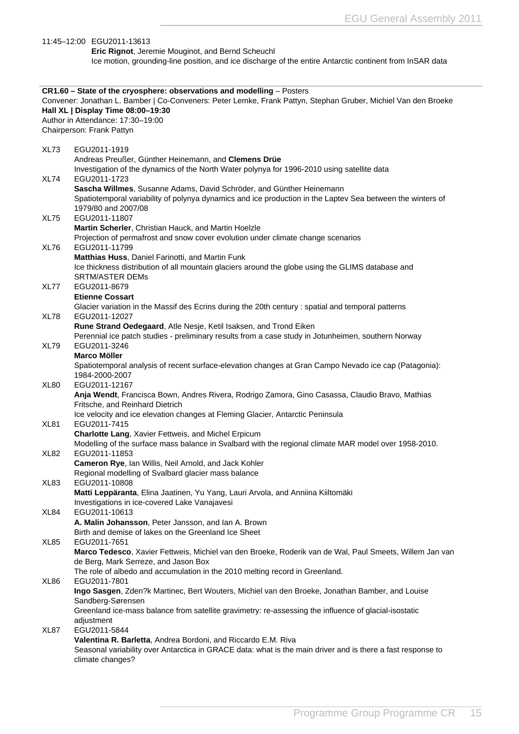11:45–12:00 EGU2011-13613
**Eric Rignot**, Jeremie Mouginot, and Bernd Scheuchl
Ice motion, grounding-line position, and ice discharge of the entire Antarctic continent from InSAR data

---

**CR1.60 – State of the cryosphere: observations and modelling** – Posters
Convener: Jonathan L. Bamber | Co-Conveners: Peter Lemke, Frank Pattyn, Stephan Gruber, Michiel Van den Broeke
**Hall XL | Display Time 08:00–19:30**
Author in Attendance: 17:30–19:00
Chairperson: Frank Pattyn

XL73 EGU2011-1919
Andreas Preußer, Günther Heinemann, and **Clemens Drüe**
Investigation of the dynamics of the North Water polynya for 1996-2010 using satellite data

XL74 EGU2011-1723
**Sascha Willmes**, Susanne Adams, David Schröder, and Günther Heinemann
Spatiotemporal variability of polynya dynamics and ice production in the Laptev Sea between the winters of 1979/80 and 2007/08

XL75 EGU2011-11807
**Martin Scherler**, Christian Hauck, and Martin Hoelzle
Projection of permafrost and snow cover evolution under climate change scenarios

XL76 EGU2011-11799
**Matthias Huss**, Daniel Farinotti, and Martin Funk
Ice thickness distribution of all mountain glaciers around the globe using the GLIMS database and SRTM/ASTER DEMs

XL77 EGU2011-8679
**Etienne Cossart**
Glacier variation in the Massif des Ecrins during the 20th century : spatial and temporal patterns

XL78 EGU2011-12027
**Rune Strand Oedegaard**, Atle Nesje, Ketil Isaksen, and Trond Eiken
Perennial ice patch studies - preliminary results from a case study in Jotunheimen, southern Norway

XL79 EGU2011-3246
**Marco Möller**
Spatiotemporal analysis of recent surface-elevation changes at Gran Campo Nevado ice cap (Patagonia): 1984-2000-2007

XL80 EGU2011-12167
**Anja Wendt**, Francisca Bown, Andres Rivera, Rodrigo Zamora, Gino Casassa, Claudio Bravo, Mathias Fritsche, and Reinhard Dietrich
Ice velocity and ice elevation changes at Fleming Glacier, Antarctic Peninsula

XL81 EGU2011-7415
**Charlotte Lang**, Xavier Fettweis, and Michel Erpicum
Modelling of the surface mass balance in Svalbard with the regional climate MAR model over 1958-2010.

XL82 EGU2011-11853
**Cameron Rye**, Ian Willis, Neil Arnold, and Jack Kohler
Regional modelling of Svalbard glacier mass balance

XL83 EGU2011-10808
**Matti Leppäranta**, Elina Jaatinen, Yu Yang, Lauri Arvola, and Anniina Kiiltomäki
Investigations in ice-covered Lake Vanajavesi

XL84 EGU2011-10613
**A. Malin Johansson**, Peter Jansson, and Ian A. Brown
Birth and demise of lakes on the Greenland Ice Sheet

XL85 EGU2011-7651
**Marco Tedesco**, Xavier Fettweis, Michiel van den Broeke, Roderik van de Wal, Paul Smeets, Willem Jan van de Berg, Mark Serreze, and Jason Box
The role of albedo and accumulation in the 2010 melting record in Greenland.

XL86 EGU2011-7801
**Ingo Sasgen**, Zden?k Martinec, Bert Wouters, Michiel van den Broeke, Jonathan Bamber, and Louise Sandberg-Sørensen
Greenland ice-mass balance from satellite gravimetry: re-assessing the influence of glacial-isostatic adjustment

XL87 EGU2011-5844
**Valentina R. Barletta**, Andrea Bordoni, and Riccardo E.M. Riva
Seasonal variability over Antarctica in GRACE data: what is the main driver and is there a fast response to climate changes?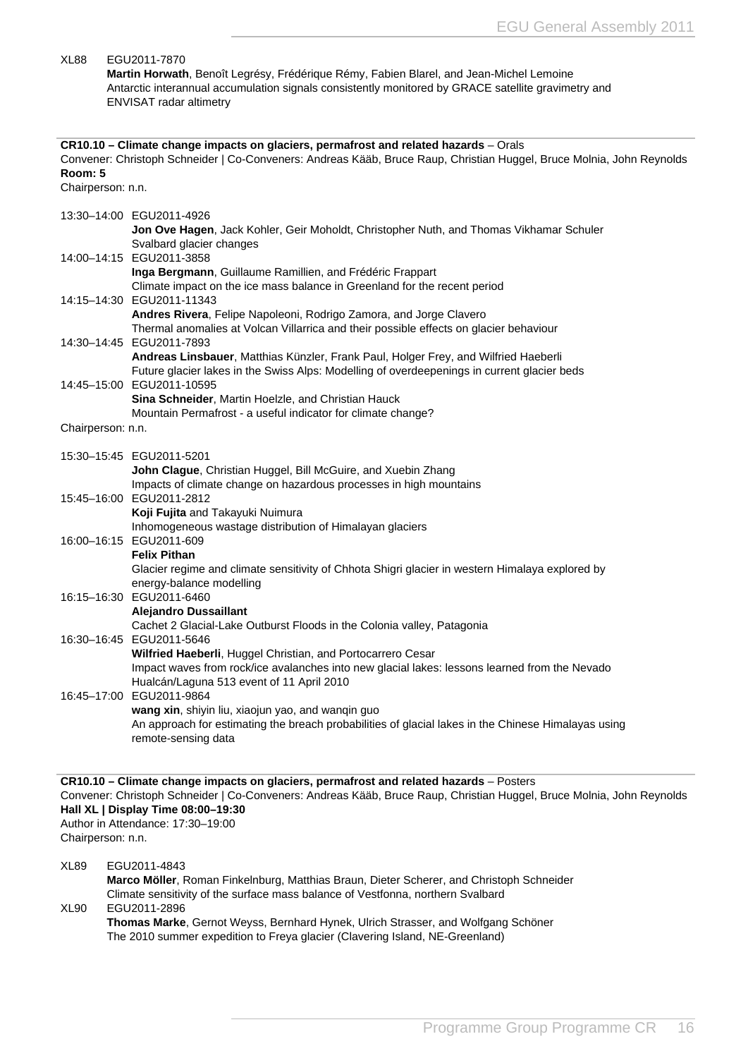XL88 EGU2011-7870
**Martin Horwath**, Benoît Legrésy, Frédérique Rémy, Fabien Blarel, and Jean-Michel Lemoine
Antarctic interannual accumulation signals consistently monitored by GRACE satellite gravimetry and ENVISAT radar altimetry

**CR10.10 – Climate change impacts on glaciers, permafrost and related hazards** – Orals
Convener: Christoph Schneider | Co-Conveners: Andreas Kääb, Bruce Raup, Christian Huggel, Bruce Molnia, John Reynolds
**Room: 5**
Chairperson: n.n.

13:30–14:00 EGU2011-4926
**Jon Ove Hagen**, Jack Kohler, Geir Moholdt, Christopher Nuth, and Thomas Vikhamar Schuler
Svalbard glacier changes

14:00–14:15 EGU2011-3858
**Inga Bergmann**, Guillaume Ramillien, and Frédéric Frappart
Climate impact on the ice mass balance in Greenland for the recent period

14:15–14:30 EGU2011-11343
**Andres Rivera**, Felipe Napoleoni, Rodrigo Zamora, and Jorge Clavero
Thermal anomalies at Volcan Villarrica and their possible effects on glacier behaviour

14:30–14:45 EGU2011-7893
**Andreas Linsbauer**, Matthias Künzler, Frank Paul, Holger Frey, and Wilfried Haeberli
Future glacier lakes in the Swiss Alps: Modelling of overdeepenings in current glacier beds

14:45–15:00 EGU2011-10595
**Sina Schneider**, Martin Hoelzle, and Christian Hauck
Mountain Permafrost - a useful indicator for climate change?

Chairperson: n.n.

15:30–15:45 EGU2011-5201
**John Clague**, Christian Huggel, Bill McGuire, and Xuebin Zhang
Impacts of climate change on hazardous processes in high mountains

15:45–16:00 EGU2011-2812
**Koji Fujita** and Takayuki Nuimura
Inhomogeneous wastage distribution of Himalayan glaciers

16:00–16:15 EGU2011-609
**Felix Pithan**
Glacier regime and climate sensitivity of Chhota Shigri glacier in western Himalaya explored by energy-balance modelling

16:15–16:30 EGU2011-6460
**Alejandro Dussaillant**
Cachet 2 Glacial-Lake Outburst Floods in the Colonia valley, Patagonia

16:30–16:45 EGU2011-5646
**Wilfried Haeberli**, Huggel Christian, and Portocarrero Cesar
Impact waves from rock/ice avalanches into new glacial lakes: lessons learned from the Nevado Hualcán/Laguna 513 event of 11 April 2010

16:45–17:00 EGU2011-9864
**wang xin**, shiyin liu, xiaojun yao, and wanqin guo
An approach for estimating the breach probabilities of glacial lakes in the Chinese Himalayas using remote-sensing data

**CR10.10 – Climate change impacts on glaciers, permafrost and related hazards** – Posters
Convener: Christoph Schneider | Co-Conveners: Andreas Kääb, Bruce Raup, Christian Huggel, Bruce Molnia, John Reynolds
**Hall XL | Display Time 08:00–19:30**
Author in Attendance: 17:30–19:00
Chairperson: n.n.

XL89 EGU2011-4843
**Marco Möller**, Roman Finkelnburg, Matthias Braun, Dieter Scherer, and Christoph Schneider
Climate sensitivity of the surface mass balance of Vestfonna, northern Svalbard

XL90 EGU2011-2896
**Thomas Marke**, Gernot Weyss, Bernhard Hynek, Ulrich Strasser, and Wolfgang Schöner
The 2010 summer expedition to Freya glacier (Clavering Island, NE-Greenland)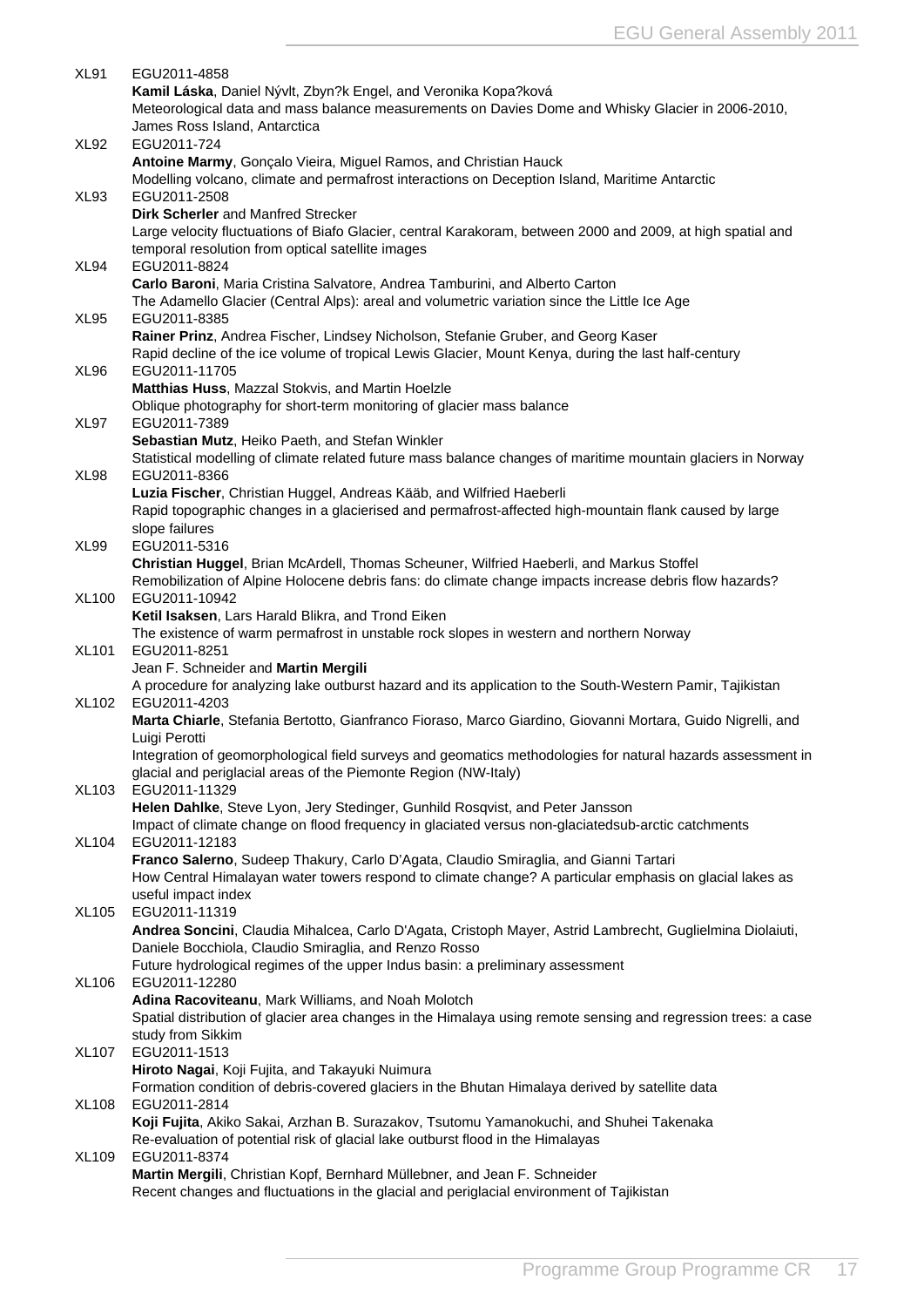XL91 EGU2011-4858
**Kamil Láska**, Daniel Nývlt, Zbyn?k Engel, and Veronika Kopa?ková
Meteorological data and mass balance measurements on Davies Dome and Whisky Glacier in 2006-2010, James Ross Island, Antarctica

XL92 EGU2011-724
**Antoine Marmy**, Gonçalo Vieira, Miguel Ramos, and Christian Hauck
Modelling volcano, climate and permafrost interactions on Deception Island, Maritime Antarctic

XL93 EGU2011-2508
**Dirk Scherler** and Manfred Strecker
Large velocity fluctuations of Biafo Glacier, central Karakoram, between 2000 and 2009, at high spatial and temporal resolution from optical satellite images

XL94 EGU2011-8824
**Carlo Baroni**, Maria Cristina Salvatore, Andrea Tamburini, and Alberto Carton
The Adamello Glacier (Central Alps): areal and volumetric variation since the Little Ice Age

XL95 EGU2011-8385
**Rainer Prinz**, Andrea Fischer, Lindsey Nicholson, Stefanie Gruber, and Georg Kaser
Rapid decline of the ice volume of tropical Lewis Glacier, Mount Kenya, during the last half-century

XL96 EGU2011-11705
**Matthias Huss**, Mazzal Stokvis, and Martin Hoelzle
Oblique photography for short-term monitoring of glacier mass balance

XL97 EGU2011-7389
**Sebastian Mutz**, Heiko Paeth, and Stefan Winkler
Statistical modelling of climate related future mass balance changes of maritime mountain glaciers in Norway

XL98 EGU2011-8366
**Luzia Fischer**, Christian Huggel, Andreas Kääb, and Wilfried Haeberli
Rapid topographic changes in a glacierised and permafrost-affected high-mountain flank caused by large slope failures

XL99 EGU2011-5316
**Christian Huggel**, Brian McArdell, Thomas Scheuner, Wilfried Haeberli, and Markus Stoffel
Remobilization of Alpine Holocene debris fans: do climate change impacts increase debris flow hazards?

XL100 EGU2011-10942
**Ketil Isaksen**, Lars Harald Blikra, and Trond Eiken
The existence of warm permafrost in unstable rock slopes in western and northern Norway

XL101 EGU2011-8251
Jean F. Schneider and **Martin Mergili**
A procedure for analyzing lake outburst hazard and its application to the South-Western Pamir, Tajikistan

XL102 EGU2011-4203
**Marta Chiarle**, Stefania Bertotto, Gianfranco Fioraso, Marco Giardino, Giovanni Mortara, Guido Nigrelli, and Luigi Perotti
Integration of geomorphological field surveys and geomatics methodologies for natural hazards assessment in glacial and periglacial areas of the Piemonte Region (NW-Italy)

XL103 EGU2011-11329
**Helen Dahlke**, Steve Lyon, Jery Stedinger, Gunhild Rosqvist, and Peter Jansson
Impact of climate change on flood frequency in glaciated versus non-glaciatedsub-arctic catchments

XL104 EGU2011-12183
**Franco Salerno**, Sudeep Thakury, Carlo D'Agata, Claudio Smiraglia, and Gianni Tartari
How Central Himalayan water towers respond to climate change? A particular emphasis on glacial lakes as useful impact index

XL105 EGU2011-11319
**Andrea Soncini**, Claudia Mihalcea, Carlo D'Agata, Cristoph Mayer, Astrid Lambrecht, Guglielmina Diolaiuti, Daniele Bocchiola, Claudio Smiraglia, and Renzo Rosso
Future hydrological regimes of the upper Indus basin: a preliminary assessment

XL106 EGU2011-12280
**Adina Racoviteanu**, Mark Williams, and Noah Molotch
Spatial distribution of glacier area changes in the Himalaya using remote sensing and regression trees: a case study from Sikkim

XL107 EGU2011-1513
**Hiroto Nagai**, Koji Fujita, and Takayuki Nuimura
Formation condition of debris-covered glaciers in the Bhutan Himalaya derived by satellite data

XL108 EGU2011-2814
**Koji Fujita**, Akiko Sakai, Arzhan B. Surazakov, Tsutomu Yamanokuchi, and Shuhei Takenaka
Re-evaluation of potential risk of glacial lake outburst flood in the Himalayas

XL109 EGU2011-8374
**Martin Mergili**, Christian Kopf, Bernhard Müllebner, and Jean F. Schneider
Recent changes and fluctuations in the glacial and periglacial environment of Tajikistan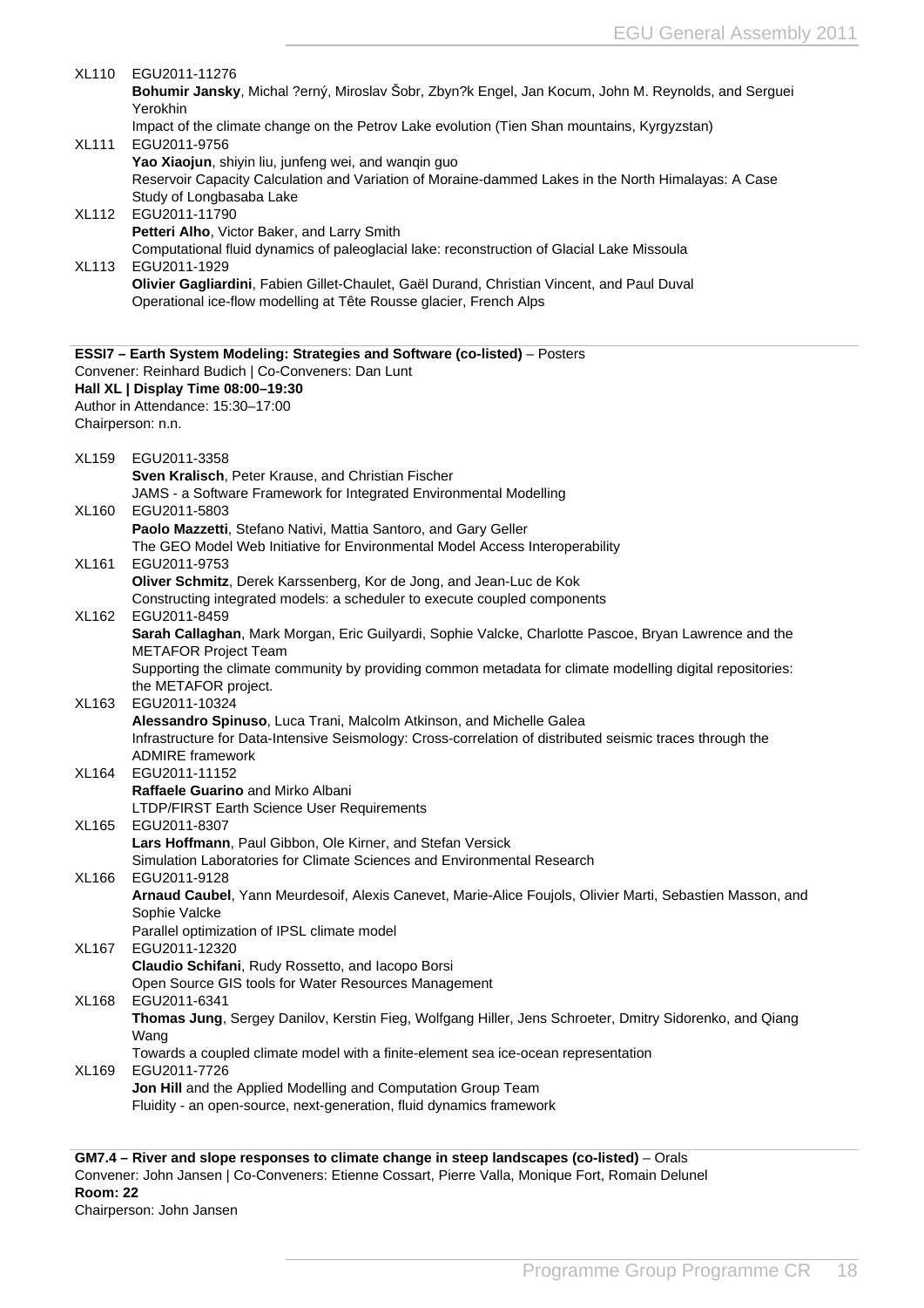XL110 EGU2011-11276
**Bohumir Jansky**, Michal ?erný, Miroslav Šobr, Zbyn?k Engel, Jan Kocum, John M. Reynolds, and Serguei Yerokhin
Impact of the climate change on the Petrov Lake evolution (Tien Shan mountains, Kyrgyzstan)

XL111 EGU2011-9756
**Yao Xiaojun**, shiyin liu, junfeng wei, and wanqin guo
Reservoir Capacity Calculation and Variation of Moraine-dammed Lakes in the North Himalayas: A Case Study of Longbasaba Lake

XL112 EGU2011-11790
**Petteri Alho**, Victor Baker, and Larry Smith
Computational fluid dynamics of paleoglacial lake: reconstruction of Glacial Lake Missoula

XL113 EGU2011-1929
**Olivier Gagliardini**, Fabien Gillet-Chaulet, Gaël Durand, Christian Vincent, and Paul Duval
Operational ice-flow modelling at Tête Rousse glacier, French Alps

**ESSI7 – Earth System Modeling: Strategies and Software (co-listed)** – Posters
Convener: Reinhard Budich | Co-Conveners: Dan Lunt
**Hall XL | Display Time 08:00–19:30**
Author in Attendance: 15:30–17:00
Chairperson: n.n.

XL159 EGU2011-3358
**Sven Kralisch**, Peter Krause, and Christian Fischer
JAMS - a Software Framework for Integrated Environmental Modelling

XL160 EGU2011-5803
**Paolo Mazzetti**, Stefano Nativi, Mattia Santoro, and Gary Geller
The GEO Model Web Initiative for Environmental Model Access Interoperability

XL161 EGU2011-9753
**Oliver Schmitz**, Derek Karssenberg, Kor de Jong, and Jean-Luc de Kok
Constructing integrated models: a scheduler to execute coupled components

XL162 EGU2011-8459
**Sarah Callaghan**, Mark Morgan, Eric Guilyardi, Sophie Valcke, Charlotte Pascoe, Bryan Lawrence and the METAFOR Project Team
Supporting the climate community by providing common metadata for climate modelling digital repositories: the METAFOR project.

XL163 EGU2011-10324
**Alessandro Spinuso**, Luca Trani, Malcolm Atkinson, and Michelle Galea
Infrastructure for Data-Intensive Seismology: Cross-correlation of distributed seismic traces through the ADMIRE framework

XL164 EGU2011-11152
**Raffaele Guarino** and Mirko Albani
LTDP/FIRST Earth Science User Requirements

XL165 EGU2011-8307
**Lars Hoffmann**, Paul Gibbon, Ole Kirner, and Stefan Versick
Simulation Laboratories for Climate Sciences and Environmental Research

XL166 EGU2011-9128
**Arnaud Caubel**, Yann Meurdesoif, Alexis Canevet, Marie-Alice Foujols, Olivier Marti, Sebastien Masson, and Sophie Valcke
Parallel optimization of IPSL climate model

XL167 EGU2011-12320
**Claudio Schifani**, Rudy Rossetto, and Iacopo Borsi
Open Source GIS tools for Water Resources Management

XL168 EGU2011-6341
**Thomas Jung**, Sergey Danilov, Kerstin Fieg, Wolfgang Hiller, Jens Schroeter, Dmitry Sidorenko, and Qiang Wang
Towards a coupled climate model with a finite-element sea ice-ocean representation

XL169 EGU2011-7726
**Jon Hill** and the Applied Modelling and Computation Group Team
Fluidity - an open-source, next-generation, fluid dynamics framework

**GM7.4 – River and slope responses to climate change in steep landscapes (co-listed)** – Orals
Convener: John Jansen | Co-Conveners: Etienne Cossart, Pierre Valla, Monique Fort, Romain Delunel
**Room: 22**
Chairperson: John Jansen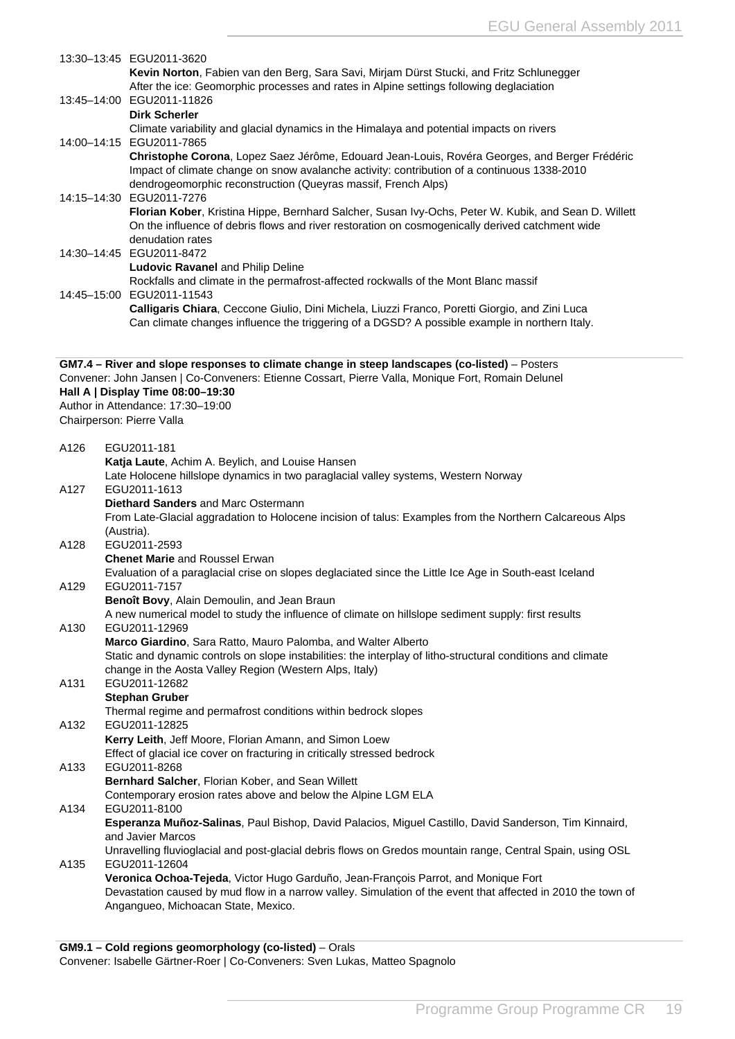13:30–13:45 EGU2011-3620
**Kevin Norton**, Fabien van den Berg, Sara Savi, Mirjam Dürst Stucki, and Fritz Schlunegger
After the ice: Geomorphic processes and rates in Alpine settings following deglaciation

13:45–14:00 EGU2011-11826
**Dirk Scherler**
Climate variability and glacial dynamics in the Himalaya and potential impacts on rivers

14:00–14:15 EGU2011-7865
**Christophe Corona**, Lopez Saez Jérôme, Edouard Jean-Louis, Rovéra Georges, and Berger Frédéric
Impact of climate change on snow avalanche activity: contribution of a continuous 1338-2010 dendrogeomorphic reconstruction (Queyras massif, French Alps)

14:15–14:30 EGU2011-7276
**Florian Kober**, Kristina Hippe, Bernhard Salcher, Susan Ivy-Ochs, Peter W. Kubik, and Sean D. Willett
On the influence of debris flows and river restoration on cosmogenically derived catchment wide denudation rates

14:30–14:45 EGU2011-8472
**Ludovic Ravanel** and Philip Deline
Rockfalls and climate in the permafrost-affected rockwalls of the Mont Blanc massif

14:45–15:00 EGU2011-11543
**Calligaris Chiara**, Ceccone Giulio, Dini Michela, Liuzzi Franco, Poretti Giorgio, and Zini Luca
Can climate changes influence the triggering of a DGSD? A possible example in northern Italy.

**GM7.4 – River and slope responses to climate change in steep landscapes (co-listed)** – Posters
Convener: John Jansen | Co-Conveners: Etienne Cossart, Pierre Valla, Monique Fort, Romain Delunel
**Hall A | Display Time 08:00–19:30**
Author in Attendance: 17:30–19:00
Chairperson: Pierre Valla

A126 EGU2011-181
**Katja Laute**, Achim A. Beylich, and Louise Hansen
Late Holocene hillslope dynamics in two paraglacial valley systems, Western Norway

A127 EGU2011-1613
**Diethard Sanders** and Marc Ostermann
From Late-Glacial aggradation to Holocene incision of talus: Examples from the Northern Calcareous Alps (Austria).

A128 EGU2011-2593
**Chenet Marie** and Roussel Erwan
Evaluation of a paraglacial crise on slopes deglaciated since the Little Ice Age in South-east Iceland

A129 EGU2011-7157
**Benoît Bovy**, Alain Demoulin, and Jean Braun
A new numerical model to study the influence of climate on hillslope sediment supply: first results

A130 EGU2011-12969
**Marco Giardino**, Sara Ratto, Mauro Palomba, and Walter Alberto
Static and dynamic controls on slope instabilities: the interplay of litho-structural conditions and climate change in the Aosta Valley Region (Western Alps, Italy)

A131 EGU2011-12682
**Stephan Gruber**
Thermal regime and permafrost conditions within bedrock slopes

A132 EGU2011-12825
**Kerry Leith**, Jeff Moore, Florian Amann, and Simon Loew
Effect of glacial ice cover on fracturing in critically stressed bedrock

A133 EGU2011-8268
**Bernhard Salcher**, Florian Kober, and Sean Willett
Contemporary erosion rates above and below the Alpine LGM ELA

A134 EGU2011-8100
**Esperanza Muñoz-Salinas**, Paul Bishop, David Palacios, Miguel Castillo, David Sanderson, Tim Kinnaird, and Javier Marcos
Unravelling fluvioglacial and post-glacial debris flows on Gredos mountain range, Central Spain, using OSL

A135 EGU2011-12604
**Veronica Ochoa-Tejeda**, Victor Hugo Garduño, Jean-François Parrot, and Monique Fort
Devastation caused by mud flow in a narrow valley. Simulation of the event that affected in 2010 the town of Angangueo, Michoacan State, Mexico.

**GM9.1 – Cold regions geomorphology (co-listed)** – Orals
Convener: Isabelle Gärtner-Roer | Co-Conveners: Sven Lukas, Matteo Spagnolo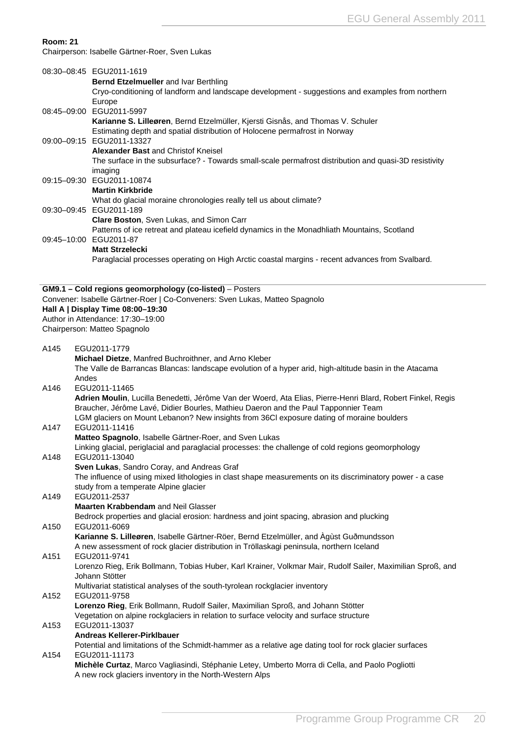**Room: 21**

Chairperson: Isabelle Gärtner-Roer, Sven Lukas

08:30–08:45 EGU2011-1619
**Bernd Etzelmueller** and Ivar Berthling
Cryo-conditioning of landform and landscape development - suggestions and examples from northern Europe

08:45–09:00 EGU2011-5997
**Karianne S. Lilleøren**, Bernd Etzelmüller, Kjersti Gisnås, and Thomas V. Schuler
Estimating depth and spatial distribution of Holocene permafrost in Norway

09:00–09:15 EGU2011-13327
**Alexander Bast** and Christof Kneisel
The surface in the subsurface? - Towards small-scale permafrost distribution and quasi-3D resistivity imaging

09:15–09:30 EGU2011-10874
**Martin Kirkbride**
What do glacial moraine chronologies really tell us about climate?

09:30–09:45 EGU2011-189
**Clare Boston**, Sven Lukas, and Simon Carr
Patterns of ice retreat and plateau icefield dynamics in the Monadhliath Mountains, Scotland

09:45–10:00 EGU2011-87
**Matt Strzelecki**
Paraglacial processes operating on High Arctic coastal margins - recent advances from Svalbard.

---

**GM9.1 – Cold regions geomorphology (co-listed)** – Posters

Convener: Isabelle Gärtner-Roer | Co-Conveners: Sven Lukas, Matteo Spagnolo

**Hall A | Display Time 08:00–19:30**

Author in Attendance: 17:30–19:00

Chairperson: Matteo Spagnolo

A145 EGU2011-1779
**Michael Dietze**, Manfred Buchroithner, and Arno Kleber
The Valle de Barrancas Blancas: landscape evolution of a hyper arid, high-altitude basin in the Atacama Andes

A146 EGU2011-11465
**Adrien Moulin**, Lucilla Benedetti, Jérôme Van der Woerd, Ata Elias, Pierre-Henri Blard, Robert Finkel, Regis Braucher, Jérôme Lavé, Didier Bourles, Mathieu Daeron and the Paul Tapponnier Team
LGM glaciers on Mount Lebanon? New insights from 36Cl exposure dating of moraine boulders

A147 EGU2011-11416
**Matteo Spagnolo**, Isabelle Gärtner-Roer, and Sven Lukas
Linking glacial, periglacial and paraglacial processes: the challenge of cold regions geomorphology

A148 EGU2011-13040
**Sven Lukas**, Sandro Coray, and Andreas Graf
The influence of using mixed lithologies in clast shape measurements on its discriminatory power - a case study from a temperate Alpine glacier

A149 EGU2011-2537
**Maarten Krabbendam** and Neil Glasser
Bedrock properties and glacial erosion: hardness and joint spacing, abrasion and plucking

A150 EGU2011-6069
**Karianne S. Lilleøren**, Isabelle Gärtner-Röer, Bernd Etzelmüller, and Àgùst Guðmundsson
A new assessment of rock glacier distribution in Tröllaskagi peninsula, northern Iceland

A151 EGU2011-9741
Lorenzo Rieg, Erik Bollmann, Tobias Huber, Karl Krainer, Volkmar Mair, Rudolf Sailer, Maximilian Sproß, and Johann Stötter
Multivariat statistical analyses of the south-tyrolean rockglacier inventory

A152 EGU2011-9758
**Lorenzo Rieg**, Erik Bollmann, Rudolf Sailer, Maximilian Sproß, and Johann Stötter
Vegetation on alpine rockglaciers in relation to surface velocity and surface structure

A153 EGU2011-13037
**Andreas Kellerer-Pirklbauer**
Potential and limitations of the Schmidt-hammer as a relative age dating tool for rock glacier surfaces

A154 EGU2011-11173
**Michèle Curtaz**, Marco Vagliasindi, Stéphanie Letey, Umberto Morra di Cella, and Paolo Pogliotti
A new rock glaciers inventory in the North-Western Alps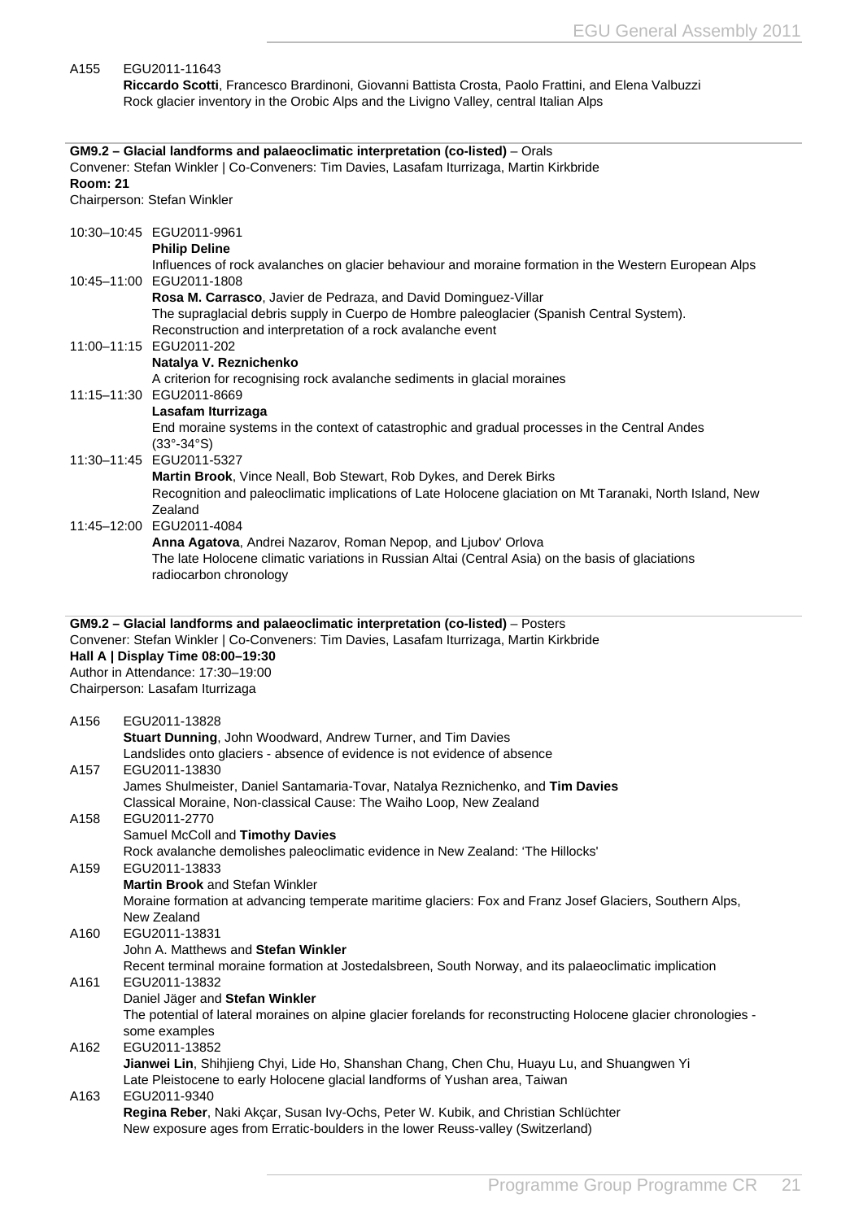A155 EGU2011-11643
**Riccardo Scotti**, Francesco Brardinoni, Giovanni Battista Crosta, Paolo Frattini, and Elena Valbuzzi
Rock glacier inventory in the Orobic Alps and the Livigno Valley, central Italian Alps

## GM9.2 – Glacial landforms and palaeoclimatic interpretation (co-listed) – Orals

Convener: Stefan Winkler | Co-Conveners: Tim Davies, Lasafam Iturrizaga, Martin Kirkbride
**Room: 21**
Chairperson: Stefan Winkler

10:30–10:45 EGU2011-9961
**Philip Deline**
Influences of rock avalanches on glacier behaviour and moraine formation in the Western European Alps

10:45–11:00 EGU2011-1808
**Rosa M. Carrasco**, Javier de Pedraza, and David Dominguez-Villar
The supraglacial debris supply in Cuerpo de Hombre paleoglacier (Spanish Central System). Reconstruction and interpretation of a rock avalanche event

11:00–11:15 EGU2011-202
**Natalya V. Reznichenko**
A criterion for recognising rock avalanche sediments in glacial moraines

11:15–11:30 EGU2011-8669
**Lasafam Iturrizaga**
End moraine systems in the context of catastrophic and gradual processes in the Central Andes (33°-34°S)

11:30–11:45 EGU2011-5327
**Martin Brook**, Vince Neall, Bob Stewart, Rob Dykes, and Derek Birks
Recognition and paleoclimatic implications of Late Holocene glaciation on Mt Taranaki, North Island, New Zealand

11:45–12:00 EGU2011-4084
**Anna Agatova**, Andrei Nazarov, Roman Nepop, and Ljubov' Orlova
The late Holocene climatic variations in Russian Altai (Central Asia) on the basis of glaciations radiocarbon chronology

## GM9.2 – Glacial landforms and palaeoclimatic interpretation (co-listed) – Posters

Convener: Stefan Winkler | Co-Conveners: Tim Davies, Lasafam Iturrizaga, Martin Kirkbride
**Hall A | Display Time 08:00–19:30**
Author in Attendance: 17:30–19:00
Chairperson: Lasafam Iturrizaga

A156 EGU2011-13828
**Stuart Dunning**, John Woodward, Andrew Turner, and Tim Davies
Landslides onto glaciers - absence of evidence is not evidence of absence

A157 EGU2011-13830
James Shulmeister, Daniel Santamaria-Tovar, Natalya Reznichenko, and **Tim Davies**
Classical Moraine, Non-classical Cause: The Waiho Loop, New Zealand

A158 EGU2011-2770
Samuel McColl and **Timothy Davies**
Rock avalanche demolishes paleoclimatic evidence in New Zealand: 'The Hillocks'

A159 EGU2011-13833
**Martin Brook** and Stefan Winkler
Moraine formation at advancing temperate maritime glaciers: Fox and Franz Josef Glaciers, Southern Alps, New Zealand

A160 EGU2011-13831
John A. Matthews and **Stefan Winkler**
Recent terminal moraine formation at Jostedalsbreen, South Norway, and its palaeoclimatic implication

A161 EGU2011-13832
Daniel Jäger and **Stefan Winkler**
The potential of lateral moraines on alpine glacier forelands for reconstructing Holocene glacier chronologies - some examples

A162 EGU2011-13852
**Jianwei Lin**, Shihjieng Chyi, Lide Ho, Shanshan Chang, Chen Chu, Huayu Lu, and Shuangwen Yi
Late Pleistocene to early Holocene glacial landforms of Yushan area, Taiwan

A163 EGU2011-9340
**Regina Reber**, Naki Akçar, Susan Ivy-Ochs, Peter W. Kubik, and Christian Schlüchter
New exposure ages from Erratic-boulders in the lower Reuss-valley (Switzerland)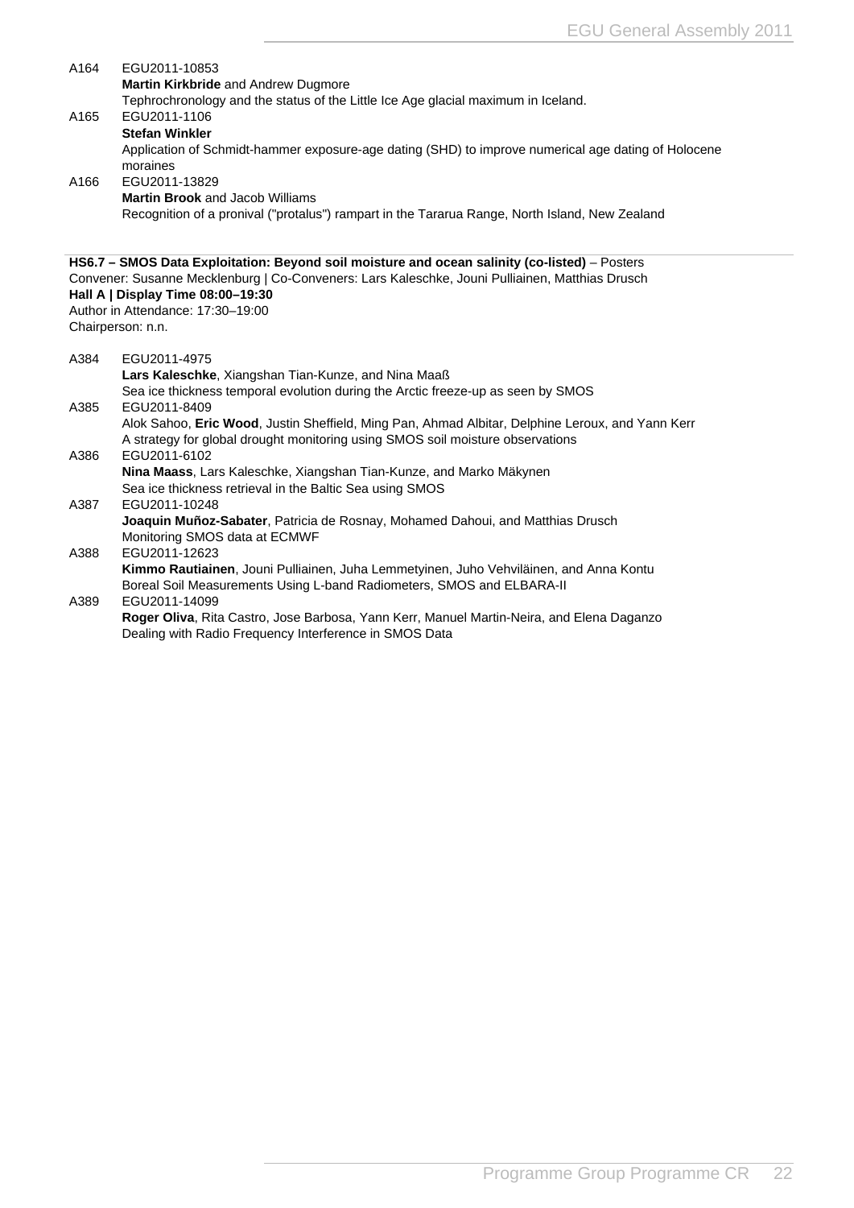A164 EGU2011-10853
**Martin Kirkbride** and Andrew Dugmore
Tephrochronology and the status of the Little Ice Age glacial maximum in Iceland.

A165 EGU2011-1106
**Stefan Winkler**
Application of Schmidt-hammer exposure-age dating (SHD) to improve numerical age dating of Holocene moraines

A166 EGU2011-13829
**Martin Brook** and Jacob Williams
Recognition of a pronival ("protalus") rampart in the Tararua Range, North Island, New Zealand

**HS6.7 – SMOS Data Exploitation: Beyond soil moisture and ocean salinity (co-listed)** – Posters
Convener: Susanne Mecklenburg | Co-Conveners: Lars Kaleschke, Jouni Pulliainen, Matthias Drusch
**Hall A | Display Time 08:00–19:30**
Author in Attendance: 17:30–19:00
Chairperson: n.n.

A384 EGU2011-4975
**Lars Kaleschke**, Xiangshan Tian-Kunze, and Nina Maaß
Sea ice thickness temporal evolution during the Arctic freeze-up as seen by SMOS

A385 EGU2011-8409
Alok Sahoo, **Eric Wood**, Justin Sheffield, Ming Pan, Ahmad Albitar, Delphine Leroux, and Yann Kerr
A strategy for global drought monitoring using SMOS soil moisture observations

A386 EGU2011-6102
**Nina Maass**, Lars Kaleschke, Xiangshan Tian-Kunze, and Marko Mäkynen
Sea ice thickness retrieval in the Baltic Sea using SMOS

A387 EGU2011-10248
**Joaquin Muñoz-Sabater**, Patricia de Rosnay, Mohamed Dahoui, and Matthias Drusch
Monitoring SMOS data at ECMWF

A388 EGU2011-12623
**Kimmo Rautiainen**, Jouni Pulliainen, Juha Lemmetyinen, Juho Vehviläinen, and Anna Kontu
Boreal Soil Measurements Using L-band Radiometers, SMOS and ELBARA-II

A389 EGU2011-14099
**Roger Oliva**, Rita Castro, Jose Barbosa, Yann Kerr, Manuel Martin-Neira, and Elena Daganzo
Dealing with Radio Frequency Interference in SMOS Data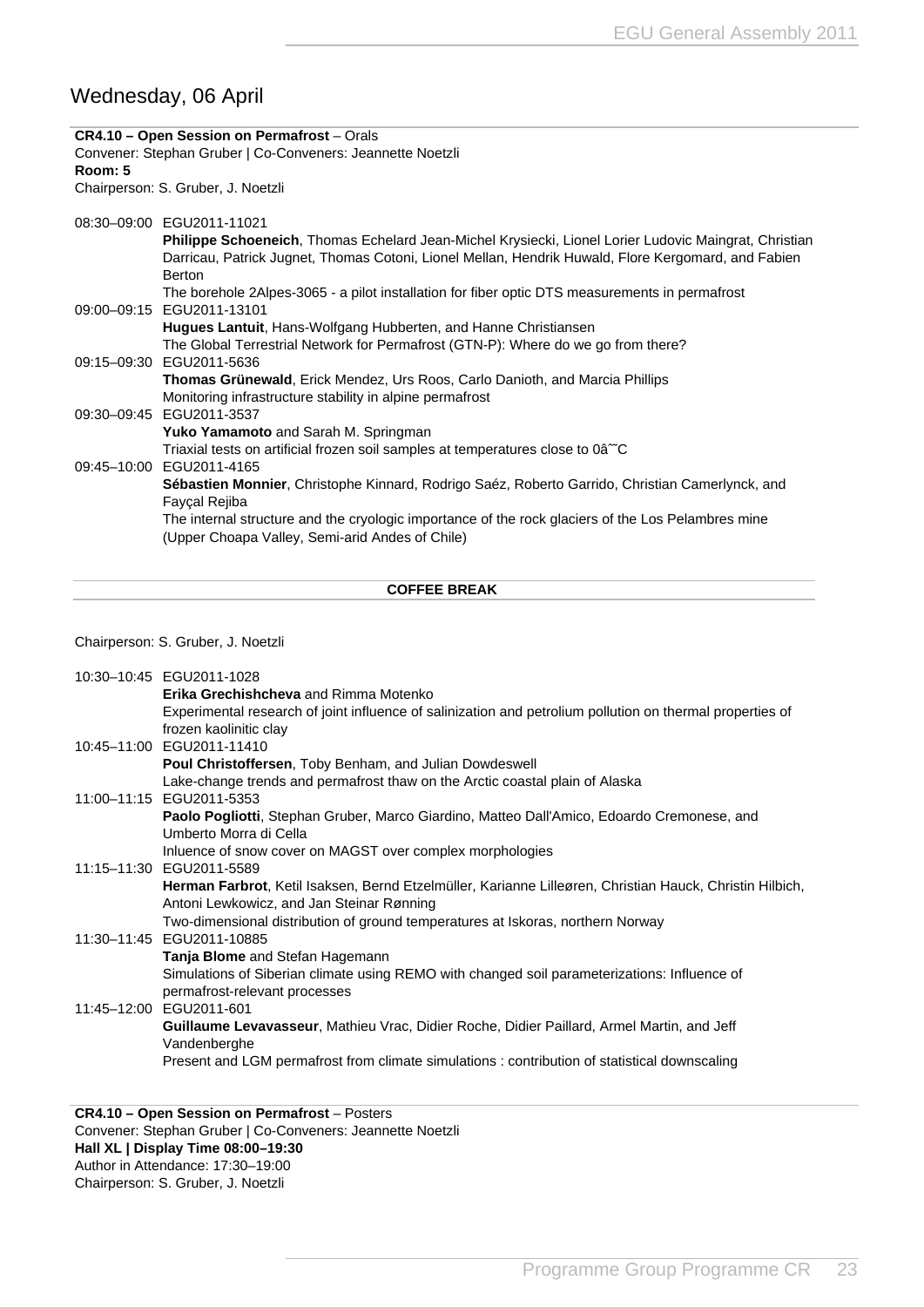## Wednesday, 06 April

**CR4.10 – Open Session on Permafrost** – Orals
Convener: Stephan Gruber | Co-Conveners: Jeannette Noetzli
**Room: 5**
Chairperson: S. Gruber, J. Noetzli

08:30–09:00 EGU2011-11021
**Philippe Schoeneich**, Thomas Echelard Jean-Michel Krysiecki, Lionel Lorier Ludovic Maingrat, Christian Darricau, Patrick Jugnet, Thomas Cotoni, Lionel Mellan, Hendrik Huwald, Flore Kergomard, and Fabien Berton
The borehole 2Alpes-3065 - a pilot installation for fiber optic DTS measurements in permafrost

09:00–09:15 EGU2011-13101
**Hugues Lantuit**, Hans-Wolfgang Hubberten, and Hanne Christiansen
The Global Terrestrial Network for Permafrost (GTN-P): Where do we go from there?

09:15–09:30 EGU2011-5636
**Thomas Grünewald**, Erick Mendez, Urs Roos, Carlo Danioth, and Marcia Phillips
Monitoring infrastructure stability in alpine permafrost

09:30–09:45 EGU2011-3537
**Yuko Yamamoto** and Sarah M. Springman
Triaxial tests on artificial frozen soil samples at temperatures close to 0â˜C

09:45–10:00 EGU2011-4165
**Sébastien Monnier**, Christophe Kinnard, Rodrigo Saéz, Roberto Garrido, Christian Camerlynck, and Fayçal Rejiba
The internal structure and the cryologic importance of the rock glaciers of the Los Pelambres mine (Upper Choapa Valley, Semi-arid Andes of Chile)

**COFFEE BREAK**

Chairperson: S. Gruber, J. Noetzli

10:30–10:45 EGU2011-1028
**Erika Grechishcheva** and Rimma Motenko
Experimental research of joint influence of salinization and petrolium pollution on thermal properties of frozen kaolinitic clay

10:45–11:00 EGU2011-11410
**Poul Christoffersen**, Toby Benham, and Julian Dowdeswell
Lake-change trends and permafrost thaw on the Arctic coastal plain of Alaska

11:00–11:15 EGU2011-5353
**Paolo Pogliotti**, Stephan Gruber, Marco Giardino, Matteo Dall'Amico, Edoardo Cremonese, and Umberto Morra di Cella
Inluence of snow cover on MAGST over complex morphologies

11:15–11:30 EGU2011-5589
**Herman Farbrot**, Ketil Isaksen, Bernd Etzelmüller, Karianne Lilleøren, Christian Hauck, Christin Hilbich, Antoni Lewkowicz, and Jan Steinar Rønning
Two-dimensional distribution of ground temperatures at Iskoras, northern Norway

11:30–11:45 EGU2011-10885
**Tanja Blome** and Stefan Hagemann
Simulations of Siberian climate using REMO with changed soil parameterizations: Influence of permafrost-relevant processes

11:45–12:00 EGU2011-601
**Guillaume Levavasseur**, Mathieu Vrac, Didier Roche, Didier Paillard, Armel Martin, and Jeff Vandenberghe
Present and LGM permafrost from climate simulations : contribution of statistical downscaling

**CR4.10 – Open Session on Permafrost** – Posters
Convener: Stephan Gruber | Co-Conveners: Jeannette Noetzli
**Hall XL | Display Time 08:00–19:30**
Author in Attendance: 17:30–19:00
Chairperson: S. Gruber, J. Noetzli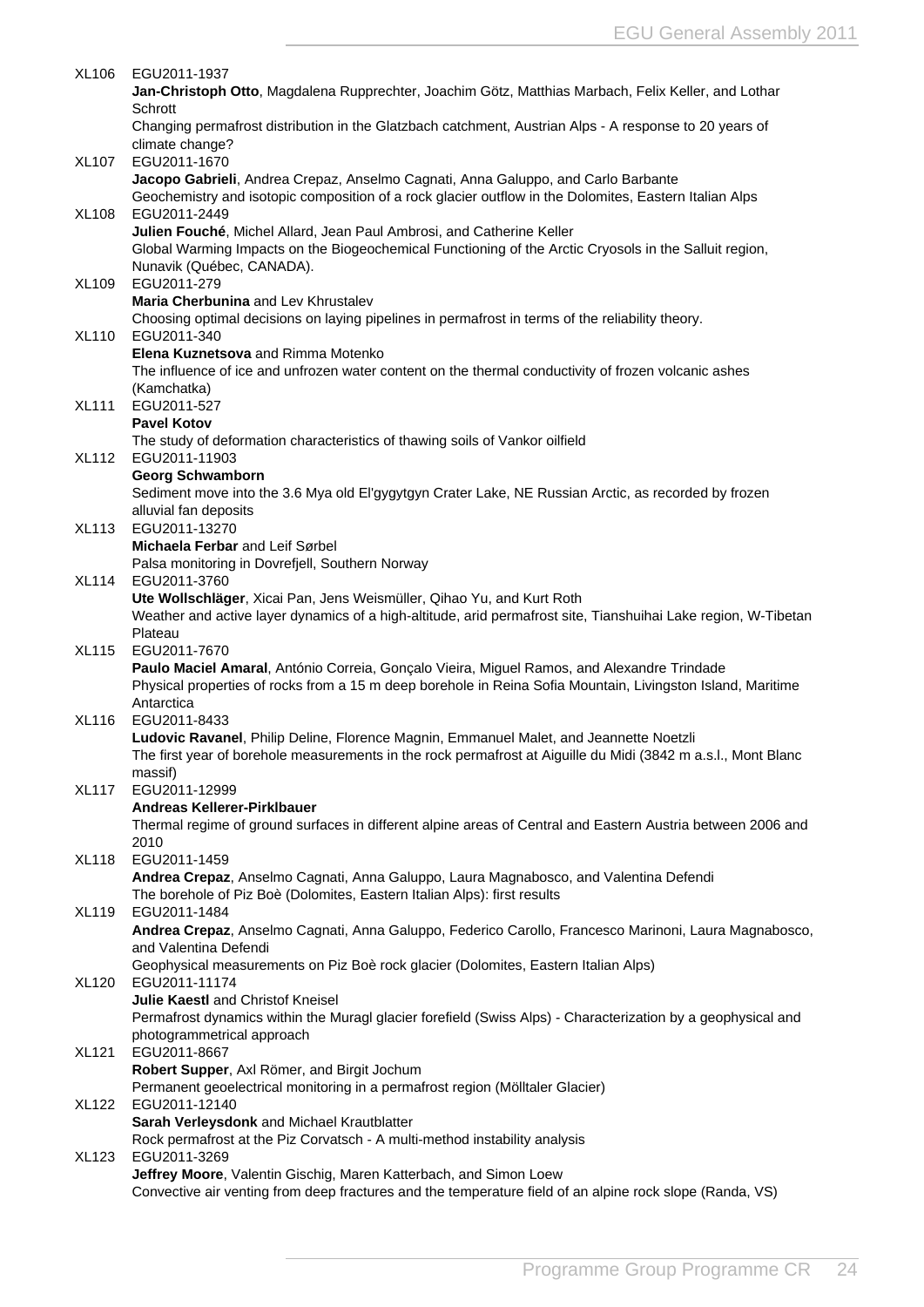XL106 EGU2011-1937
**Jan-Christoph Otto**, Magdalena Rupprechter, Joachim Götz, Matthias Marbach, Felix Keller, and Lothar Schrott
Changing permafrost distribution in the Glatzbach catchment, Austrian Alps - A response to 20 years of climate change?

XL107 EGU2011-1670
**Jacopo Gabrieli**, Andrea Crepaz, Anselmo Cagnati, Anna Galuppo, and Carlo Barbante
Geochemistry and isotopic composition of a rock glacier outflow in the Dolomites, Eastern Italian Alps

XL108 EGU2011-2449
**Julien Fouché**, Michel Allard, Jean Paul Ambrosi, and Catherine Keller
Global Warming Impacts on the Biogeochemical Functioning of the Arctic Cryosols in the Salluit region, Nunavik (Québec, CANADA).

XL109 EGU2011-279
**Maria Cherbunina** and Lev Khrustalev
Choosing optimal decisions on laying pipelines in permafrost in terms of the reliability theory.

XL110 EGU2011-340
**Elena Kuznetsova** and Rimma Motenko
The influence of ice and unfrozen water content on the thermal conductivity of frozen volcanic ashes (Kamchatka)

XL111 EGU2011-527
**Pavel Kotov**
The study of deformation characteristics of thawing soils of Vankor oilfield

XL112 EGU2011-11903
**Georg Schwamborn**
Sediment move into the 3.6 Mya old El'gygytgyn Crater Lake, NE Russian Arctic, as recorded by frozen alluvial fan deposits

XL113 EGU2011-13270
**Michaela Ferbar** and Leif Sørbel
Palsa monitoring in Dovrefjell, Southern Norway

XL114 EGU2011-3760
**Ute Wollschläger**, Xicai Pan, Jens Weismüller, Qihao Yu, and Kurt Roth
Weather and active layer dynamics of a high-altitude, arid permafrost site, Tianshuihai Lake region, W-Tibetan Plateau

XL115 EGU2011-7670
**Paulo Maciel Amaral**, António Correia, Gonçalo Vieira, Miguel Ramos, and Alexandre Trindade
Physical properties of rocks from a 15 m deep borehole in Reina Sofia Mountain, Livingston Island, Maritime Antarctica

XL116 EGU2011-8433
**Ludovic Ravanel**, Philip Deline, Florence Magnin, Emmanuel Malet, and Jeannette Noetzli
The first year of borehole measurements in the rock permafrost at Aiguille du Midi (3842 m a.s.l., Mont Blanc massif)

XL117 EGU2011-12999
**Andreas Kellerer-Pirklbauer**
Thermal regime of ground surfaces in different alpine areas of Central and Eastern Austria between 2006 and 2010

XL118 EGU2011-1459
**Andrea Crepaz**, Anselmo Cagnati, Anna Galuppo, Laura Magnabosco, and Valentina Defendi
The borehole of Piz Boè (Dolomites, Eastern Italian Alps): first results

XL119 EGU2011-1484
**Andrea Crepaz**, Anselmo Cagnati, Anna Galuppo, Federico Carollo, Francesco Marinoni, Laura Magnabosco, and Valentina Defendi
Geophysical measurements on Piz Boè rock glacier (Dolomites, Eastern Italian Alps)

XL120 EGU2011-11174
**Julie Kaestl** and Christof Kneisel
Permafrost dynamics within the Muragl glacier forefield (Swiss Alps) - Characterization by a geophysical and photogrammetrical approach

XL121 EGU2011-8667
**Robert Supper**, Axl Römer, and Birgit Jochum
Permanent geoelectrical monitoring in a permafrost region (Mölltaler Glacier)

XL122 EGU2011-12140
**Sarah Verleysdonk** and Michael Krautblatter
Rock permafrost at the Piz Corvatsch - A multi-method instability analysis

XL123 EGU2011-3269
**Jeffrey Moore**, Valentin Gischig, Maren Katterbach, and Simon Loew
Convective air venting from deep fractures and the temperature field of an alpine rock slope (Randa, VS)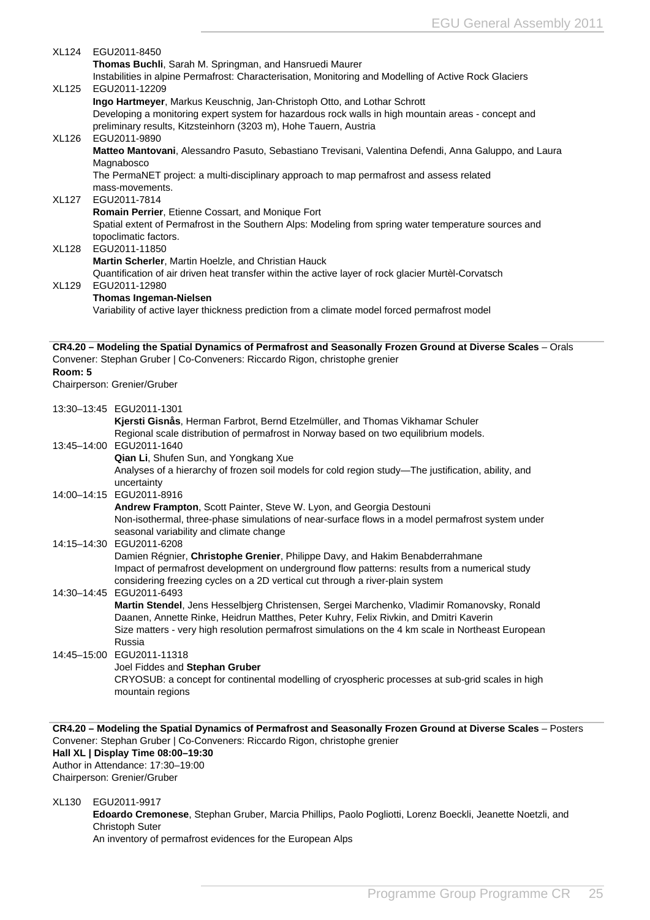XL124 EGU2011-8450
**Thomas Buchli**, Sarah M. Springman, and Hansruedi Maurer
Instabilities in alpine Permafrost: Characterisation, Monitoring and Modelling of Active Rock Glaciers

XL125 EGU2011-12209
**Ingo Hartmeyer**, Markus Keuschnig, Jan-Christoph Otto, and Lothar Schrott
Developing a monitoring expert system for hazardous rock walls in high mountain areas - concept and preliminary results, Kitzsteinhorn (3203 m), Hohe Tauern, Austria

XL126 EGU2011-9890
**Matteo Mantovani**, Alessandro Pasuto, Sebastiano Trevisani, Valentina Defendi, Anna Galuppo, and Laura Magnabosco
The PermaNET project: a multi-disciplinary approach to map permafrost and assess related mass-movements.

XL127 EGU2011-7814
**Romain Perrier**, Etienne Cossart, and Monique Fort
Spatial extent of Permafrost in the Southern Alps: Modeling from spring water temperature sources and topoclimatic factors.

XL128 EGU2011-11850
**Martin Scherler**, Martin Hoelzle, and Christian Hauck
Quantification of air driven heat transfer within the active layer of rock glacier Murtèl-Corvatsch

XL129 EGU2011-12980
**Thomas Ingeman-Nielsen**
Variability of active layer thickness prediction from a climate model forced permafrost model

## CR4.20 – Modeling the Spatial Dynamics of Permafrost and Seasonally Frozen Ground at Diverse Scales – Orals

Convener: Stephan Gruber | Co-Conveners: Riccardo Rigon, christophe grenier
**Room: 5**
Chairperson: Grenier/Gruber

13:30–13:45 EGU2011-1301
**Kjersti Gisnås**, Herman Farbrot, Bernd Etzelmüller, and Thomas Vikhamar Schuler
Regional scale distribution of permafrost in Norway based on two equilibrium models.

13:45–14:00 EGU2011-1640
**Qian Li**, Shufen Sun, and Yongkang Xue
Analyses of a hierarchy of frozen soil models for cold region study—The justification, ability, and uncertainty

14:00–14:15 EGU2011-8916
**Andrew Frampton**, Scott Painter, Steve W. Lyon, and Georgia Destouni
Non-isothermal, three-phase simulations of near-surface flows in a model permafrost system under seasonal variability and climate change

14:15–14:30 EGU2011-6208
Damien Régnier, **Christophe Grenier**, Philippe Davy, and Hakim Benabderrahmane
Impact of permafrost development on underground flow patterns: results from a numerical study considering freezing cycles on a 2D vertical cut through a river-plain system

14:30–14:45 EGU2011-6493
**Martin Stendel**, Jens Hesselbjerg Christensen, Sergei Marchenko, Vladimir Romanovsky, Ronald Daanen, Annette Rinke, Heidrun Matthes, Peter Kuhry, Felix Rivkin, and Dmitri Kaverin
Size matters - very high resolution permafrost simulations on the 4 km scale in Northeast European Russia

14:45–15:00 EGU2011-11318
Joel Fiddes and **Stephan Gruber**
CRYOSUB: a concept for continental modelling of cryospheric processes at sub-grid scales in high mountain regions

## CR4.20 – Modeling the Spatial Dynamics of Permafrost and Seasonally Frozen Ground at Diverse Scales – Posters

Convener: Stephan Gruber | Co-Conveners: Riccardo Rigon, christophe grenier
**Hall XL | Display Time 08:00–19:30**
Author in Attendance: 17:30–19:00
Chairperson: Grenier/Gruber

XL130 EGU2011-9917
**Edoardo Cremonese**, Stephan Gruber, Marcia Phillips, Paolo Pogliotti, Lorenz Boeckli, Jeanette Noetzli, and Christoph Suter
An inventory of permafrost evidences for the European Alps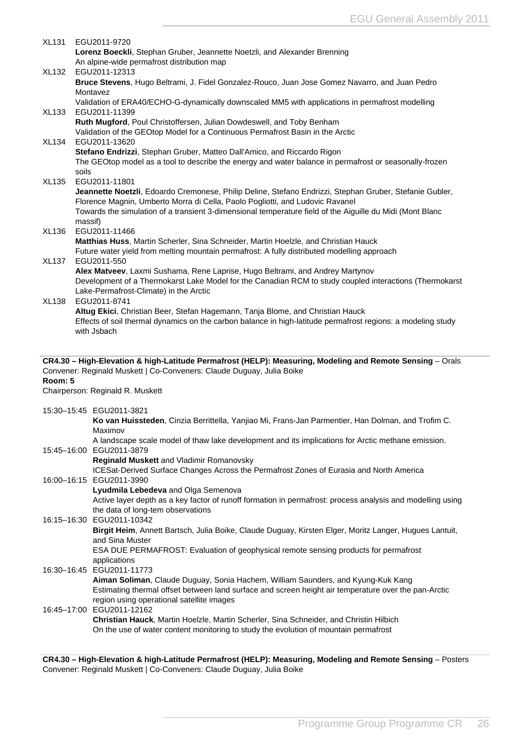XL131 EGU2011-9720
**Lorenz Boeckli**, Stephan Gruber, Jeannette Noetzli, and Alexander Brenning
An alpine-wide permafrost distribution map

XL132 EGU2011-12313
**Bruce Stevens**, Hugo Beltrami, J. Fidel Gonzalez-Rouco, Juan Jose Gomez Navarro, and Juan Pedro Montavez
Validation of ERA40/ECHO-G-dynamically downscaled MM5 with applications in permafrost modelling

XL133 EGU2011-11399
**Ruth Mugford**, Poul Christoffersen, Julian Dowdeswell, and Toby Benham
Validation of the GEOtop Model for a Continuous Permafrost Basin in the Arctic

XL134 EGU2011-13620
**Stefano Endrizzi**, Stephan Gruber, Matteo Dall'Amico, and Riccardo Rigon
The GEOtop model as a tool to describe the energy and water balance in permafrost or seasonally-frozen soils

XL135 EGU2011-11801
**Jeannette Noetzli**, Edoardo Cremonese, Philip Deline, Stefano Endrizzi, Stephan Gruber, Stefanie Gubler, Florence Magnin, Umberto Morra di Cella, Paolo Pogliotti, and Ludovic Ravanel
Towards the simulation of a transient 3-dimensional temperature field of the Aiguille du Midi (Mont Blanc massif)

XL136 EGU2011-11466
**Matthias Huss**, Martin Scherler, Sina Schneider, Martin Hoelzle, and Christian Hauck
Future water yield from melting mountain permafrost: A fully distributed modelling approach

XL137 EGU2011-550
**Alex Matveev**, Laxmi Sushama, Rene Laprise, Hugo Beltrami, and Andrey Martynov
Development of a Thermokarst Lake Model for the Canadian RCM to study coupled interactions (Thermokarst Lake-Permafrost-Climate) in the Arctic

XL138 EGU2011-8741
**Altug Ekici**, Christian Beer, Stefan Hagemann, Tanja Blome, and Christian Hauck
Effects of soil thermal dynamics on the carbon balance in high-latitude permafrost regions: a modeling study with Jsbach

**CR4.30 – High-Elevation & high-Latitude Permafrost (HELP): Measuring, Modeling and Remote Sensing** – Orals
Convener: Reginald Muskett | Co-Conveners: Claude Duguay, Julia Boike
**Room: 5**
Chairperson: Reginald R. Muskett

15:30–15:45 EGU2011-3821
**Ko van Huissteden**, Cinzia Berritella, Yanjiao Mi, Frans-Jan Parmentier, Han Dolman, and Trofim C. Maximov
A landscape scale model of thaw lake development and its implications for Arctic methane emission.

15:45–16:00 EGU2011-3879
**Reginald Muskett** and Vladimir Romanovsky
ICESat-Derived Surface Changes Across the Permafrost Zones of Eurasia and North America

16:00–16:15 EGU2011-3990
**Lyudmila Lebedeva** and Olga Semenova
Active layer depth as a key factor of runoff formation in permafrost: process analysis and modelling using the data of long-tem observations

16:15–16:30 EGU2011-10342
**Birgit Heim**, Annett Bartsch, Julia Boike, Claude Duguay, Kirsten Elger, Moritz Langer, Hugues Lantuit, and Sina Muster
ESA DUE PERMAFROST: Evaluation of geophysical remote sensing products for permafrost applications

16:30–16:45 EGU2011-11773
**Aiman Soliman**, Claude Duguay, Sonia Hachem, William Saunders, and Kyung-Kuk Kang
Estimating thermal offset between land surface and screen height air temperature over the pan-Arctic region using operational satellite images

16:45–17:00 EGU2011-12162
**Christian Hauck**, Martin Hoelzle, Martin Scherler, Sina Schneider, and Christin Hilbich
On the use of water content monitoring to study the evolution of mountain permafrost

**CR4.30 – High-Elevation & high-Latitude Permafrost (HELP): Measuring, Modeling and Remote Sensing** – Posters
Convener: Reginald Muskett | Co-Conveners: Claude Duguay, Julia Boike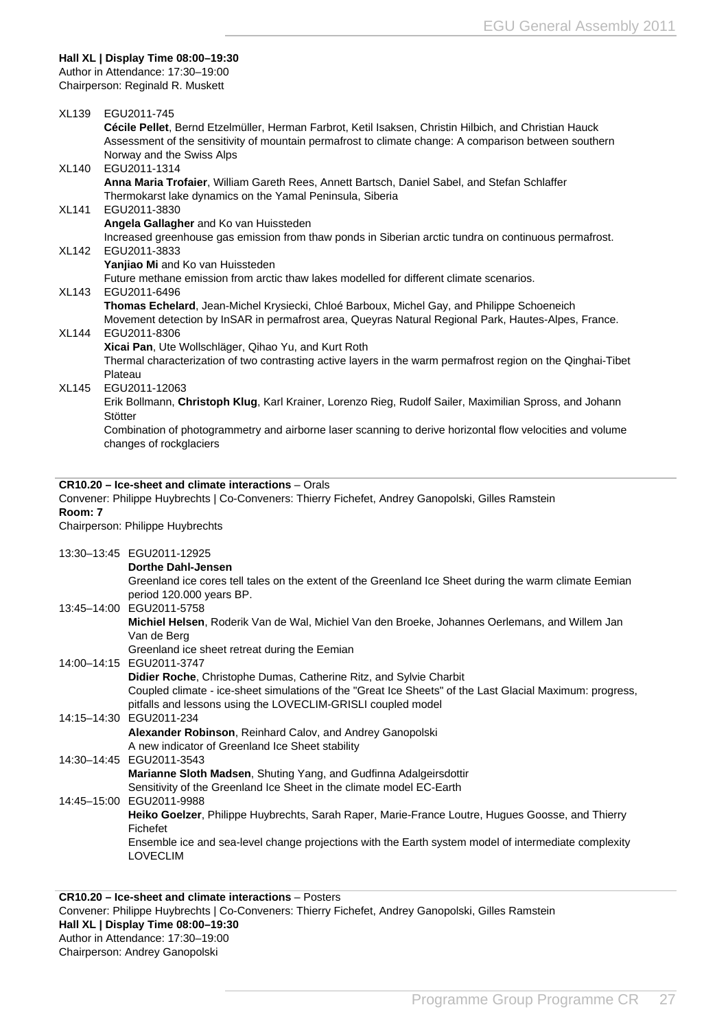**Hall XL | Display Time 08:00–19:30**
Author in Attendance: 17:30–19:00
Chairperson: Reginald R. Muskett

XL139 EGU2011-745
**Cécile Pellet**, Bernd Etzelmüller, Herman Farbrot, Ketil Isaksen, Christin Hilbich, and Christian Hauck
Assessment of the sensitivity of mountain permafrost to climate change: A comparison between southern Norway and the Swiss Alps

XL140 EGU2011-1314
**Anna Maria Trofaier**, William Gareth Rees, Annett Bartsch, Daniel Sabel, and Stefan Schlaffer
Thermokarst lake dynamics on the Yamal Peninsula, Siberia

XL141 EGU2011-3830
**Angela Gallagher** and Ko van Huissteden
Increased greenhouse gas emission from thaw ponds in Siberian arctic tundra on continuous permafrost.

XL142 EGU2011-3833
**Yanjiao Mi** and Ko van Huissteden
Future methane emission from arctic thaw lakes modelled for different climate scenarios.

XL143 EGU2011-6496
**Thomas Echelard**, Jean-Michel Krysiecki, Chloé Barboux, Michel Gay, and Philippe Schoeneich
Movement detection by InSAR in permafrost area, Queyras Natural Regional Park, Hautes-Alpes, France.

XL144 EGU2011-8306
**Xicai Pan**, Ute Wollschläger, Qihao Yu, and Kurt Roth
Thermal characterization of two contrasting active layers in the warm permafrost region on the Qinghai-Tibet Plateau

XL145 EGU2011-12063
Erik Bollmann, **Christoph Klug**, Karl Krainer, Lorenzo Rieg, Rudolf Sailer, Maximilian Spross, and Johann Stötter
Combination of photogrammetry and airborne laser scanning to derive horizontal flow velocities and volume changes of rockglaciers

---

**CR10.20 – Ice-sheet and climate interactions** – Orals
Convener: Philippe Huybrechts | Co-Conveners: Thierry Fichefet, Andrey Ganopolski, Gilles Ramstein
**Room: 7**
Chairperson: Philippe Huybrechts

13:30–13:45 EGU2011-12925
**Dorthe Dahl-Jensen**
Greenland ice cores tell tales on the extent of the Greenland Ice Sheet during the warm climate Eemian period 120.000 years BP.

13:45–14:00 EGU2011-5758
**Michiel Helsen**, Roderik Van de Wal, Michiel Van den Broeke, Johannes Oerlemans, and Willem Jan Van de Berg
Greenland ice sheet retreat during the Eemian

14:00–14:15 EGU2011-3747
**Didier Roche**, Christophe Dumas, Catherine Ritz, and Sylvie Charbit
Coupled climate - ice-sheet simulations of the "Great Ice Sheets" of the Last Glacial Maximum: progress, pitfalls and lessons using the LOVECLIM-GRISLI coupled model

14:15–14:30 EGU2011-234
**Alexander Robinson**, Reinhard Calov, and Andrey Ganopolski
A new indicator of Greenland Ice Sheet stability

14:30–14:45 EGU2011-3543
**Marianne Sloth Madsen**, Shuting Yang, and Gudfinna Adalgeirsdottir
Sensitivity of the Greenland Ice Sheet in the climate model EC-Earth

14:45–15:00 EGU2011-9988
**Heiko Goelzer**, Philippe Huybrechts, Sarah Raper, Marie-France Loutre, Hugues Goosse, and Thierry Fichefet
Ensemble ice and sea-level change projections with the Earth system model of intermediate complexity LOVECLIM

---

**CR10.20 – Ice-sheet and climate interactions** – Posters
Convener: Philippe Huybrechts | Co-Conveners: Thierry Fichefet, Andrey Ganopolski, Gilles Ramstein
**Hall XL | Display Time 08:00–19:30**
Author in Attendance: 17:30–19:00
Chairperson: Andrey Ganopolski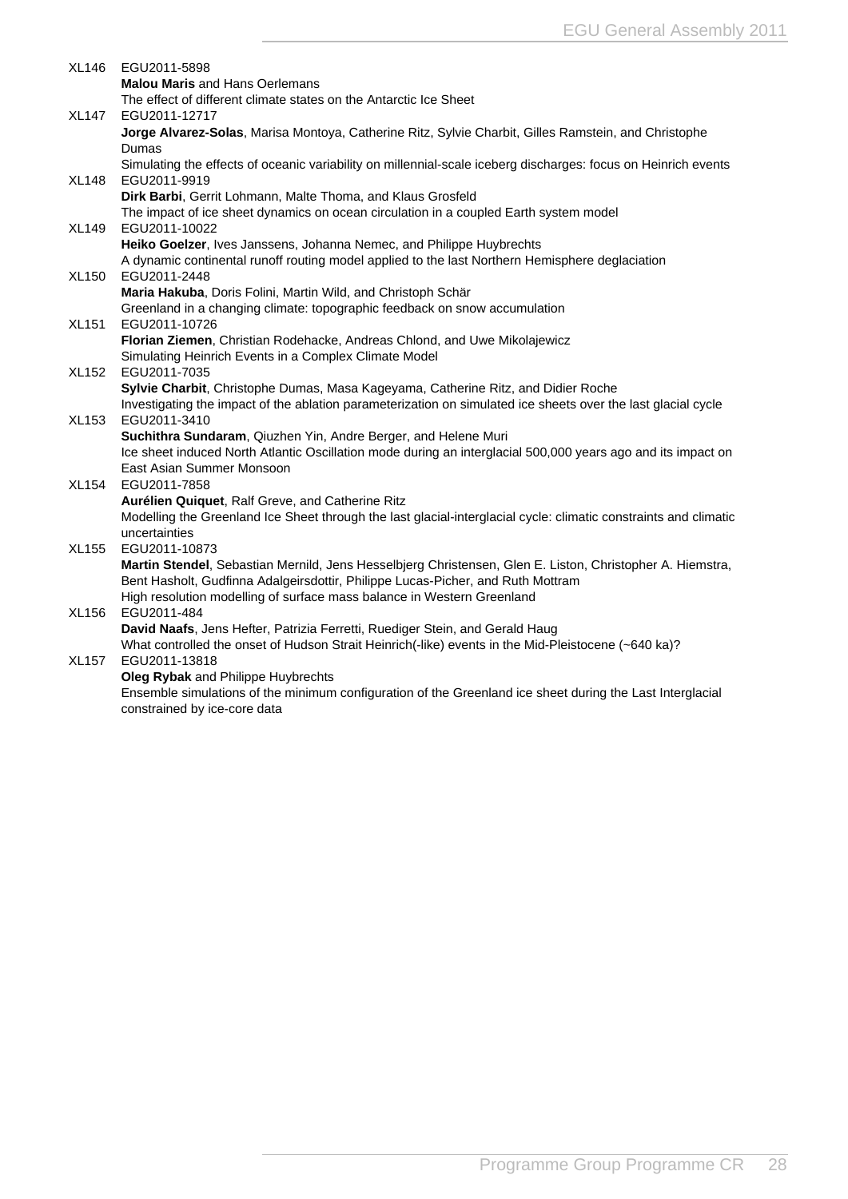XL146 EGU2011-5898
**Malou Maris** and Hans Oerlemans
The effect of different climate states on the Antarctic Ice Sheet

XL147 EGU2011-12717
**Jorge Alvarez-Solas**, Marisa Montoya, Catherine Ritz, Sylvie Charbit, Gilles Ramstein, and Christophe Dumas
Simulating the effects of oceanic variability on millennial-scale iceberg discharges: focus on Heinrich events

XL148 EGU2011-9919
**Dirk Barbi**, Gerrit Lohmann, Malte Thoma, and Klaus Grosfeld
The impact of ice sheet dynamics on ocean circulation in a coupled Earth system model

XL149 EGU2011-10022
**Heiko Goelzer**, Ives Janssens, Johanna Nemec, and Philippe Huybrechts
A dynamic continental runoff routing model applied to the last Northern Hemisphere deglaciation

XL150 EGU2011-2448
**Maria Hakuba**, Doris Folini, Martin Wild, and Christoph Schär
Greenland in a changing climate: topographic feedback on snow accumulation

XL151 EGU2011-10726
**Florian Ziemen**, Christian Rodehacke, Andreas Chlond, and Uwe Mikolajewicz
Simulating Heinrich Events in a Complex Climate Model

XL152 EGU2011-7035
**Sylvie Charbit**, Christophe Dumas, Masa Kageyama, Catherine Ritz, and Didier Roche
Investigating the impact of the ablation parameterization on simulated ice sheets over the last glacial cycle

XL153 EGU2011-3410
**Suchithra Sundaram**, Qiuzhen Yin, Andre Berger, and Helene Muri
Ice sheet induced North Atlantic Oscillation mode during an interglacial 500,000 years ago and its impact on East Asian Summer Monsoon

XL154 EGU2011-7858
**Aurélien Quiquet**, Ralf Greve, and Catherine Ritz
Modelling the Greenland Ice Sheet through the last glacial-interglacial cycle: climatic constraints and climatic uncertainties

XL155 EGU2011-10873
**Martin Stendel**, Sebastian Mernild, Jens Hesselbjerg Christensen, Glen E. Liston, Christopher A. Hiemstra, Bent Hasholt, Gudfinna Adalgeirsdottir, Philippe Lucas-Picher, and Ruth Mottram
High resolution modelling of surface mass balance in Western Greenland

XL156 EGU2011-484
**David Naafs**, Jens Hefter, Patrizia Ferretti, Ruediger Stein, and Gerald Haug
What controlled the onset of Hudson Strait Heinrich(-like) events in the Mid-Pleistocene (~640 ka)?

XL157 EGU2011-13818
**Oleg Rybak** and Philippe Huybrechts
Ensemble simulations of the minimum configuration of the Greenland ice sheet during the Last Interglacial constrained by ice-core data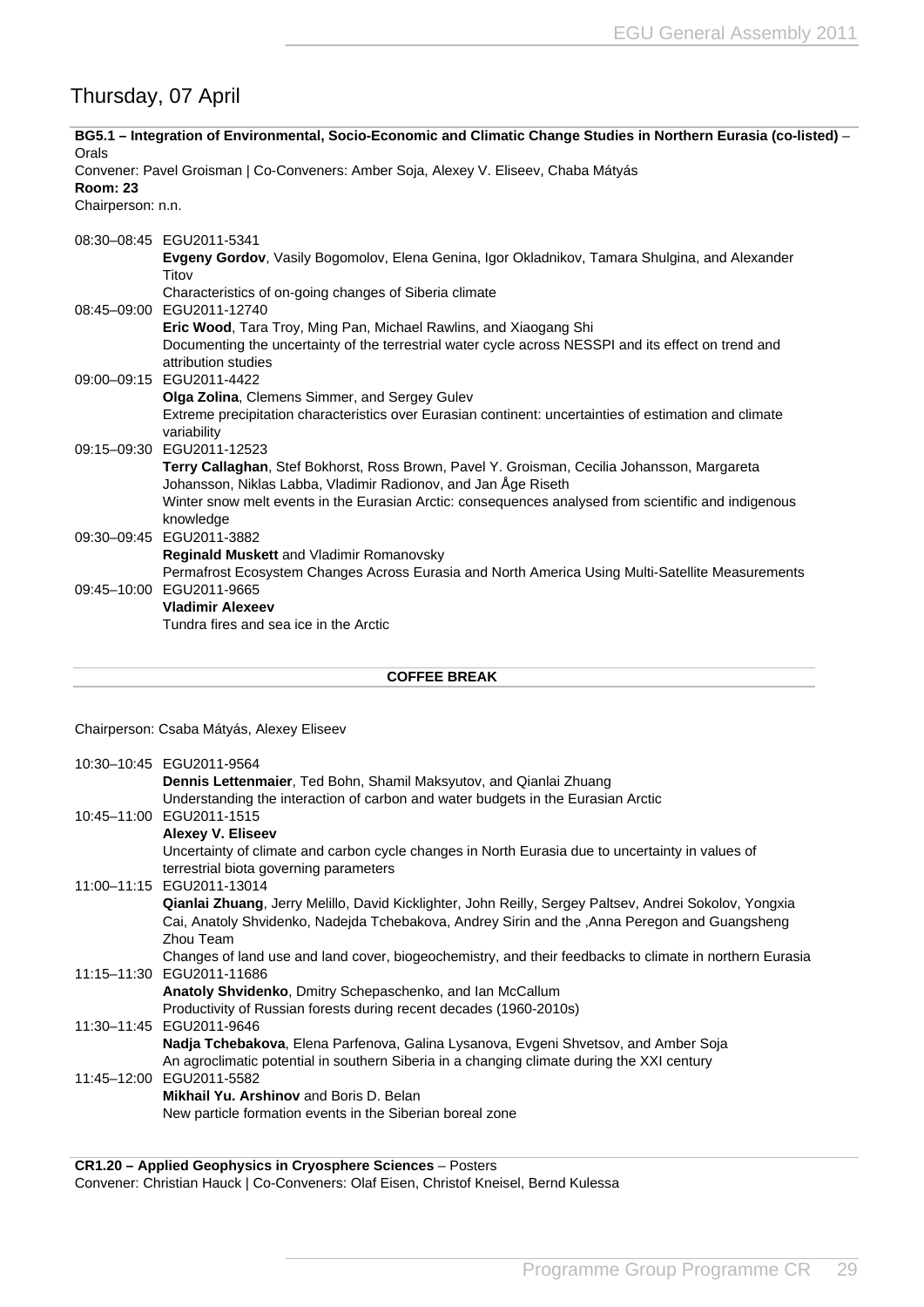## Thursday, 07 April

**BG5.1 – Integration of Environmental, Socio-Economic and Climatic Change Studies in Northern Eurasia (co-listed)** – Orals
Convener: Pavel Groisman | Co-Conveners: Amber Soja, Alexey V. Eliseev, Chaba Mátyás
**Room: 23**
Chairperson: n.n.

08:30–08:45 EGU2011-5341
**Evgeny Gordov**, Vasily Bogomolov, Elena Genina, Igor Okladnikov, Tamara Shulgina, and Alexander Titov
Characteristics of on-going changes of Siberia climate

08:45–09:00 EGU2011-12740
**Eric Wood**, Tara Troy, Ming Pan, Michael Rawlins, and Xiaogang Shi
Documenting the uncertainty of the terrestrial water cycle across NESSPI and its effect on trend and attribution studies

09:00–09:15 EGU2011-4422
**Olga Zolina**, Clemens Simmer, and Sergey Gulev
Extreme precipitation characteristics over Eurasian continent: uncertainties of estimation and climate variability

09:15–09:30 EGU2011-12523
**Terry Callaghan**, Stef Bokhorst, Ross Brown, Pavel Y. Groisman, Cecilia Johansson, Margareta Johansson, Niklas Labba, Vladimir Radionov, and Jan Åge Riseth
Winter snow melt events in the Eurasian Arctic: consequences analysed from scientific and indigenous knowledge

09:30–09:45 EGU2011-3882
**Reginald Muskett** and Vladimir Romanovsky
Permafrost Ecosystem Changes Across Eurasia and North America Using Multi-Satellite Measurements

09:45–10:00 EGU2011-9665
**Vladimir Alexeev**
Tundra fires and sea ice in the Arctic

**COFFEE BREAK**

Chairperson: Csaba Mátyás, Alexey Eliseev

10:30–10:45 EGU2011-9564
**Dennis Lettenmaier**, Ted Bohn, Shamil Maksyutov, and Qianlai Zhuang
Understanding the interaction of carbon and water budgets in the Eurasian Arctic

10:45–11:00 EGU2011-1515
**Alexey V. Eliseev**
Uncertainty of climate and carbon cycle changes in North Eurasia due to uncertainty in values of terrestrial biota governing parameters

11:00–11:15 EGU2011-13014
**Qianlai Zhuang**, Jerry Melillo, David Kicklighter, John Reilly, Sergey Paltsev, Andrei Sokolov, Yongxia Cai, Anatoly Shvidenko, Nadejda Tchebakova, Andrey Sirin and the ,Anna Peregon and Guangsheng Zhou Team
Changes of land use and land cover, biogeochemistry, and their feedbacks to climate in northern Eurasia

11:15–11:30 EGU2011-11686
**Anatoly Shvidenko**, Dmitry Schepaschenko, and Ian McCallum
Productivity of Russian forests during recent decades (1960-2010s)

11:30–11:45 EGU2011-9646
**Nadja Tchebakova**, Elena Parfenova, Galina Lysanova, Evgeni Shvetsov, and Amber Soja
An agroclimatic potential in southern Siberia in a changing climate during the XXI century

11:45–12:00 EGU2011-5582
**Mikhail Yu. Arshinov** and Boris D. Belan
New particle formation events in the Siberian boreal zone

**CR1.20 – Applied Geophysics in Cryosphere Sciences** – Posters
Convener: Christian Hauck | Co-Conveners: Olaf Eisen, Christof Kneisel, Bernd Kulessa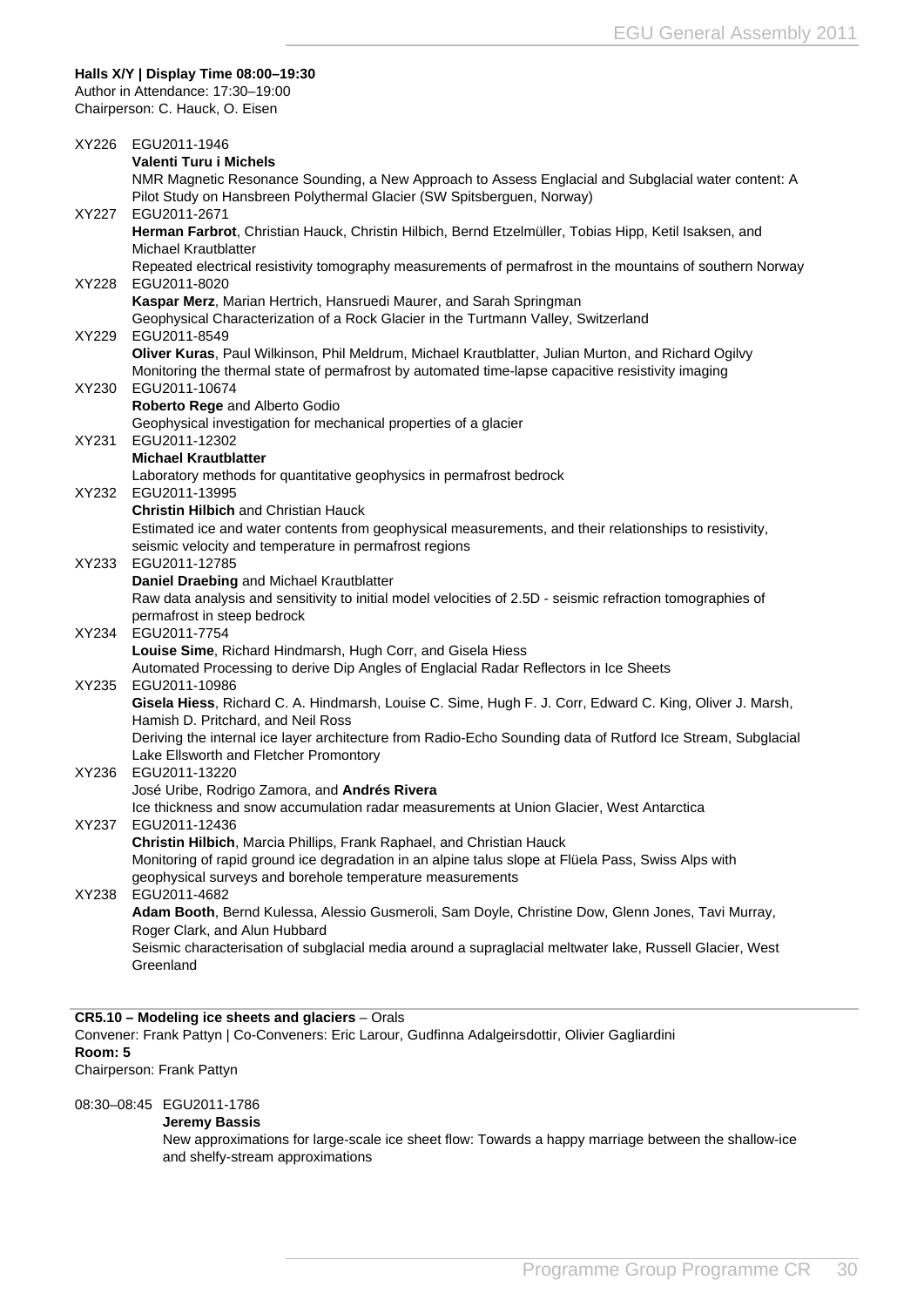**Halls X/Y | Display Time 08:00–19:30**
Author in Attendance: 17:30–19:00
Chairperson: C. Hauck, O. Eisen

XY226 EGU2011-1946
**Valenti Turu i Michels**
NMR Magnetic Resonance Sounding, a New Approach to Assess Englacial and Subglacial water content: A Pilot Study on Hansbreen Polythermal Glacier (SW Spitsberguen, Norway)

XY227 EGU2011-2671
**Herman Farbrot**, Christian Hauck, Christin Hilbich, Bernd Etzelmüller, Tobias Hipp, Ketil Isaksen, and Michael Krautblatter
Repeated electrical resistivity tomography measurements of permafrost in the mountains of southern Norway

XY228 EGU2011-8020
**Kaspar Merz**, Marian Hertrich, Hansruedi Maurer, and Sarah Springman
Geophysical Characterization of a Rock Glacier in the Turtmann Valley, Switzerland

XY229 EGU2011-8549
**Oliver Kuras**, Paul Wilkinson, Phil Meldrum, Michael Krautblatter, Julian Murton, and Richard Ogilvy
Monitoring the thermal state of permafrost by automated time-lapse capacitive resistivity imaging

XY230 EGU2011-10674
**Roberto Rege** and Alberto Godio
Geophysical investigation for mechanical properties of a glacier

XY231 EGU2011-12302
**Michael Krautblatter**
Laboratory methods for quantitative geophysics in permafrost bedrock

XY232 EGU2011-13995
**Christin Hilbich** and Christian Hauck
Estimated ice and water contents from geophysical measurements, and their relationships to resistivity, seismic velocity and temperature in permafrost regions

XY233 EGU2011-12785
**Daniel Draebing** and Michael Krautblatter
Raw data analysis and sensitivity to initial model velocities of 2.5D - seismic refraction tomographies of permafrost in steep bedrock

XY234 EGU2011-7754
**Louise Sime**, Richard Hindmarsh, Hugh Corr, and Gisela Hiess
Automated Processing to derive Dip Angles of Englacial Radar Reflectors in Ice Sheets

XY235 EGU2011-10986
**Gisela Hiess**, Richard C. A. Hindmarsh, Louise C. Sime, Hugh F. J. Corr, Edward C. King, Oliver J. Marsh, Hamish D. Pritchard, and Neil Ross
Deriving the internal ice layer architecture from Radio-Echo Sounding data of Rutford Ice Stream, Subglacial Lake Ellsworth and Fletcher Promontory

XY236 EGU2011-13220
José Uribe, Rodrigo Zamora, and **Andrés Rivera**
Ice thickness and snow accumulation radar measurements at Union Glacier, West Antarctica

XY237 EGU2011-12436
**Christin Hilbich**, Marcia Phillips, Frank Raphael, and Christian Hauck
Monitoring of rapid ground ice degradation in an alpine talus slope at Flüela Pass, Swiss Alps with geophysical surveys and borehole temperature measurements

XY238 EGU2011-4682
**Adam Booth**, Bernd Kulessa, Alessio Gusmeroli, Sam Doyle, Christine Dow, Glenn Jones, Tavi Murray, Roger Clark, and Alun Hubbard
Seismic characterisation of subglacial media around a supraglacial meltwater lake, Russell Glacier, West Greenland

---

**CR5.10 – Modeling ice sheets and glaciers** – Orals
Convener: Frank Pattyn | Co-Conveners: Eric Larour, Gudfinna Adalgeirsdottir, Olivier Gagliardini
**Room: 5**
Chairperson: Frank Pattyn

08:30–08:45 EGU2011-1786
**Jeremy Bassis**
New approximations for large-scale ice sheet flow: Towards a happy marriage between the shallow-ice and shelfy-stream approximations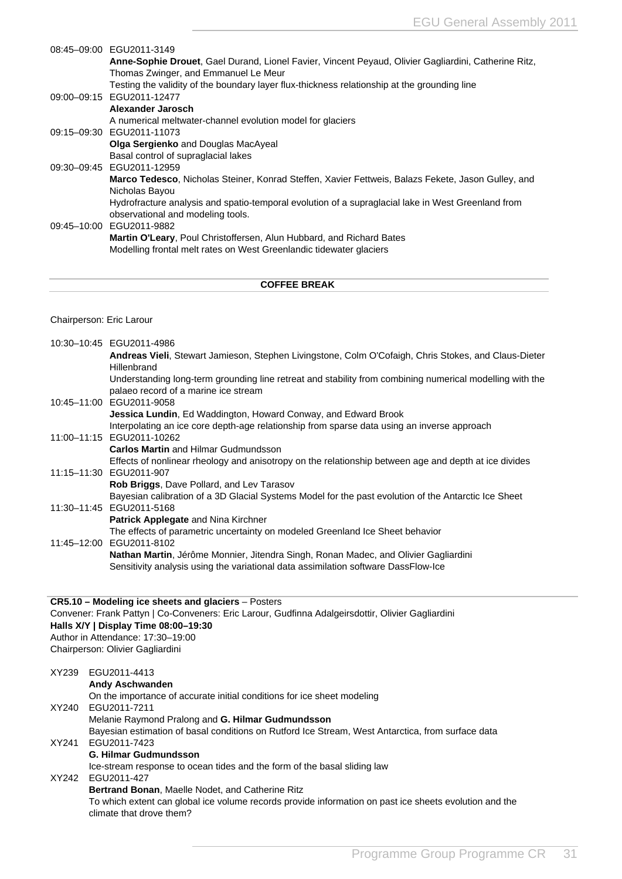08:45–09:00 EGU2011-3149
**Anne-Sophie Drouet**, Gael Durand, Lionel Favier, Vincent Peyaud, Olivier Gagliardini, Catherine Ritz, Thomas Zwinger, and Emmanuel Le Meur
Testing the validity of the boundary layer flux-thickness relationship at the grounding line

09:00–09:15 EGU2011-12477
**Alexander Jarosch**
A numerical meltwater-channel evolution model for glaciers

09:15–09:30 EGU2011-11073
**Olga Sergienko** and Douglas MacAyeal
Basal control of supraglacial lakes

09:30–09:45 EGU2011-12959
**Marco Tedesco**, Nicholas Steiner, Konrad Steffen, Xavier Fettweis, Balazs Fekete, Jason Gulley, and Nicholas Bayou
Hydrofracture analysis and spatio-temporal evolution of a supraglacial lake in West Greenland from observational and modeling tools.

09:45–10:00 EGU2011-9882
**Martin O'Leary**, Poul Christoffersen, Alun Hubbard, and Richard Bates
Modelling frontal melt rates on West Greenlandic tidewater glaciers

**COFFEE BREAK**

Chairperson: Eric Larour

10:30–10:45 EGU2011-4986
**Andreas Vieli**, Stewart Jamieson, Stephen Livingstone, Colm O'Cofaigh, Chris Stokes, and Claus-Dieter Hillenbrand
Understanding long-term grounding line retreat and stability from combining numerical modelling with the palaeo record of a marine ice stream

10:45–11:00 EGU2011-9058
**Jessica Lundin**, Ed Waddington, Howard Conway, and Edward Brook
Interpolating an ice core depth-age relationship from sparse data using an inverse approach

11:00–11:15 EGU2011-10262
**Carlos Martin** and Hilmar Gudmundsson
Effects of nonlinear rheology and anisotropy on the relationship between age and depth at ice divides

11:15–11:30 EGU2011-907
**Rob Briggs**, Dave Pollard, and Lev Tarasov
Bayesian calibration of a 3D Glacial Systems Model for the past evolution of the Antarctic Ice Sheet

11:30–11:45 EGU2011-5168
**Patrick Applegate** and Nina Kirchner
The effects of parametric uncertainty on modeled Greenland Ice Sheet behavior

11:45–12:00 EGU2011-8102
**Nathan Martin**, Jérôme Monnier, Jitendra Singh, Ronan Madec, and Olivier Gagliardini
Sensitivity analysis using the variational data assimilation software DassFlow-Ice

**CR5.10 – Modeling ice sheets and glaciers** – Posters
Convener: Frank Pattyn | Co-Conveners: Eric Larour, Gudfinna Adalgeirsdottir, Olivier Gagliardini
**Halls X/Y | Display Time 08:00–19:30**
Author in Attendance: 17:30–19:00
Chairperson: Olivier Gagliardini

XY239 EGU2011-4413
**Andy Aschwanden**
On the importance of accurate initial conditions for ice sheet modeling

XY240 EGU2011-7211
Melanie Raymond Pralong and **G. Hilmar Gudmundsson**
Bayesian estimation of basal conditions on Rutford Ice Stream, West Antarctica, from surface data

XY241 EGU2011-7423
**G. Hilmar Gudmundsson**
Ice-stream response to ocean tides and the form of the basal sliding law

XY242 EGU2011-427
**Bertrand Bonan**, Maelle Nodet, and Catherine Ritz
To which extent can global ice volume records provide information on past ice sheets evolution and the climate that drove them?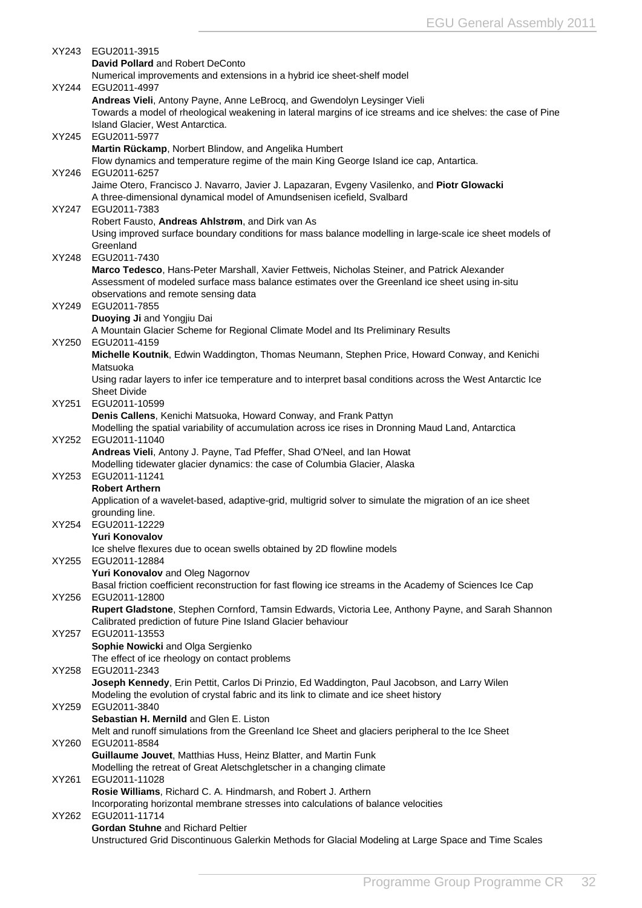XY243 EGU2011-3915
**David Pollard** and Robert DeConto
Numerical improvements and extensions in a hybrid ice sheet-shelf model

XY244 EGU2011-4997
**Andreas Vieli**, Antony Payne, Anne LeBrocq, and Gwendolyn Leysinger Vieli
Towards a model of rheological weakening in lateral margins of ice streams and ice shelves: the case of Pine Island Glacier, West Antarctica.

XY245 EGU2011-5977
**Martin Rückamp**, Norbert Blindow, and Angelika Humbert
Flow dynamics and temperature regime of the main King George Island ice cap, Antartica.

XY246 EGU2011-6257
Jaime Otero, Francisco J. Navarro, Javier J. Lapazaran, Evgeny Vasilenko, and **Piotr Glowacki**
A three-dimensional dynamical model of Amundsenisen icefield, Svalbard

XY247 EGU2011-7383
Robert Fausto, **Andreas Ahlstrøm**, and Dirk van As
Using improved surface boundary conditions for mass balance modelling in large-scale ice sheet models of Greenland

XY248 EGU2011-7430
**Marco Tedesco**, Hans-Peter Marshall, Xavier Fettweis, Nicholas Steiner, and Patrick Alexander
Assessment of modeled surface mass balance estimates over the Greenland ice sheet using in-situ observations and remote sensing data

XY249 EGU2011-7855
**Duoying Ji** and Yongjiu Dai
A Mountain Glacier Scheme for Regional Climate Model and Its Preliminary Results

XY250 EGU2011-4159
**Michelle Koutnik**, Edwin Waddington, Thomas Neumann, Stephen Price, Howard Conway, and Kenichi Matsuoka
Using radar layers to infer ice temperature and to interpret basal conditions across the West Antarctic Ice Sheet Divide

XY251 EGU2011-10599
**Denis Callens**, Kenichi Matsuoka, Howard Conway, and Frank Pattyn
Modelling the spatial variability of accumulation across ice rises in Dronning Maud Land, Antarctica

XY252 EGU2011-11040
**Andreas Vieli**, Antony J. Payne, Tad Pfeffer, Shad O'Neel, and Ian Howat
Modelling tidewater glacier dynamics: the case of Columbia Glacier, Alaska

XY253 EGU2011-11241
**Robert Arthern**
Application of a wavelet-based, adaptive-grid, multigrid solver to simulate the migration of an ice sheet grounding line.

XY254 EGU2011-12229
**Yuri Konovalov**
Ice shelve flexures due to ocean swells obtained by 2D flowline models

XY255 EGU2011-12884
**Yuri Konovalov** and Oleg Nagornov
Basal friction coefficient reconstruction for fast flowing ice streams in the Academy of Sciences Ice Cap

XY256 EGU2011-12800
**Rupert Gladstone**, Stephen Cornford, Tamsin Edwards, Victoria Lee, Anthony Payne, and Sarah Shannon
Calibrated prediction of future Pine Island Glacier behaviour

XY257 EGU2011-13553
**Sophie Nowicki** and Olga Sergienko
The effect of ice rheology on contact problems

XY258 EGU2011-2343
**Joseph Kennedy**, Erin Pettit, Carlos Di Prinzio, Ed Waddington, Paul Jacobson, and Larry Wilen
Modeling the evolution of crystal fabric and its link to climate and ice sheet history

XY259 EGU2011-3840
**Sebastian H. Mernild** and Glen E. Liston
Melt and runoff simulations from the Greenland Ice Sheet and glaciers peripheral to the Ice Sheet

XY260 EGU2011-8584
**Guillaume Jouvet**, Matthias Huss, Heinz Blatter, and Martin Funk
Modelling the retreat of Great Aletschgletscher in a changing climate

XY261 EGU2011-11028
**Rosie Williams**, Richard C. A. Hindmarsh, and Robert J. Arthern
Incorporating horizontal membrane stresses into calculations of balance velocities

XY262 EGU2011-11714
**Gordan Stuhne** and Richard Peltier
Unstructured Grid Discontinuous Galerkin Methods for Glacial Modeling at Large Space and Time Scales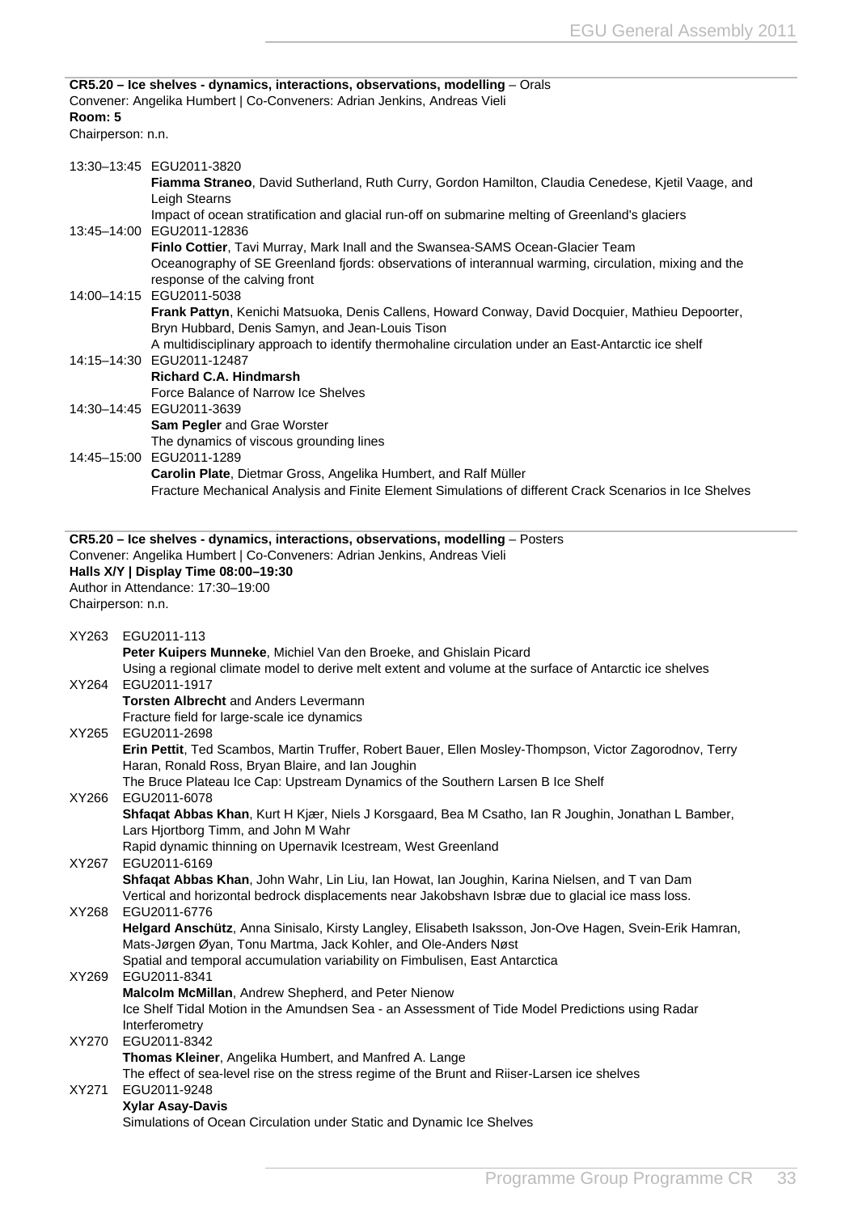**CR5.20 – Ice shelves - dynamics, interactions, observations, modelling** – Orals
Convener: Angelika Humbert | Co-Conveners: Adrian Jenkins, Andreas Vieli
**Room: 5**
Chairperson: n.n.

13:30–13:45 EGU2011-3820
**Fiamma Straneo**, David Sutherland, Ruth Curry, Gordon Hamilton, Claudia Cenedese, Kjetil Vaage, and Leigh Stearns
Impact of ocean stratification and glacial run-off on submarine melting of Greenland's glaciers

13:45–14:00 EGU2011-12836
**Finlo Cottier**, Tavi Murray, Mark Inall and the Swansea-SAMS Ocean-Glacier Team
Oceanography of SE Greenland fjords: observations of interannual warming, circulation, mixing and the response of the calving front

14:00–14:15 EGU2011-5038
**Frank Pattyn**, Kenichi Matsuoka, Denis Callens, Howard Conway, David Docquier, Mathieu Depoorter, Bryn Hubbard, Denis Samyn, and Jean-Louis Tison
A multidisciplinary approach to identify thermohaline circulation under an East-Antarctic ice shelf

14:15–14:30 EGU2011-12487
**Richard C.A. Hindmarsh**
Force Balance of Narrow Ice Shelves

14:30–14:45 EGU2011-3639
**Sam Pegler** and Grae Worster
The dynamics of viscous grounding lines

14:45–15:00 EGU2011-1289
**Carolin Plate**, Dietmar Gross, Angelika Humbert, and Ralf Müller
Fracture Mechanical Analysis and Finite Element Simulations of different Crack Scenarios in Ice Shelves

**CR5.20 – Ice shelves - dynamics, interactions, observations, modelling** – Posters
Convener: Angelika Humbert | Co-Conveners: Adrian Jenkins, Andreas Vieli
**Halls X/Y | Display Time 08:00–19:30**
Author in Attendance: 17:30–19:00
Chairperson: n.n.

XY263 EGU2011-113
**Peter Kuipers Munneke**, Michiel Van den Broeke, and Ghislain Picard
Using a regional climate model to derive melt extent and volume at the surface of Antarctic ice shelves

XY264 EGU2011-1917
**Torsten Albrecht** and Anders Levermann
Fracture field for large-scale ice dynamics

XY265 EGU2011-2698
**Erin Pettit**, Ted Scambos, Martin Truffer, Robert Bauer, Ellen Mosley-Thompson, Victor Zagorodnov, Terry Haran, Ronald Ross, Bryan Blaire, and Ian Joughin
The Bruce Plateau Ice Cap: Upstream Dynamics of the Southern Larsen B Ice Shelf

XY266 EGU2011-6078
**Shfaqat Abbas Khan**, Kurt H Kjær, Niels J Korsgaard, Bea M Csatho, Ian R Joughin, Jonathan L Bamber, Lars Hjortborg Timm, and John M Wahr
Rapid dynamic thinning on Upernavik Icestream, West Greenland

XY267 EGU2011-6169
**Shfaqat Abbas Khan**, John Wahr, Lin Liu, Ian Howat, Ian Joughin, Karina Nielsen, and T van Dam
Vertical and horizontal bedrock displacements near Jakobshavn Isbræ due to glacial ice mass loss.

XY268 EGU2011-6776
**Helgard Anschütz**, Anna Sinisalo, Kirsty Langley, Elisabeth Isaksson, Jon-Ove Hagen, Svein-Erik Hamran, Mats-Jørgen Øyan, Tonu Martma, Jack Kohler, and Ole-Anders Nøst
Spatial and temporal accumulation variability on Fimbulisen, East Antarctica

XY269 EGU2011-8341
**Malcolm McMillan**, Andrew Shepherd, and Peter Nienow
Ice Shelf Tidal Motion in the Amundsen Sea - an Assessment of Tide Model Predictions using Radar Interferometry

XY270 EGU2011-8342
**Thomas Kleiner**, Angelika Humbert, and Manfred A. Lange
The effect of sea-level rise on the stress regime of the Brunt and Riiser-Larsen ice shelves

XY271 EGU2011-9248
**Xylar Asay-Davis**
Simulations of Ocean Circulation under Static and Dynamic Ice Shelves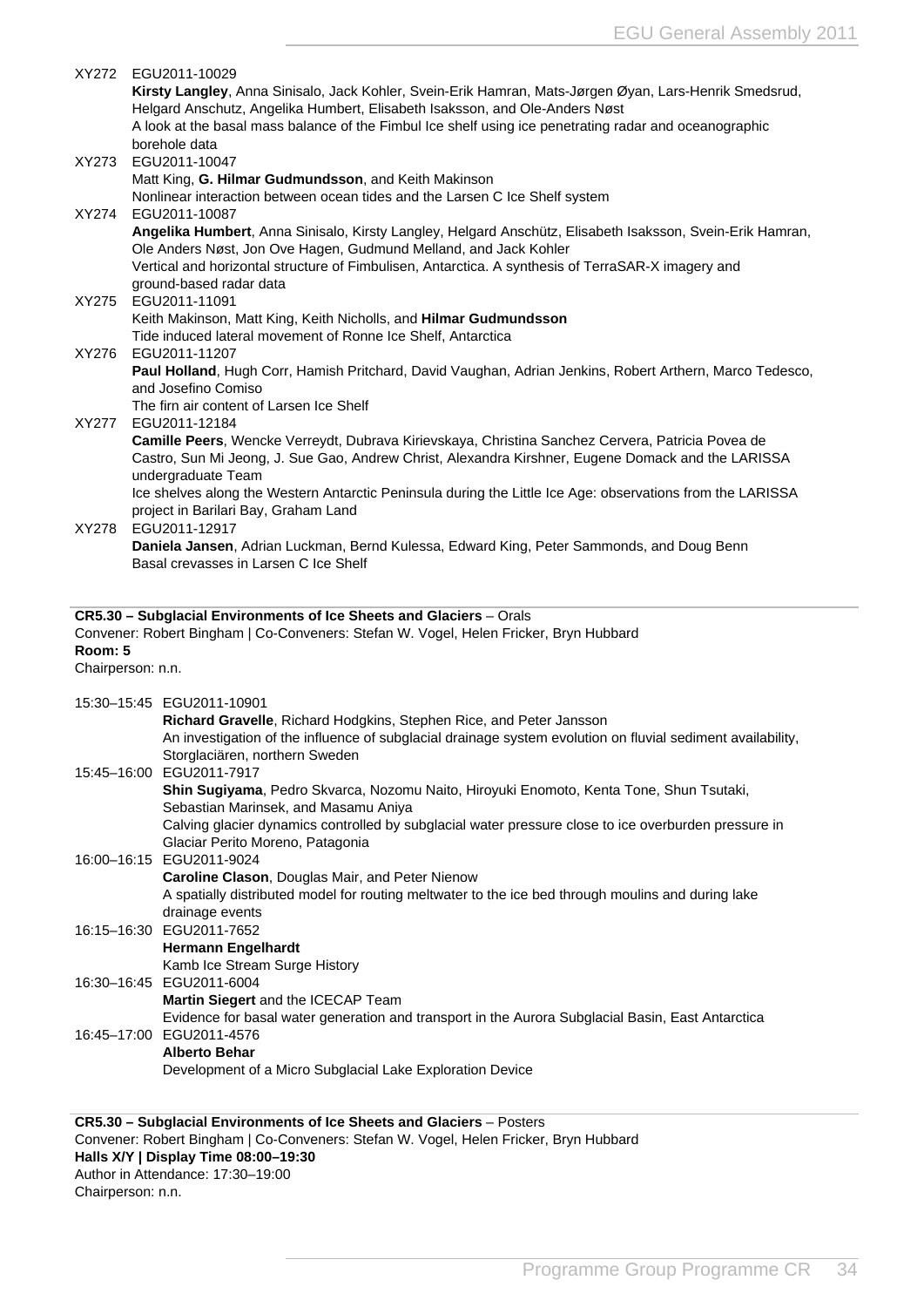XY272 EGU2011-10029
**Kirsty Langley**, Anna Sinisalo, Jack Kohler, Svein-Erik Hamran, Mats-Jørgen Øyan, Lars-Henrik Smedsrud, Helgard Anschutz, Angelika Humbert, Elisabeth Isaksson, and Ole-Anders Nøst
A look at the basal mass balance of the Fimbul Ice shelf using ice penetrating radar and oceanographic borehole data

XY273 EGU2011-10047
Matt King, **G. Hilmar Gudmundsson**, and Keith Makinson
Nonlinear interaction between ocean tides and the Larsen C Ice Shelf system

XY274 EGU2011-10087
**Angelika Humbert**, Anna Sinisalo, Kirsty Langley, Helgard Anschütz, Elisabeth Isaksson, Svein-Erik Hamran, Ole Anders Nøst, Jon Ove Hagen, Gudmund Melland, and Jack Kohler
Vertical and horizontal structure of Fimbulisen, Antarctica. A synthesis of TerraSAR-X imagery and ground-based radar data

XY275 EGU2011-11091
Keith Makinson, Matt King, Keith Nicholls, and **Hilmar Gudmundsson**
Tide induced lateral movement of Ronne Ice Shelf, Antarctica

XY276 EGU2011-11207
**Paul Holland**, Hugh Corr, Hamish Pritchard, David Vaughan, Adrian Jenkins, Robert Arthern, Marco Tedesco, and Josefino Comiso
The firn air content of Larsen Ice Shelf

XY277 EGU2011-12184
**Camille Peers**, Wencke Verreydt, Dubrava Kirievskaya, Christina Sanchez Cervera, Patricia Povea de Castro, Sun Mi Jeong, J. Sue Gao, Andrew Christ, Alexandra Kirshner, Eugene Domack and the LARISSA undergraduate Team
Ice shelves along the Western Antarctic Peninsula during the Little Ice Age: observations from the LARISSA project in Barilari Bay, Graham Land

XY278 EGU2011-12917
**Daniela Jansen**, Adrian Luckman, Bernd Kulessa, Edward King, Peter Sammonds, and Doug Benn
Basal crevasses in Larsen C Ice Shelf

**CR5.30 – Subglacial Environments of Ice Sheets and Glaciers** – Orals
Convener: Robert Bingham | Co-Conveners: Stefan W. Vogel, Helen Fricker, Bryn Hubbard
**Room: 5**
Chairperson: n.n.

15:30–15:45 EGU2011-10901
**Richard Gravelle**, Richard Hodgkins, Stephen Rice, and Peter Jansson
An investigation of the influence of subglacial drainage system evolution on fluvial sediment availability, Storglaciären, northern Sweden

15:45–16:00 EGU2011-7917
**Shin Sugiyama**, Pedro Skvarca, Nozomu Naito, Hiroyuki Enomoto, Kenta Tone, Shun Tsutaki, Sebastian Marinsek, and Masamu Aniya
Calving glacier dynamics controlled by subglacial water pressure close to ice overburden pressure in Glaciar Perito Moreno, Patagonia

16:00–16:15 EGU2011-9024
**Caroline Clason**, Douglas Mair, and Peter Nienow
A spatially distributed model for routing meltwater to the ice bed through moulins and during lake drainage events

16:15–16:30 EGU2011-7652
**Hermann Engelhardt**
Kamb Ice Stream Surge History

16:30–16:45 EGU2011-6004
**Martin Siegert** and the ICECAP Team
Evidence for basal water generation and transport in the Aurora Subglacial Basin, East Antarctica

16:45–17:00 EGU2011-4576
**Alberto Behar**
Development of a Micro Subglacial Lake Exploration Device

**CR5.30 – Subglacial Environments of Ice Sheets and Glaciers** – Posters
Convener: Robert Bingham | Co-Conveners: Stefan W. Vogel, Helen Fricker, Bryn Hubbard
**Halls X/Y | Display Time 08:00–19:30**
Author in Attendance: 17:30–19:00
Chairperson: n.n.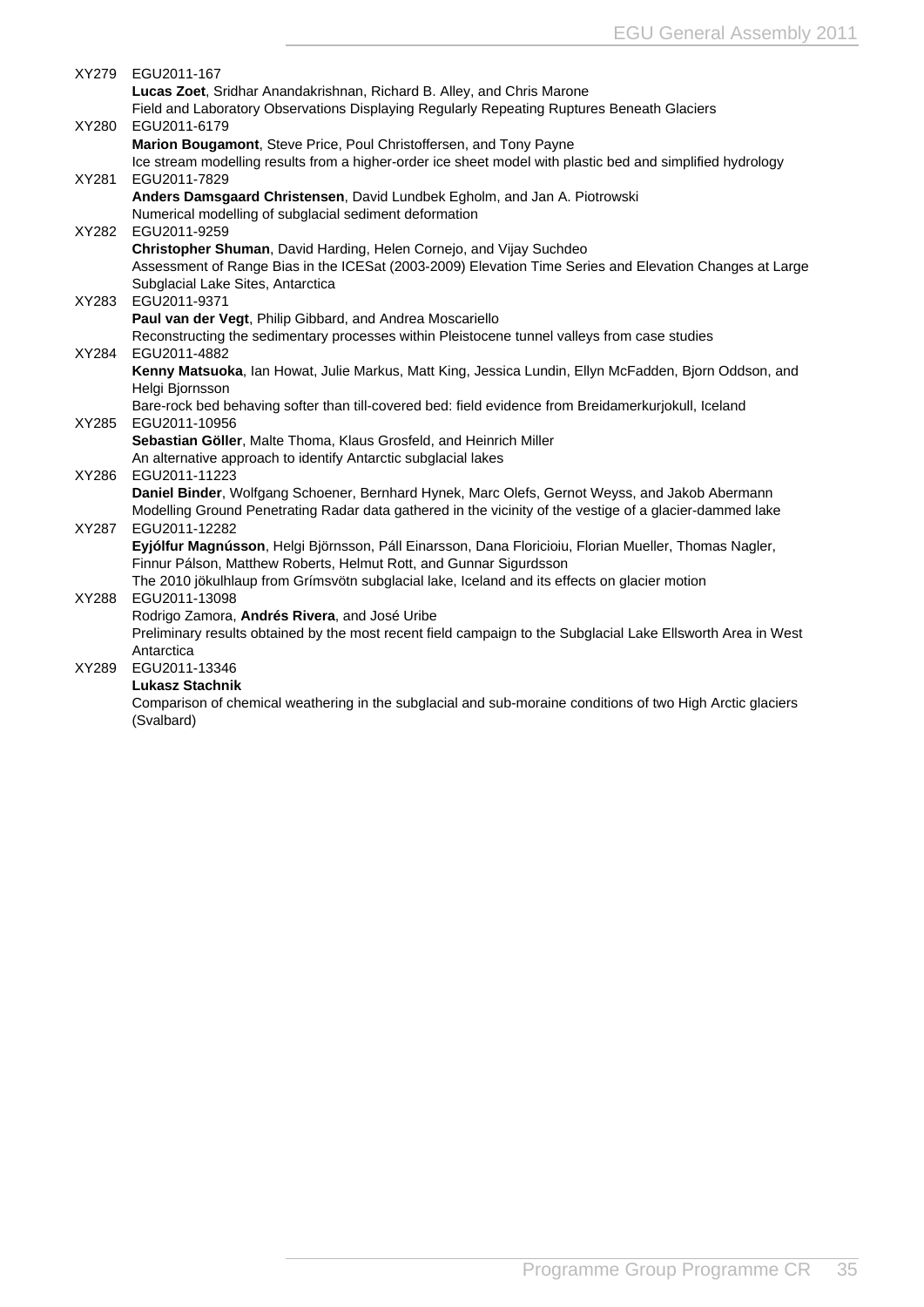XY279 EGU2011-167
**Lucas Zoet**, Sridhar Anandakrishnan, Richard B. Alley, and Chris Marone
Field and Laboratory Observations Displaying Regularly Repeating Ruptures Beneath Glaciers

XY280 EGU2011-6179
**Marion Bougamont**, Steve Price, Poul Christoffersen, and Tony Payne
Ice stream modelling results from a higher-order ice sheet model with plastic bed and simplified hydrology

XY281 EGU2011-7829
**Anders Damsgaard Christensen**, David Lundbek Egholm, and Jan A. Piotrowski
Numerical modelling of subglacial sediment deformation

XY282 EGU2011-9259
**Christopher Shuman**, David Harding, Helen Cornejo, and Vijay Suchdeo
Assessment of Range Bias in the ICESat (2003-2009) Elevation Time Series and Elevation Changes at Large Subglacial Lake Sites, Antarctica

XY283 EGU2011-9371
**Paul van der Vegt**, Philip Gibbard, and Andrea Moscariello
Reconstructing the sedimentary processes within Pleistocene tunnel valleys from case studies

XY284 EGU2011-4882
**Kenny Matsuoka**, Ian Howat, Julie Markus, Matt King, Jessica Lundin, Ellyn McFadden, Bjorn Oddson, and Helgi Bjornsson
Bare-rock bed behaving softer than till-covered bed: field evidence from Breidamerkurjokull, Iceland

XY285 EGU2011-10956
**Sebastian Göller**, Malte Thoma, Klaus Grosfeld, and Heinrich Miller
An alternative approach to identify Antarctic subglacial lakes

XY286 EGU2011-11223
**Daniel Binder**, Wolfgang Schoener, Bernhard Hynek, Marc Olefs, Gernot Weyss, and Jakob Abermann
Modelling Ground Penetrating Radar data gathered in the vicinity of the vestige of a glacier-dammed lake

XY287 EGU2011-12282
**Eyjólfur Magnússon**, Helgi Björnsson, Páll Einarsson, Dana Floricioiu, Florian Mueller, Thomas Nagler, Finnur Pálson, Matthew Roberts, Helmut Rott, and Gunnar Sigurdsson
The 2010 jökulhlaup from Grímsvötn subglacial lake, Iceland and its effects on glacier motion

XY288 EGU2011-13098
Rodrigo Zamora, **Andrés Rivera**, and José Uribe
Preliminary results obtained by the most recent field campaign to the Subglacial Lake Ellsworth Area in West Antarctica

XY289 EGU2011-13346
**Lukasz Stachnik**
Comparison of chemical weathering in the subglacial and sub-moraine conditions of two High Arctic glaciers (Svalbard)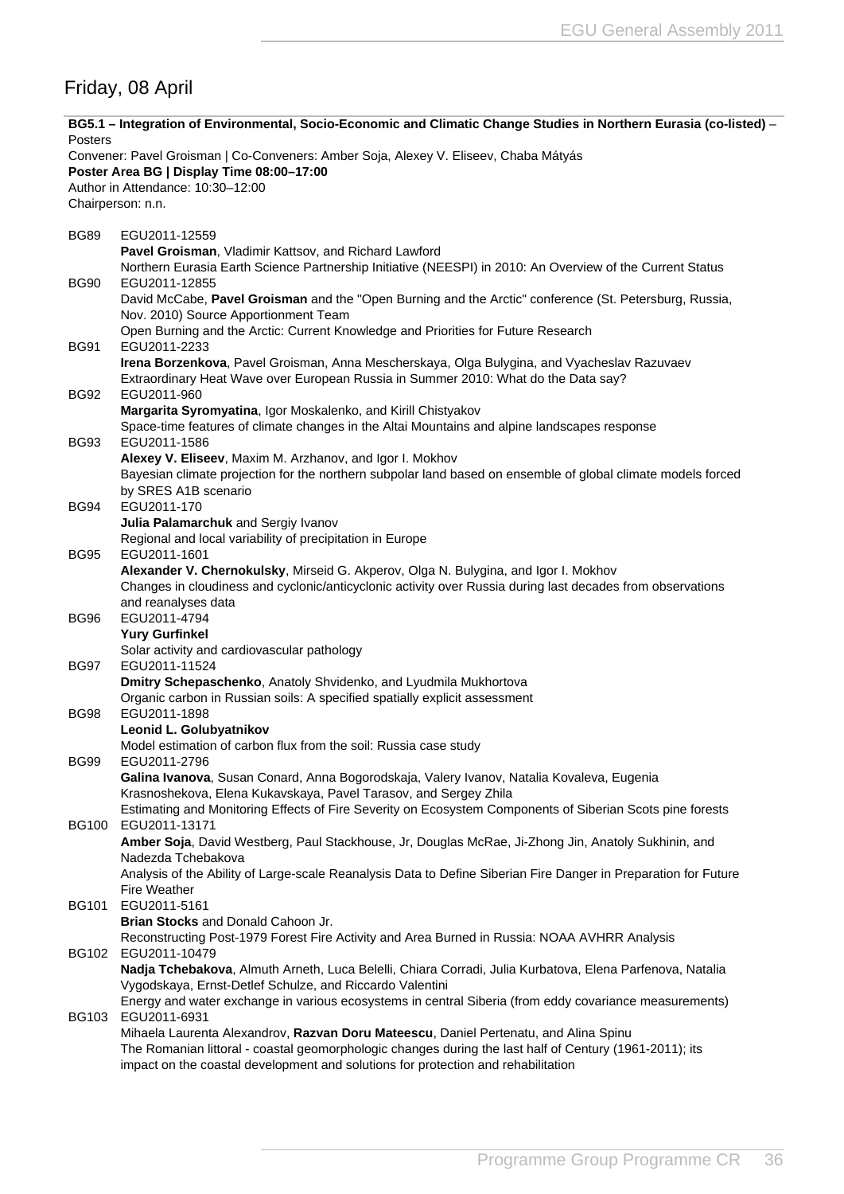## Friday, 08 April

**BG5.1 – Integration of Environmental, Socio-Economic and Climatic Change Studies in Northern Eurasia (co-listed)** – Posters

Convener: Pavel Groisman | Co-Conveners: Amber Soja, Alexey V. Eliseev, Chaba Mátyás

**Poster Area BG | Display Time 08:00–17:00**

Author in Attendance: 10:30–12:00

Chairperson: n.n.

BG89 EGU2011-12559
**Pavel Groisman**, Vladimir Kattsov, and Richard Lawford
Northern Eurasia Earth Science Partnership Initiative (NEESPI) in 2010: An Overview of the Current Status

BG90 EGU2011-12855
David McCabe, **Pavel Groisman** and the "Open Burning and the Arctic" conference (St. Petersburg, Russia, Nov. 2010) Source Apportionment Team
Open Burning and the Arctic: Current Knowledge and Priorities for Future Research

BG91 EGU2011-2233
**Irena Borzenkova**, Pavel Groisman, Anna Mescherskaya, Olga Bulygina, and Vyacheslav Razuvaev
Extraordinary Heat Wave over European Russia in Summer 2010: What do the Data say?

BG92 EGU2011-960
**Margarita Syromyatina**, Igor Moskalenko, and Kirill Chistyakov
Space-time features of climate changes in the Altai Mountains and alpine landscapes response

BG93 EGU2011-1586
**Alexey V. Eliseev**, Maxim M. Arzhanov, and Igor I. Mokhov
Bayesian climate projection for the northern subpolar land based on ensemble of global climate models forced by SRES A1B scenario

BG94 EGU2011-170
**Julia Palamarchuk** and Sergiy Ivanov
Regional and local variability of precipitation in Europe

BG95 EGU2011-1601
**Alexander V. Chernokulsky**, Mirseid G. Akperov, Olga N. Bulygina, and Igor I. Mokhov
Changes in cloudiness and cyclonic/anticyclonic activity over Russia during last decades from observations and reanalyses data

BG96 EGU2011-4794
**Yury Gurfinkel**
Solar activity and cardiovascular pathology

BG97 EGU2011-11524
**Dmitry Schepaschenko**, Anatoly Shvidenko, and Lyudmila Mukhortova
Organic carbon in Russian soils: A specified spatially explicit assessment

BG98 EGU2011-1898
**Leonid L. Golubyatnikov**
Model estimation of carbon flux from the soil: Russia case study

BG99 EGU2011-2796
**Galina Ivanova**, Susan Conard, Anna Bogorodskaja, Valery Ivanov, Natalia Kovaleva, Eugenia Krasnoshekova, Elena Kukavskaya, Pavel Tarasov, and Sergey Zhila
Estimating and Monitoring Effects of Fire Severity on Ecosystem Components of Siberian Scots pine forests

BG100 EGU2011-13171
**Amber Soja**, David Westberg, Paul Stackhouse, Jr, Douglas McRae, Ji-Zhong Jin, Anatoly Sukhinin, and Nadezda Tchebakova
Analysis of the Ability of Large-scale Reanalysis Data to Define Siberian Fire Danger in Preparation for Future Fire Weather

BG101 EGU2011-5161
**Brian Stocks** and Donald Cahoon Jr.
Reconstructing Post-1979 Forest Fire Activity and Area Burned in Russia: NOAA AVHRR Analysis

BG102 EGU2011-10479
**Nadja Tchebakova**, Almuth Arneth, Luca Belelli, Chiara Corradi, Julia Kurbatova, Elena Parfenova, Natalia Vygodskaya, Ernst-Detlef Schulze, and Riccardo Valentini
Energy and water exchange in various ecosystems in central Siberia (from eddy covariance measurements)

BG103 EGU2011-6931
Mihaela Laurenta Alexandrov, **Razvan Doru Mateescu**, Daniel Pertenatu, and Alina Spinu
The Romanian littoral - coastal geomorphologic changes during the last half of Century (1961-2011); its impact on the coastal development and solutions for protection and rehabilitation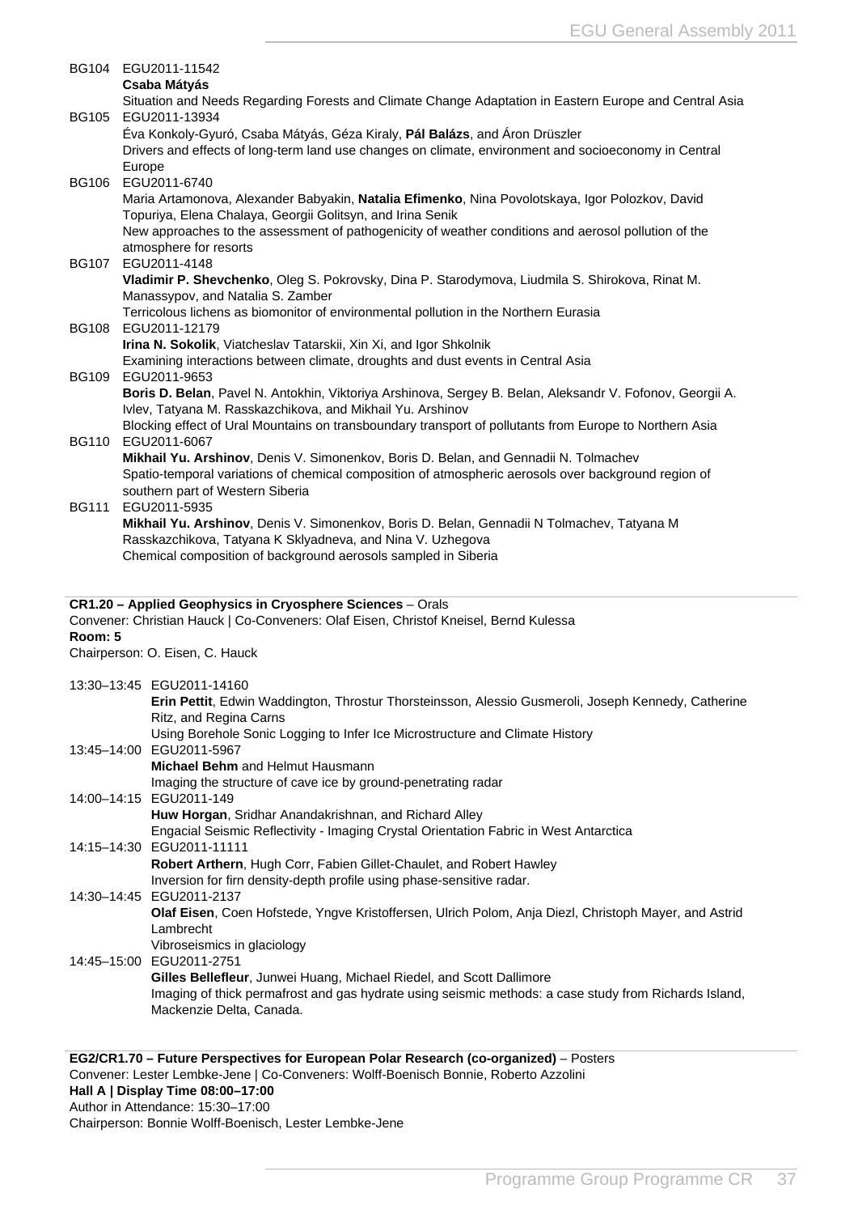BG104 EGU2011-11542
**Csaba Mátyás**
Situation and Needs Regarding Forests and Climate Change Adaptation in Eastern Europe and Central Asia

BG105 EGU2011-13934
Éva Konkoly-Gyuró, Csaba Mátyás, Géza Kiraly, **Pál Balázs**, and Áron Drüszler
Drivers and effects of long-term land use changes on climate, environment and socioeconomy in Central Europe

BG106 EGU2011-6740
Maria Artamonova, Alexander Babyakin, **Natalia Efimenko**, Nina Povolotskaya, Igor Polozkov, David Topuriya, Elena Chalaya, Georgii Golitsyn, and Irina Senik
New approaches to the assessment of pathogenicity of weather conditions and aerosol pollution of the atmosphere for resorts

BG107 EGU2011-4148
**Vladimir P. Shevchenko**, Oleg S. Pokrovsky, Dina P. Starodymova, Liudmila S. Shirokova, Rinat M. Manassypov, and Natalia S. Zamber
Terricolous lichens as biomonitor of environmental pollution in the Northern Eurasia

BG108 EGU2011-12179
**Irina N. Sokolik**, Viatcheslav Tatarskii, Xin Xi, and Igor Shkolnik
Examining interactions between climate, droughts and dust events in Central Asia

BG109 EGU2011-9653
**Boris D. Belan**, Pavel N. Antokhin, Viktoriya Arshinova, Sergey B. Belan, Aleksandr V. Fofonov, Georgii A. Ivlev, Tatyana M. Rasskazchikova, and Mikhail Yu. Arshinov
Blocking effect of Ural Mountains on transboundary transport of pollutants from Europe to Northern Asia

BG110 EGU2011-6067
**Mikhail Yu. Arshinov**, Denis V. Simonenkov, Boris D. Belan, and Gennadii N. Tolmachev
Spatio-temporal variations of chemical composition of atmospheric aerosols over background region of southern part of Western Siberia

BG111 EGU2011-5935
**Mikhail Yu. Arshinov**, Denis V. Simonenkov, Boris D. Belan, Gennadii N Tolmachev, Tatyana M Rasskazchikova, Tatyana K Sklyadneva, and Nina V. Uzhegova
Chemical composition of background aerosols sampled in Siberia

**CR1.20 – Applied Geophysics in Cryosphere Sciences** – Orals
Convener: Christian Hauck | Co-Conveners: Olaf Eisen, Christof Kneisel, Bernd Kulessa
**Room: 5**
Chairperson: O. Eisen, C. Hauck

13:30–13:45 EGU2011-14160
**Erin Pettit**, Edwin Waddington, Throstur Thorsteinsson, Alessio Gusmeroli, Joseph Kennedy, Catherine Ritz, and Regina Carns
Using Borehole Sonic Logging to Infer Ice Microstructure and Climate History

13:45–14:00 EGU2011-5967
**Michael Behm** and Helmut Hausmann
Imaging the structure of cave ice by ground-penetrating radar

14:00–14:15 EGU2011-149
**Huw Horgan**, Sridhar Anandakrishnan, and Richard Alley
Engacial Seismic Reflectivity - Imaging Crystal Orientation Fabric in West Antarctica

14:15–14:30 EGU2011-11111
**Robert Arthern**, Hugh Corr, Fabien Gillet-Chaulet, and Robert Hawley
Inversion for firn density-depth profile using phase-sensitive radar.

14:30–14:45 EGU2011-2137
**Olaf Eisen**, Coen Hofstede, Yngve Kristoffersen, Ulrich Polom, Anja Diezl, Christoph Mayer, and Astrid Lambrecht
Vibroseismics in glaciology

14:45–15:00 EGU2011-2751
**Gilles Bellefleur**, Junwei Huang, Michael Riedel, and Scott Dallimore
Imaging of thick permafrost and gas hydrate using seismic methods: a case study from Richards Island, Mackenzie Delta, Canada.

**EG2/CR1.70 – Future Perspectives for European Polar Research (co-organized)** – Posters
Convener: Lester Lembke-Jene | Co-Conveners: Wolff-Boenisch Bonnie, Roberto Azzolini
**Hall A | Display Time 08:00–17:00**
Author in Attendance: 15:30–17:00
Chairperson: Bonnie Wolff-Boenisch, Lester Lembke-Jene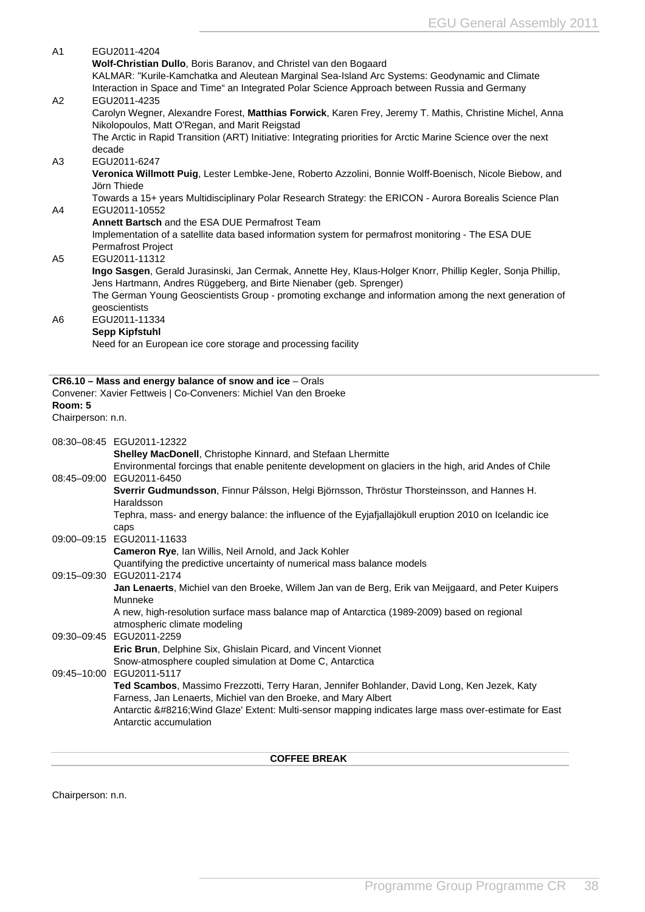A1 EGU2011-4204
**Wolf-Christian Dullo**, Boris Baranov, and Christel van den Bogaard
KALMAR: "Kurile-Kamchatka and Aleutean Marginal Sea-Island Arc Systems: Geodynamic and Climate Interaction in Space and Time“ an Integrated Polar Science Approach between Russia and Germany

A2 EGU2011-4235
Carolyn Wegner, Alexandre Forest, **Matthias Forwick**, Karen Frey, Jeremy T. Mathis, Christine Michel, Anna Nikolopoulos, Matt O'Regan, and Marit Reigstad
The Arctic in Rapid Transition (ART) Initiative: Integrating priorities for Arctic Marine Science over the next decade

A3 EGU2011-6247
**Veronica Willmott Puig**, Lester Lembke-Jene, Roberto Azzolini, Bonnie Wolff-Boenisch, Nicole Biebow, and Jörn Thiede
Towards a 15+ years Multidisciplinary Polar Research Strategy: the ERICON - Aurora Borealis Science Plan

A4 EGU2011-10552
**Annett Bartsch** and the ESA DUE Permafrost Team
Implementation of a satellite data based information system for permafrost monitoring - The ESA DUE Permafrost Project

A5 EGU2011-11312
**Ingo Sasgen**, Gerald Jurasinski, Jan Cermak, Annette Hey, Klaus-Holger Knorr, Phillip Kegler, Sonja Phillip, Jens Hartmann, Andres Rüggeberg, and Birte Nienaber (geb. Sprenger)
The German Young Geoscientists Group - promoting exchange and information among the next generation of geoscientists

A6 EGU2011-11334
**Sepp Kipfstuhl**
Need for an European ice core storage and processing facility

---

**CR6.10 – Mass and energy balance of snow and ice** – Orals
Convener: Xavier Fettweis | Co-Conveners: Michiel Van den Broeke
**Room: 5**
Chairperson: n.n.

08:30–08:45 EGU2011-12322
**Shelley MacDonell**, Christophe Kinnard, and Stefaan Lhermitte
Environmental forcings that enable penitente development on glaciers in the high, arid Andes of Chile

08:45–09:00 EGU2011-6450
**Sverrir Gudmundsson**, Finnur Pálsson, Helgi Björnsson, Thröstur Thorsteinsson, and Hannes H. Haraldsson
Tephra, mass- and energy balance: the influence of the Eyjafjallajökull eruption 2010 on Icelandic ice caps

09:00–09:15 EGU2011-11633
**Cameron Rye**, Ian Willis, Neil Arnold, and Jack Kohler
Quantifying the predictive uncertainty of numerical mass balance models

09:15–09:30 EGU2011-2174
**Jan Lenaerts**, Michiel van den Broeke, Willem Jan van de Berg, Erik van Meijgaard, and Peter Kuipers Munneke
A new, high-resolution surface mass balance map of Antarctica (1989-2009) based on regional atmospheric climate modeling

09:30–09:45 EGU2011-2259
**Eric Brun**, Delphine Six, Ghislain Picard, and Vincent Vionnet
Snow-atmosphere coupled simulation at Dome C, Antarctica

09:45–10:00 EGU2011-5117
**Ted Scambos**, Massimo Frezzotti, Terry Haran, Jennifer Bohlander, David Long, Ken Jezek, Katy Farness, Jan Lenaerts, Michiel van den Broeke, and Mary Albert
Antarctic &#8216;Wind Glaze' Extent: Multi-sensor mapping indicates large mass over-estimate for East Antarctic accumulation

**COFFEE BREAK**

Chairperson: n.n.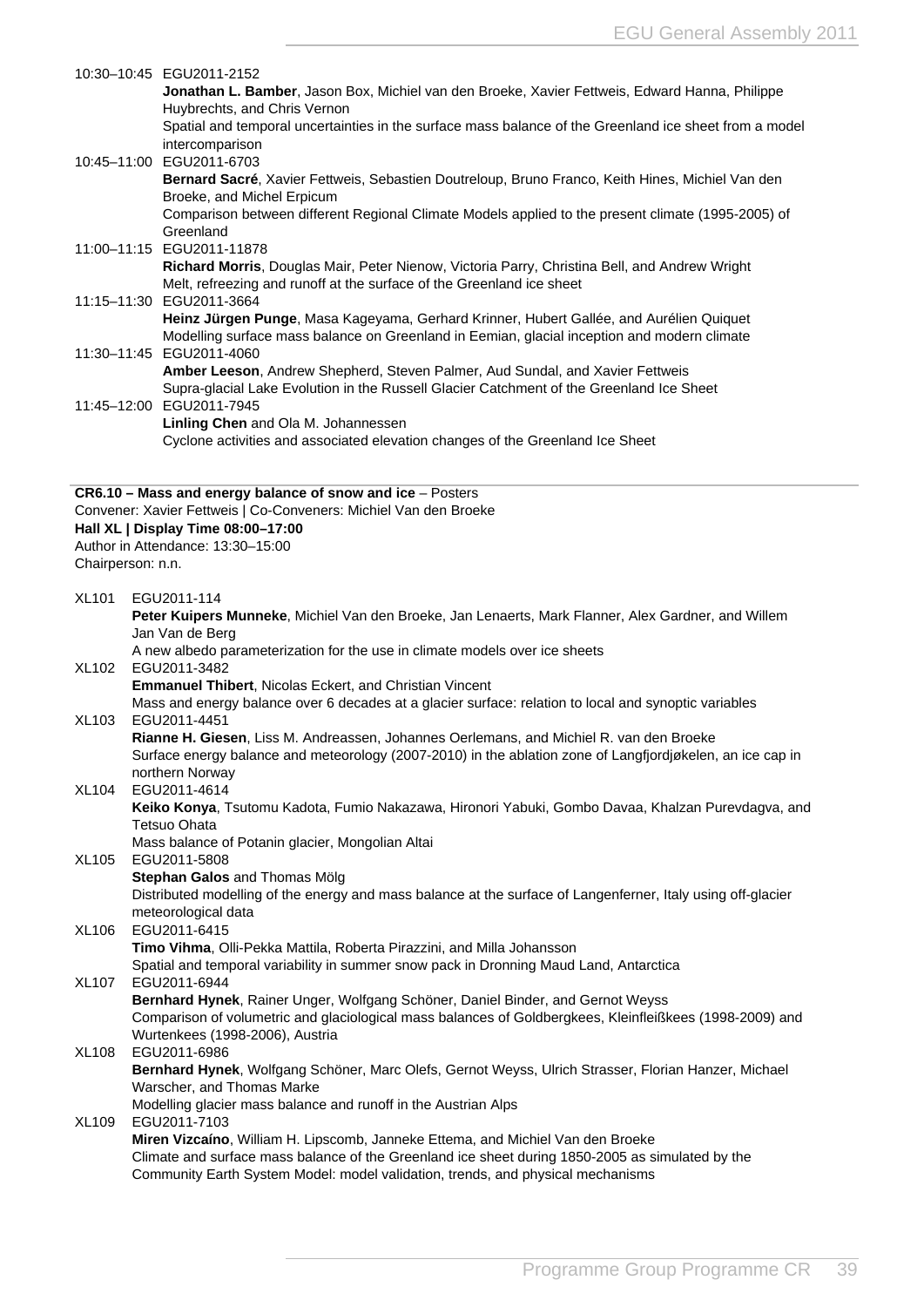10:30–10:45 EGU2011-2152
**Jonathan L. Bamber**, Jason Box, Michiel van den Broeke, Xavier Fettweis, Edward Hanna, Philippe Huybrechts, and Chris Vernon
Spatial and temporal uncertainties in the surface mass balance of the Greenland ice sheet from a model intercomparison

10:45–11:00 EGU2011-6703
**Bernard Sacré**, Xavier Fettweis, Sebastien Doutreloup, Bruno Franco, Keith Hines, Michiel Van den Broeke, and Michel Erpicum
Comparison between different Regional Climate Models applied to the present climate (1995-2005) of Greenland

11:00–11:15 EGU2011-11878
**Richard Morris**, Douglas Mair, Peter Nienow, Victoria Parry, Christina Bell, and Andrew Wright
Melt, refreezing and runoff at the surface of the Greenland ice sheet

11:15–11:30 EGU2011-3664
**Heinz Jürgen Punge**, Masa Kageyama, Gerhard Krinner, Hubert Gallée, and Aurélien Quiquet
Modelling surface mass balance on Greenland in Eemian, glacial inception and modern climate

11:30–11:45 EGU2011-4060
**Amber Leeson**, Andrew Shepherd, Steven Palmer, Aud Sundal, and Xavier Fettweis
Supra-glacial Lake Evolution in the Russell Glacier Catchment of the Greenland Ice Sheet

11:45–12:00 EGU2011-7945
**Linling Chen** and Ola M. Johannessen
Cyclone activities and associated elevation changes of the Greenland Ice Sheet

**CR6.10 – Mass and energy balance of snow and ice** – Posters
Convener: Xavier Fettweis | Co-Conveners: Michiel Van den Broeke
**Hall XL | Display Time 08:00–17:00**
Author in Attendance: 13:30–15:00
Chairperson: n.n.

XL101 EGU2011-114
**Peter Kuipers Munneke**, Michiel Van den Broeke, Jan Lenaerts, Mark Flanner, Alex Gardner, and Willem Jan Van de Berg
A new albedo parameterization for the use in climate models over ice sheets

XL102 EGU2011-3482
**Emmanuel Thibert**, Nicolas Eckert, and Christian Vincent
Mass and energy balance over 6 decades at a glacier surface: relation to local and synoptic variables

XL103 EGU2011-4451
**Rianne H. Giesen**, Liss M. Andreassen, Johannes Oerlemans, and Michiel R. van den Broeke
Surface energy balance and meteorology (2007-2010) in the ablation zone of Langfjordjøkelen, an ice cap in northern Norway

XL104 EGU2011-4614
**Keiko Konya**, Tsutomu Kadota, Fumio Nakazawa, Hironori Yabuki, Gombo Davaa, Khalzan Purevdagva, and Tetsuo Ohata
Mass balance of Potanin glacier, Mongolian Altai

XL105 EGU2011-5808
**Stephan Galos** and Thomas Mölg
Distributed modelling of the energy and mass balance at the surface of Langenferner, Italy using off-glacier meteorological data

XL106 EGU2011-6415
**Timo Vihma**, Olli-Pekka Mattila, Roberta Pirazzini, and Milla Johansson
Spatial and temporal variability in summer snow pack in Dronning Maud Land, Antarctica

XL107 EGU2011-6944
**Bernhard Hynek**, Rainer Unger, Wolfgang Schöner, Daniel Binder, and Gernot Weyss
Comparison of volumetric and glaciological mass balances of Goldbergkees, Kleinfleißkees (1998-2009) and Wurtenkees (1998-2006), Austria

XL108 EGU2011-6986
**Bernhard Hynek**, Wolfgang Schöner, Marc Olefs, Gernot Weyss, Ulrich Strasser, Florian Hanzer, Michael Warscher, and Thomas Marke
Modelling glacier mass balance and runoff in the Austrian Alps

XL109 EGU2011-7103
**Miren Vizcaíno**, William H. Lipscomb, Janneke Ettema, and Michiel Van den Broeke
Climate and surface mass balance of the Greenland ice sheet during 1850-2005 as simulated by the Community Earth System Model: model validation, trends, and physical mechanisms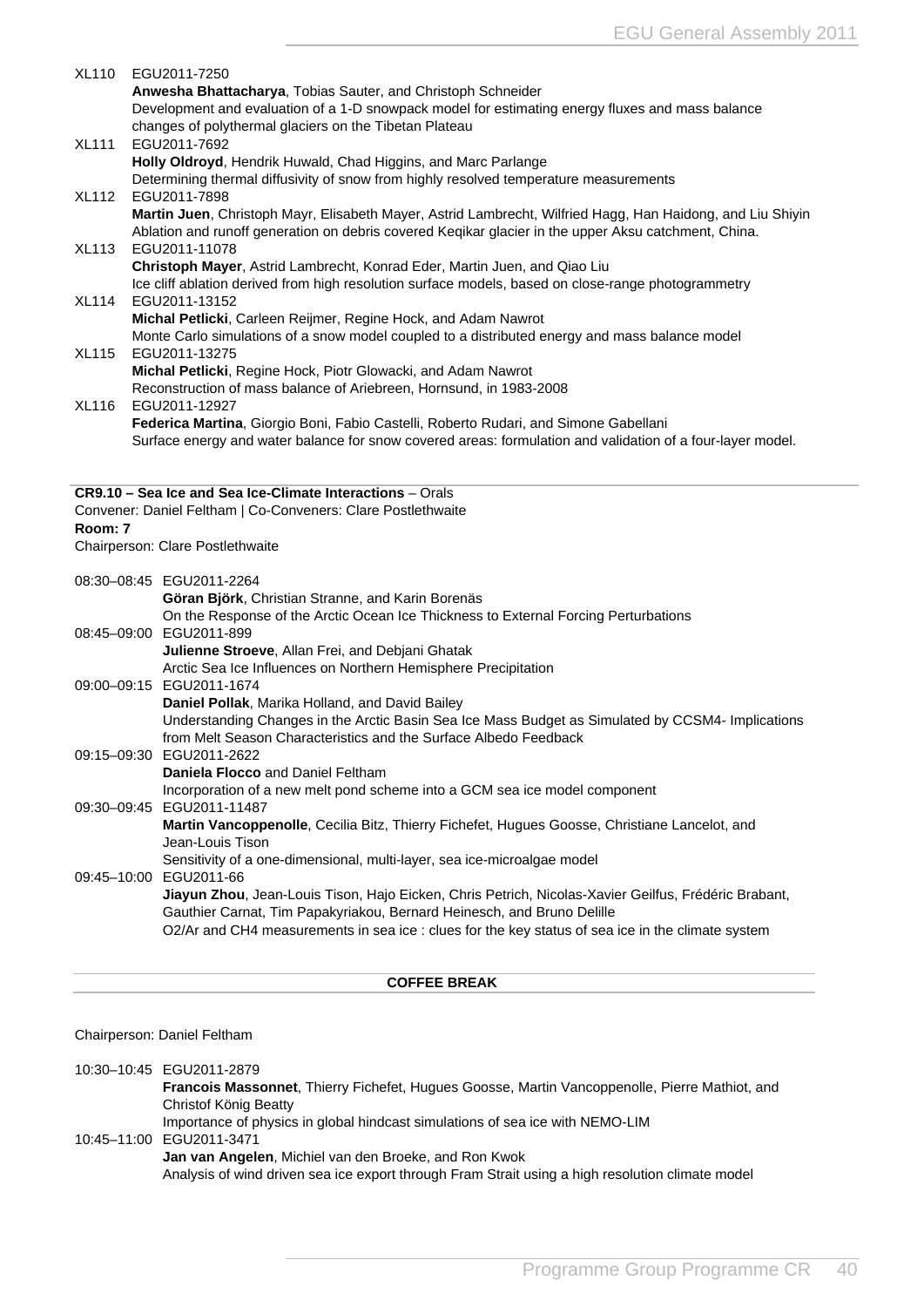XL110 EGU2011-7250
**Anwesha Bhattacharya**, Tobias Sauter, and Christoph Schneider
Development and evaluation of a 1-D snowpack model for estimating energy fluxes and mass balance changes of polythermal glaciers on the Tibetan Plateau

XL111 EGU2011-7692
**Holly Oldroyd**, Hendrik Huwald, Chad Higgins, and Marc Parlange
Determining thermal diffusivity of snow from highly resolved temperature measurements

XL112 EGU2011-7898
**Martin Juen**, Christoph Mayr, Elisabeth Mayer, Astrid Lambrecht, Wilfried Hagg, Han Haidong, and Liu Shiyin
Ablation and runoff generation on debris covered Keqikar glacier in the upper Aksu catchment, China.

XL113 EGU2011-11078
**Christoph Mayer**, Astrid Lambrecht, Konrad Eder, Martin Juen, and Qiao Liu
Ice cliff ablation derived from high resolution surface models, based on close-range photogrammetry

XL114 EGU2011-13152
**Michal Petlicki**, Carleen Reijmer, Regine Hock, and Adam Nawrot
Monte Carlo simulations of a snow model coupled to a distributed energy and mass balance model

XL115 EGU2011-13275
**Michal Petlicki**, Regine Hock, Piotr Glowacki, and Adam Nawrot
Reconstruction of mass balance of Ariebreen, Hornsund, in 1983-2008

XL116 EGU2011-12927
**Federica Martina**, Giorgio Boni, Fabio Castelli, Roberto Rudari, and Simone Gabellani
Surface energy and water balance for snow covered areas: formulation and validation of a four-layer model.

**CR9.10 – Sea Ice and Sea Ice-Climate Interactions** – Orals
Convener: Daniel Feltham | Co-Conveners: Clare Postlethwaite
**Room: 7**
Chairperson: Clare Postlethwaite

08:30–08:45 EGU2011-2264
**Göran Björk**, Christian Stranne, and Karin Borenäs
On the Response of the Arctic Ocean Ice Thickness to External Forcing Perturbations

08:45–09:00 EGU2011-899
**Julienne Stroeve**, Allan Frei, and Debjani Ghatak
Arctic Sea Ice Influences on Northern Hemisphere Precipitation

09:00–09:15 EGU2011-1674
**Daniel Pollak**, Marika Holland, and David Bailey
Understanding Changes in the Arctic Basin Sea Ice Mass Budget as Simulated by CCSM4- Implications from Melt Season Characteristics and the Surface Albedo Feedback

09:15–09:30 EGU2011-2622
**Daniela Flocco** and Daniel Feltham
Incorporation of a new melt pond scheme into a GCM sea ice model component

09:30–09:45 EGU2011-11487
**Martin Vancoppenolle**, Cecilia Bitz, Thierry Fichefet, Hugues Goosse, Christiane Lancelot, and Jean-Louis Tison
Sensitivity of a one-dimensional, multi-layer, sea ice-microalgae model

09:45–10:00 EGU2011-66
**Jiayun Zhou**, Jean-Louis Tison, Hajo Eicken, Chris Petrich, Nicolas-Xavier Geilfus, Frédéric Brabant, Gauthier Carnat, Tim Papakyriakou, Bernard Heinesch, and Bruno Delille
O2/Ar and CH4 measurements in sea ice : clues for the key status of sea ice in the climate system

**COFFEE BREAK**

Chairperson: Daniel Feltham

10:30–10:45 EGU2011-2879
**Francois Massonnet**, Thierry Fichefet, Hugues Goosse, Martin Vancoppenolle, Pierre Mathiot, and Christof König Beatty
Importance of physics in global hindcast simulations of sea ice with NEMO-LIM

10:45–11:00 EGU2011-3471
**Jan van Angelen**, Michiel van den Broeke, and Ron Kwok
Analysis of wind driven sea ice export through Fram Strait using a high resolution climate model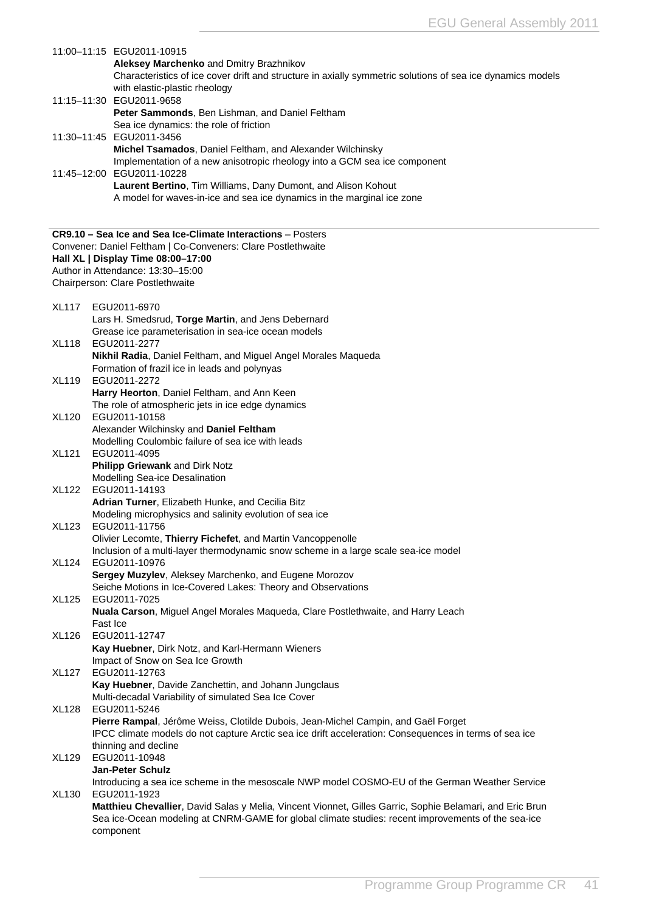11:00–11:15 EGU2011-10915
**Aleksey Marchenko** and Dmitry Brazhnikov
Characteristics of ice cover drift and structure in axially symmetric solutions of sea ice dynamics models with elastic-plastic rheology

11:15–11:30 EGU2011-9658
**Peter Sammonds**, Ben Lishman, and Daniel Feltham
Sea ice dynamics: the role of friction

11:30–11:45 EGU2011-3456
**Michel Tsamados**, Daniel Feltham, and Alexander Wilchinsky
Implementation of a new anisotropic rheology into a GCM sea ice component

11:45–12:00 EGU2011-10228
**Laurent Bertino**, Tim Williams, Dany Dumont, and Alison Kohout
A model for waves-in-ice and sea ice dynamics in the marginal ice zone

**CR9.10 – Sea Ice and Sea Ice-Climate Interactions** – Posters
Convener: Daniel Feltham | Co-Conveners: Clare Postlethwaite
**Hall XL | Display Time 08:00–17:00**
Author in Attendance: 13:30–15:00
Chairperson: Clare Postlethwaite

XL117 EGU2011-6970
Lars H. Smedsrud, **Torge Martin**, and Jens Debernard
Grease ice parameterisation in sea-ice ocean models

XL118 EGU2011-2277
**Nikhil Radia**, Daniel Feltham, and Miguel Angel Morales Maqueda
Formation of frazil ice in leads and polynyas

XL119 EGU2011-2272
**Harry Heorton**, Daniel Feltham, and Ann Keen
The role of atmospheric jets in ice edge dynamics

XL120 EGU2011-10158
Alexander Wilchinsky and **Daniel Feltham**
Modelling Coulombic failure of sea ice with leads

XL121 EGU2011-4095
**Philipp Griewank** and Dirk Notz
Modelling Sea-ice Desalination

XL122 EGU2011-14193
**Adrian Turner**, Elizabeth Hunke, and Cecilia Bitz
Modeling microphysics and salinity evolution of sea ice

XL123 EGU2011-11756
Olivier Lecomte, **Thierry Fichefet**, and Martin Vancoppenolle
Inclusion of a multi-layer thermodynamic snow scheme in a large scale sea-ice model

XL124 EGU2011-10976
**Sergey Muzylev**, Aleksey Marchenko, and Eugene Morozov
Seiche Motions in Ice-Covered Lakes: Theory and Observations

XL125 EGU2011-7025
**Nuala Carson**, Miguel Angel Morales Maqueda, Clare Postlethwaite, and Harry Leach
Fast Ice

XL126 EGU2011-12747
**Kay Huebner**, Dirk Notz, and Karl-Hermann Wieners
Impact of Snow on Sea Ice Growth

XL127 EGU2011-12763
**Kay Huebner**, Davide Zanchettin, and Johann Jungclaus
Multi-decadal Variability of simulated Sea Ice Cover

XL128 EGU2011-5246
**Pierre Rampal**, Jérôme Weiss, Clotilde Dubois, Jean-Michel Campin, and Gaël Forget
IPCC climate models do not capture Arctic sea ice drift acceleration: Consequences in terms of sea ice thinning and decline

XL129 EGU2011-10948
**Jan-Peter Schulz**
Introducing a sea ice scheme in the mesoscale NWP model COSMO-EU of the German Weather Service

XL130 EGU2011-1923
**Matthieu Chevallier**, David Salas y Melia, Vincent Vionnet, Gilles Garric, Sophie Belamari, and Eric Brun
Sea ice-Ocean modeling at CNRM-GAME for global climate studies: recent improvements of the sea-ice component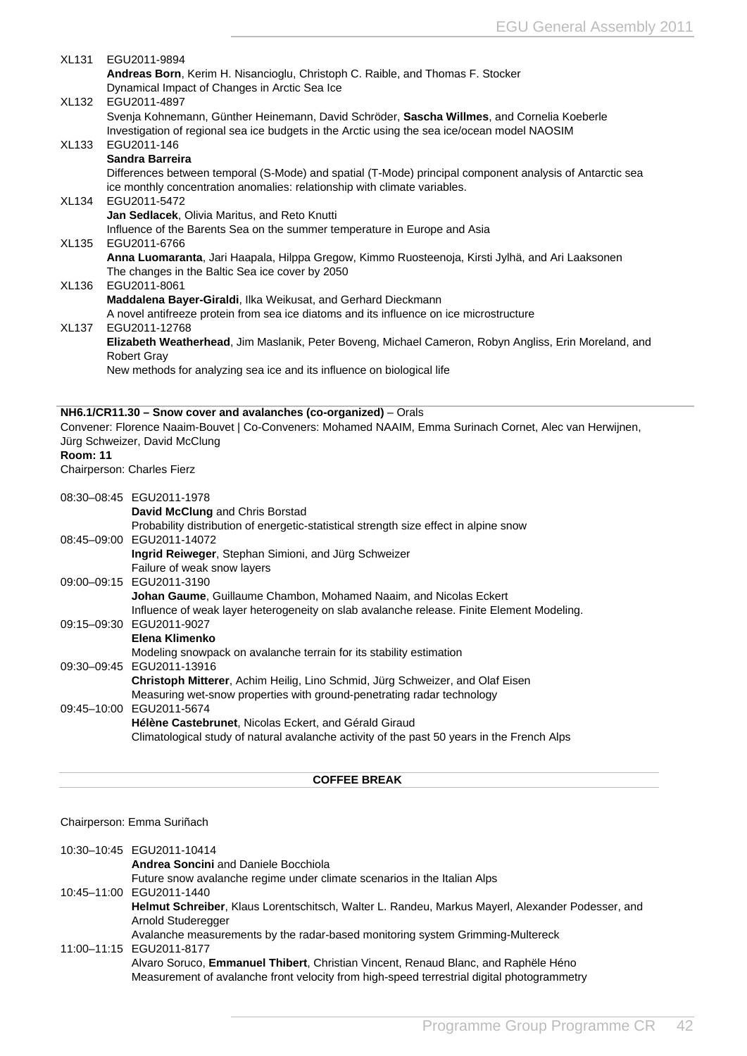XL131 EGU2011-9894
**Andreas Born**, Kerim H. Nisancioglu, Christoph C. Raible, and Thomas F. Stocker
Dynamical Impact of Changes in Arctic Sea Ice

XL132 EGU2011-4897
Svenja Kohnemann, Günther Heinemann, David Schröder, **Sascha Willmes**, and Cornelia Koeberle
Investigation of regional sea ice budgets in the Arctic using the sea ice/ocean model NAOSIM

XL133 EGU2011-146
**Sandra Barreira**
Differences between temporal (S-Mode) and spatial (T-Mode) principal component analysis of Antarctic sea ice monthly concentration anomalies: relationship with climate variables.

XL134 EGU2011-5472
**Jan Sedlacek**, Olivia Maritus, and Reto Knutti
Influence of the Barents Sea on the summer temperature in Europe and Asia

XL135 EGU2011-6766
**Anna Luomaranta**, Jari Haapala, Hilppa Gregow, Kimmo Ruosteenoja, Kirsti Jylhä, and Ari Laaksonen
The changes in the Baltic Sea ice cover by 2050

XL136 EGU2011-8061
**Maddalena Bayer-Giraldi**, Ilka Weikusat, and Gerhard Dieckmann
A novel antifreeze protein from sea ice diatoms and its influence on ice microstructure

XL137 EGU2011-12768
**Elizabeth Weatherhead**, Jim Maslanik, Peter Boveng, Michael Cameron, Robyn Angliss, Erin Moreland, and Robert Gray
New methods for analyzing sea ice and its influence on biological life

**NH6.1/CR11.30 – Snow cover and avalanches (co-organized)** – Orals
Convener: Florence Naaim-Bouvet | Co-Conveners: Mohamed NAAIM, Emma Surinach Cornet, Alec van Herwijnen, Jürg Schweizer, David McClung
**Room: 11**
Chairperson: Charles Fierz

08:30–08:45 EGU2011-1978
**David McClung** and Chris Borstad
Probability distribution of energetic-statistical strength size effect in alpine snow

08:45–09:00 EGU2011-14072
**Ingrid Reiweger**, Stephan Simioni, and Jürg Schweizer
Failure of weak snow layers

09:00–09:15 EGU2011-3190
**Johan Gaume**, Guillaume Chambon, Mohamed Naaim, and Nicolas Eckert
Influence of weak layer heterogeneity on slab avalanche release. Finite Element Modeling.

09:15–09:30 EGU2011-9027
**Elena Klimenko**
Modeling snowpack on avalanche terrain for its stability estimation

09:30–09:45 EGU2011-13916
**Christoph Mitterer**, Achim Heilig, Lino Schmid, Jürg Schweizer, and Olaf Eisen
Measuring wet-snow properties with ground-penetrating radar technology

09:45–10:00 EGU2011-5674
**Hélène Castebrunet**, Nicolas Eckert, and Gérald Giraud
Climatological study of natural avalanche activity of the past 50 years in the French Alps

**COFFEE BREAK**

Chairperson: Emma Suriñach

10:30–10:45 EGU2011-10414
**Andrea Soncini** and Daniele Bocchiola
Future snow avalanche regime under climate scenarios in the Italian Alps

10:45–11:00 EGU2011-1440
**Helmut Schreiber**, Klaus Lorentschitsch, Walter L. Randeu, Markus Mayerl, Alexander Podesser, and Arnold Studeregger
Avalanche measurements by the radar-based monitoring system Grimming-Multereck

11:00–11:15 EGU2011-8177
Alvaro Soruco, **Emmanuel Thibert**, Christian Vincent, Renaud Blanc, and Raphële Héno
Measurement of avalanche front velocity from high-speed terrestrial digital photogrammetry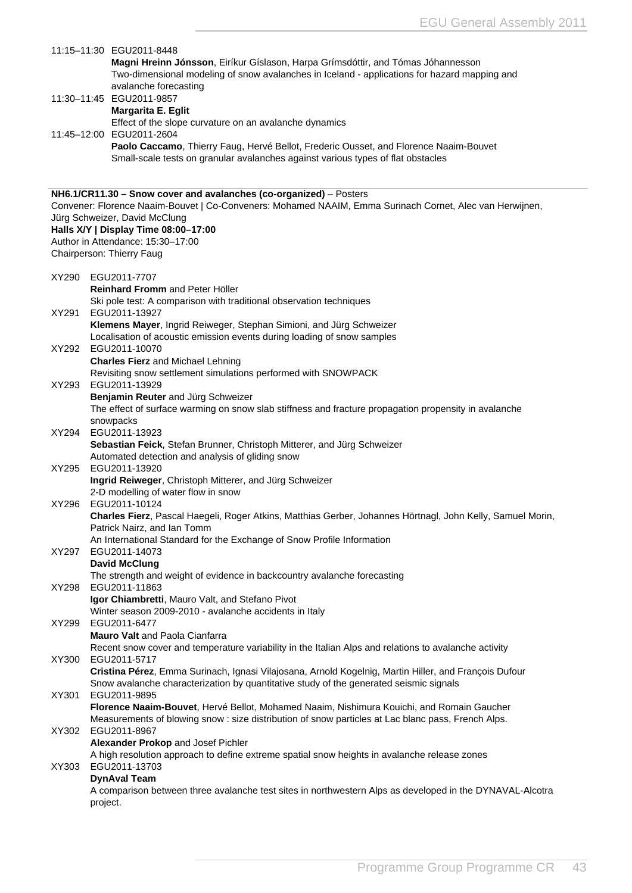11:15–11:30 EGU2011-8448
**Magni Hreinn Jónsson**, Eiríkur Gíslason, Harpa Grímsdóttir, and Tómas Jóhannesson
Two-dimensional modeling of snow avalanches in Iceland - applications for hazard mapping and avalanche forecasting

11:30–11:45 EGU2011-9857
**Margarita E. Eglit**
Effect of the slope curvature on an avalanche dynamics

11:45–12:00 EGU2011-2604
**Paolo Caccamo**, Thierry Faug, Hervé Bellot, Frederic Ousset, and Florence Naaim-Bouvet
Small-scale tests on granular avalanches against various types of flat obstacles

**NH6.1/CR11.30 – Snow cover and avalanches (co-organized)** – Posters
Convener: Florence Naaim-Bouvet | Co-Conveners: Mohamed NAAIM, Emma Surinach Cornet, Alec van Herwijnen, Jürg Schweizer, David McClung
**Halls X/Y | Display Time 08:00–17:00**
Author in Attendance: 15:30–17:00
Chairperson: Thierry Faug

XY290 EGU2011-7707
**Reinhard Fromm** and Peter Höller
Ski pole test: A comparison with traditional observation techniques

XY291 EGU2011-13927
**Klemens Mayer**, Ingrid Reiweger, Stephan Simioni, and Jürg Schweizer
Localisation of acoustic emission events during loading of snow samples

XY292 EGU2011-10070
**Charles Fierz** and Michael Lehning
Revisiting snow settlement simulations performed with SNOWPACK

XY293 EGU2011-13929
**Benjamin Reuter** and Jürg Schweizer
The effect of surface warming on snow slab stiffness and fracture propagation propensity in avalanche snowpacks

XY294 EGU2011-13923
**Sebastian Feick**, Stefan Brunner, Christoph Mitterer, and Jürg Schweizer
Automated detection and analysis of gliding snow

XY295 EGU2011-13920
**Ingrid Reiweger**, Christoph Mitterer, and Jürg Schweizer
2-D modelling of water flow in snow

XY296 EGU2011-10124
**Charles Fierz**, Pascal Haegeli, Roger Atkins, Matthias Gerber, Johannes Hörtnagl, John Kelly, Samuel Morin, Patrick Nairz, and Ian Tomm
An International Standard for the Exchange of Snow Profile Information

XY297 EGU2011-14073
**David McClung**
The strength and weight of evidence in backcountry avalanche forecasting

XY298 EGU2011-11863
**Igor Chiambretti**, Mauro Valt, and Stefano Pivot
Winter season 2009-2010 - avalanche accidents in Italy

XY299 EGU2011-6477
**Mauro Valt** and Paola Cianfarra
Recent snow cover and temperature variability in the Italian Alps and relations to avalanche activity

XY300 EGU2011-5717
**Cristina Pérez**, Emma Surinach, Ignasi Vilajosana, Arnold Kogelnig, Martin Hiller, and François Dufour
Snow avalanche characterization by quantitative study of the generated seismic signals

XY301 EGU2011-9895
**Florence Naaim-Bouvet**, Hervé Bellot, Mohamed Naaim, Nishimura Kouichi, and Romain Gaucher
Measurements of blowing snow : size distribution of snow particles at Lac blanc pass, French Alps.

XY302 EGU2011-8967
**Alexander Prokop** and Josef Pichler
A high resolution approach to define extreme spatial snow heights in avalanche release zones

XY303 EGU2011-13703
**DynAval Team**
A comparison between three avalanche test sites in northwestern Alps as developed in the DYNAVAL-Alcotra project.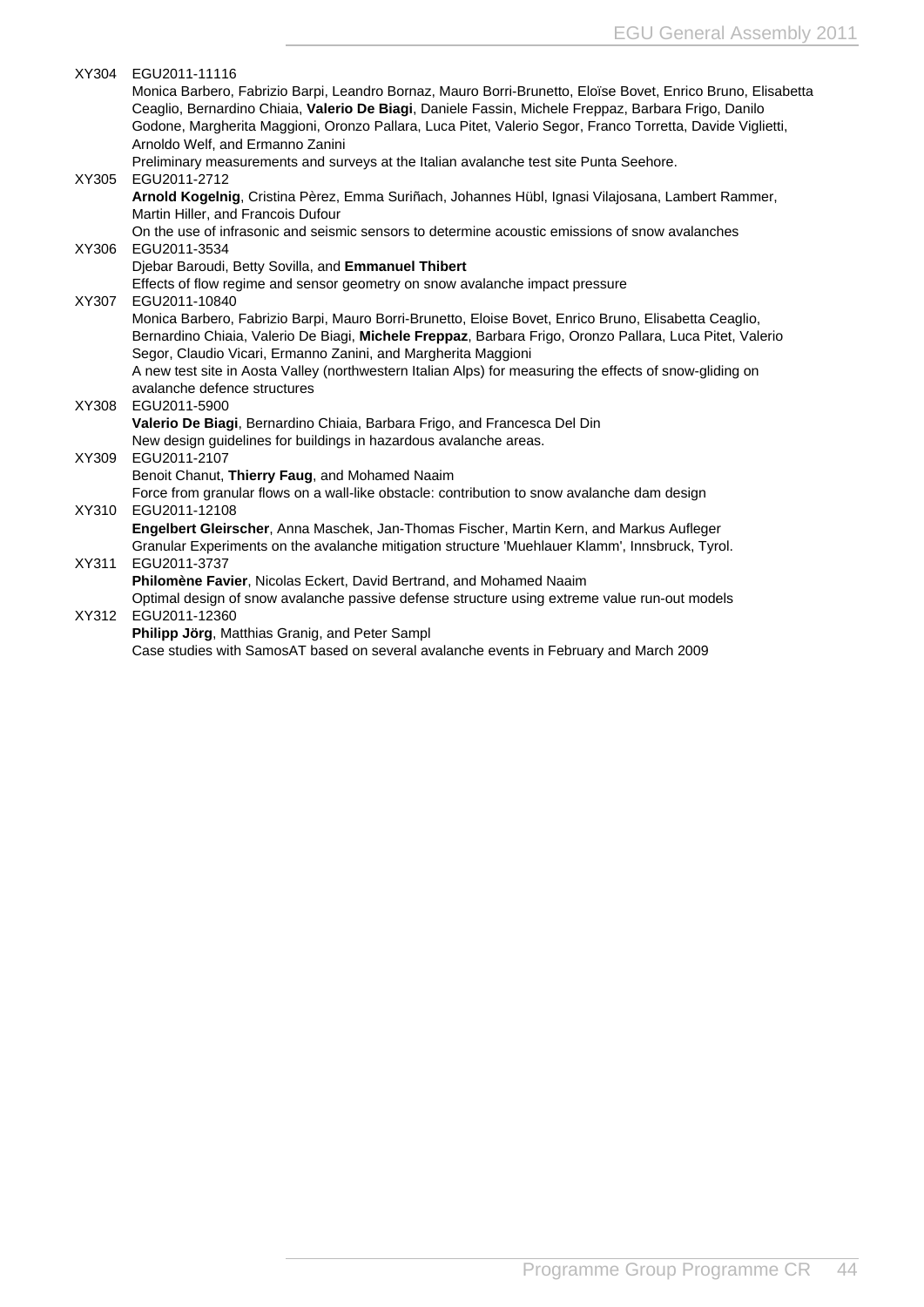XY304 EGU2011-11116
Monica Barbero, Fabrizio Barpi, Leandro Bornaz, Mauro Borri-Brunetto, Eloïse Bovet, Enrico Bruno, Elisabetta Ceaglio, Bernardino Chiaia, **Valerio De Biagi**, Daniele Fassin, Michele Freppaz, Barbara Frigo, Danilo Godone, Margherita Maggioni, Oronzo Pallara, Luca Pitet, Valerio Segor, Franco Torretta, Davide Viglietti, Arnoldo Welf, and Ermanno Zanini
Preliminary measurements and surveys at the Italian avalanche test site Punta Seehore.

XY305 EGU2011-2712
**Arnold Kogelnig**, Cristina Pèrez, Emma Suriñach, Johannes Hübl, Ignasi Vilajosana, Lambert Rammer, Martin Hiller, and Francois Dufour
On the use of infrasonic and seismic sensors to determine acoustic emissions of snow avalanches

XY306 EGU2011-3534
Djebar Baroudi, Betty Sovilla, and **Emmanuel Thibert**
Effects of flow regime and sensor geometry on snow avalanche impact pressure

XY307 EGU2011-10840
Monica Barbero, Fabrizio Barpi, Mauro Borri-Brunetto, Eloise Bovet, Enrico Bruno, Elisabetta Ceaglio, Bernardino Chiaia, Valerio De Biagi, **Michele Freppaz**, Barbara Frigo, Oronzo Pallara, Luca Pitet, Valerio Segor, Claudio Vicari, Ermanno Zanini, and Margherita Maggioni
A new test site in Aosta Valley (northwestern Italian Alps) for measuring the effects of snow-gliding on avalanche defence structures

XY308 EGU2011-5900
**Valerio De Biagi**, Bernardino Chiaia, Barbara Frigo, and Francesca Del Din
New design guidelines for buildings in hazardous avalanche areas.

XY309 EGU2011-2107
Benoit Chanut, **Thierry Faug**, and Mohamed Naaim
Force from granular flows on a wall-like obstacle: contribution to snow avalanche dam design

XY310 EGU2011-12108
**Engelbert Gleirscher**, Anna Maschek, Jan-Thomas Fischer, Martin Kern, and Markus Aufleger
Granular Experiments on the avalanche mitigation structure 'Muehlauer Klamm', Innsbruck, Tyrol.

XY311 EGU2011-3737
**Philomène Favier**, Nicolas Eckert, David Bertrand, and Mohamed Naaim
Optimal design of snow avalanche passive defense structure using extreme value run-out models

XY312 EGU2011-12360
**Philipp Jörg**, Matthias Granig, and Peter Sampl
Case studies with SamosAT based on several avalanche events in February and March 2009